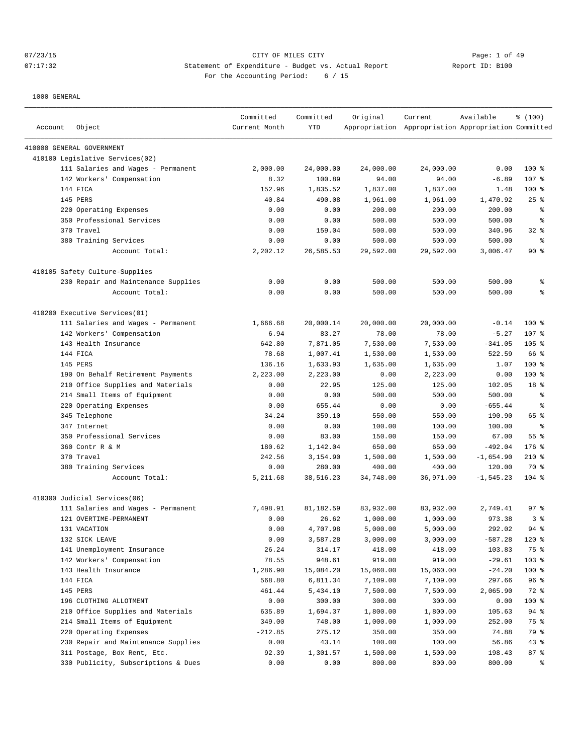07/23/15 CITY OF MILES CITY
07:17:32 Statement of Expenditure - Budget vs. Actual Report Report ID: B100
For the Accounting Period: 6 / 15

1000 GENERAL

| Account Object | Committed Current Month | Committed YTD | Original Appropriation | Current Appropriation | Available Appropriation | % (100) Committed |
|---|---|---|---|---|---|---|
| 410000 GENERAL GOVERNMENT | | | | | | |
| 410100 Legislative Services(02) | | | | | | |
| 111 Salaries and Wages - Permanent | 2,000.00 | 24,000.00 | 24,000.00 | 24,000.00 | 0.00 | 100 % |
| 142 Workers' Compensation | 8.32 | 100.89 | 94.00 | 94.00 | -6.89 | 107 % |
| 144 FICA | 152.96 | 1,835.52 | 1,837.00 | 1,837.00 | 1.48 | 100 % |
| 145 PERS | 40.84 | 490.08 | 1,961.00 | 1,961.00 | 1,470.92 | 25 % |
| 220 Operating Expenses | 0.00 | 0.00 | 200.00 | 200.00 | 200.00 | % |
| 350 Professional Services | 0.00 | 0.00 | 500.00 | 500.00 | 500.00 | % |
| 370 Travel | 0.00 | 159.04 | 500.00 | 500.00 | 340.96 | 32 % |
| 380 Training Services | 0.00 | 0.00 | 500.00 | 500.00 | 500.00 | % |
| Account Total: | 2,202.12 | 26,585.53 | 29,592.00 | 29,592.00 | 3,006.47 | 90 % |
| 410105 Safety Culture-Supplies | | | | | | |
| 230 Repair and Maintenance Supplies | 0.00 | 0.00 | 500.00 | 500.00 | 500.00 | % |
| Account Total: | 0.00 | 0.00 | 500.00 | 500.00 | 500.00 | % |
| 410200 Executive Services(01) | | | | | | |
| 111 Salaries and Wages - Permanent | 1,666.68 | 20,000.14 | 20,000.00 | 20,000.00 | -0.14 | 100 % |
| 142 Workers' Compensation | 6.94 | 83.27 | 78.00 | 78.00 | -5.27 | 107 % |
| 143 Health Insurance | 642.80 | 7,871.05 | 7,530.00 | 7,530.00 | -341.05 | 105 % |
| 144 FICA | 78.68 | 1,007.41 | 1,530.00 | 1,530.00 | 522.59 | 66 % |
| 145 PERS | 136.16 | 1,633.93 | 1,635.00 | 1,635.00 | 1.07 | 100 % |
| 190 On Behalf Retirement Payments | 2,223.00 | 2,223.00 | 0.00 | 2,223.00 | 0.00 | 100 % |
| 210 Office Supplies and Materials | 0.00 | 22.95 | 125.00 | 125.00 | 102.05 | 18 % |
| 214 Small Items of Equipment | 0.00 | 0.00 | 500.00 | 500.00 | 500.00 | % |
| 220 Operating Expenses | 0.00 | 655.44 | 0.00 | 0.00 | -655.44 | % |
| 345 Telephone | 34.24 | 359.10 | 550.00 | 550.00 | 190.90 | 65 % |
| 347 Internet | 0.00 | 0.00 | 100.00 | 100.00 | 100.00 | % |
| 350 Professional Services | 0.00 | 83.00 | 150.00 | 150.00 | 67.00 | 55 % |
| 360 Contr R & M | 180.62 | 1,142.04 | 650.00 | 650.00 | -492.04 | 176 % |
| 370 Travel | 242.56 | 3,154.90 | 1,500.00 | 1,500.00 | -1,654.90 | 210 % |
| 380 Training Services | 0.00 | 280.00 | 400.00 | 400.00 | 120.00 | 70 % |
| Account Total: | 5,211.68 | 38,516.23 | 34,748.00 | 36,971.00 | -1,545.23 | 104 % |
| 410300 Judicial Services(06) | | | | | | |
| 111 Salaries and Wages - Permanent | 7,498.91 | 81,182.59 | 83,932.00 | 83,932.00 | 2,749.41 | 97 % |
| 121 OVERTIME-PERMANENT | 0.00 | 26.62 | 1,000.00 | 1,000.00 | 973.38 | 3 % |
| 131 VACATION | 0.00 | 4,707.98 | 5,000.00 | 5,000.00 | 292.02 | 94 % |
| 132 SICK LEAVE | 0.00 | 3,587.28 | 3,000.00 | 3,000.00 | -587.28 | 120 % |
| 141 Unemployment Insurance | 26.24 | 314.17 | 418.00 | 418.00 | 103.83 | 75 % |
| 142 Workers' Compensation | 78.55 | 948.61 | 919.00 | 919.00 | -29.61 | 103 % |
| 143 Health Insurance | 1,286.90 | 15,084.20 | 15,060.00 | 15,060.00 | -24.20 | 100 % |
| 144 FICA | 568.80 | 6,811.34 | 7,109.00 | 7,109.00 | 297.66 | 96 % |
| 145 PERS | 461.44 | 5,434.10 | 7,500.00 | 7,500.00 | 2,065.90 | 72 % |
| 196 CLOTHING ALLOTMENT | 0.00 | 300.00 | 300.00 | 300.00 | 0.00 | 100 % |
| 210 Office Supplies and Materials | 635.89 | 1,694.37 | 1,800.00 | 1,800.00 | 105.63 | 94 % |
| 214 Small Items of Equipment | 349.00 | 748.00 | 1,000.00 | 1,000.00 | 252.00 | 75 % |
| 220 Operating Expenses | -212.85 | 275.12 | 350.00 | 350.00 | 74.88 | 79 % |
| 230 Repair and Maintenance Supplies | 0.00 | 43.14 | 100.00 | 100.00 | 56.86 | 43 % |
| 311 Postage, Box Rent, Etc. | 92.39 | 1,301.57 | 1,500.00 | 1,500.00 | 198.43 | 87 % |
| 330 Publicity, Subscriptions & Dues | 0.00 | 0.00 | 800.00 | 800.00 | 800.00 | % |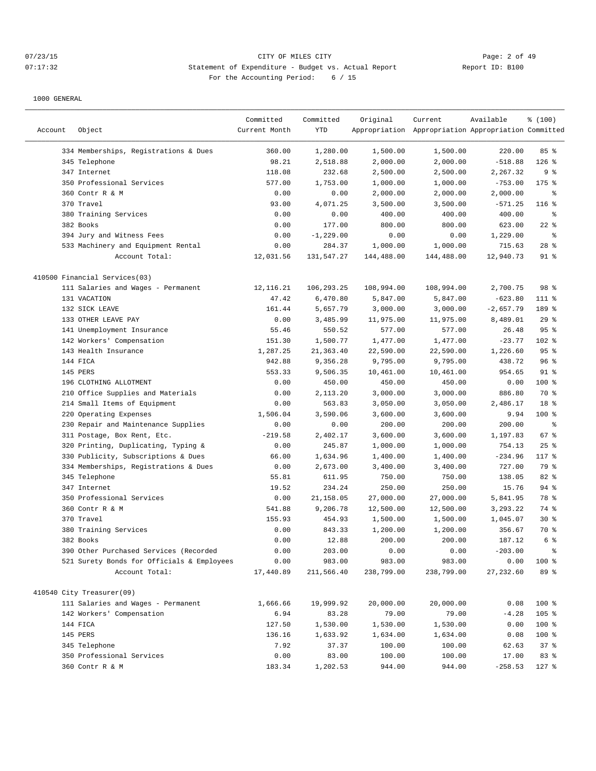1000 GENERAL

| Account | Object | Committed Current Month | Committed YTD | Original Appropriation | Current Appropriation | Available Appropriation | % (100) Committed |
|---|---|---|---|---|---|---|---|
| | 334 Memberships, Registrations & Dues | 360.00 | 1,280.00 | 1,500.00 | 1,500.00 | 220.00 | 85 % |
| | 345 Telephone | 98.21 | 2,518.88 | 2,000.00 | 2,000.00 | -518.88 | 126 % |
| | 347 Internet | 118.08 | 232.68 | 2,500.00 | 2,500.00 | 2,267.32 | 9 % |
| | 350 Professional Services | 577.00 | 1,753.00 | 1,000.00 | 1,000.00 | -753.00 | 175 % |
| | 360 Contr R & M | 0.00 | 0.00 | 2,000.00 | 2,000.00 | 2,000.00 | % |
| | 370 Travel | 93.00 | 4,071.25 | 3,500.00 | 3,500.00 | -571.25 | 116 % |
| | 380 Training Services | 0.00 | 0.00 | 400.00 | 400.00 | 400.00 | % |
| | 382 Books | 0.00 | 177.00 | 800.00 | 800.00 | 623.00 | 22 % |
| | 394 Jury and Witness Fees | 0.00 | -1,229.00 | 0.00 | 0.00 | 1,229.00 | % |
| | 533 Machinery and Equipment Rental | 0.00 | 284.37 | 1,000.00 | 1,000.00 | 715.63 | 28 % |
| | Account Total: | 12,031.56 | 131,547.27 | 144,488.00 | 144,488.00 | 12,940.73 | 91 % |
| 410500 Financial Services(03) | | | | | | | |
| | 111 Salaries and Wages - Permanent | 12,116.21 | 106,293.25 | 108,994.00 | 108,994.00 | 2,700.75 | 98 % |
| | 131 VACATION | 47.42 | 6,470.80 | 5,847.00 | 5,847.00 | -623.80 | 111 % |
| | 132 SICK LEAVE | 161.44 | 5,657.79 | 3,000.00 | 3,000.00 | -2,657.79 | 189 % |
| | 133 OTHER LEAVE PAY | 0.00 | 3,485.99 | 11,975.00 | 11,975.00 | 8,489.01 | 29 % |
| | 141 Unemployment Insurance | 55.46 | 550.52 | 577.00 | 577.00 | 26.48 | 95 % |
| | 142 Workers' Compensation | 151.30 | 1,500.77 | 1,477.00 | 1,477.00 | -23.77 | 102 % |
| | 143 Health Insurance | 1,287.25 | 21,363.40 | 22,590.00 | 22,590.00 | 1,226.60 | 95 % |
| | 144 FICA | 942.88 | 9,356.28 | 9,795.00 | 9,795.00 | 438.72 | 96 % |
| | 145 PERS | 553.33 | 9,506.35 | 10,461.00 | 10,461.00 | 954.65 | 91 % |
| | 196 CLOTHING ALLOTMENT | 0.00 | 450.00 | 450.00 | 450.00 | 0.00 | 100 % |
| | 210 Office Supplies and Materials | 0.00 | 2,113.20 | 3,000.00 | 3,000.00 | 886.80 | 70 % |
| | 214 Small Items of Equipment | 0.00 | 563.83 | 3,050.00 | 3,050.00 | 2,486.17 | 18 % |
| | 220 Operating Expenses | 1,506.04 | 3,590.06 | 3,600.00 | 3,600.00 | 9.94 | 100 % |
| | 230 Repair and Maintenance Supplies | 0.00 | 0.00 | 200.00 | 200.00 | 200.00 | % |
| | 311 Postage, Box Rent, Etc. | -219.58 | 2,402.17 | 3,600.00 | 3,600.00 | 1,197.83 | 67 % |
| | 320 Printing, Duplicating, Typing & | 0.00 | 245.87 | 1,000.00 | 1,000.00 | 754.13 | 25 % |
| | 330 Publicity, Subscriptions & Dues | 66.00 | 1,634.96 | 1,400.00 | 1,400.00 | -234.96 | 117 % |
| | 334 Memberships, Registrations & Dues | 0.00 | 2,673.00 | 3,400.00 | 3,400.00 | 727.00 | 79 % |
| | 345 Telephone | 55.81 | 611.95 | 750.00 | 750.00 | 138.05 | 82 % |
| | 347 Internet | 19.52 | 234.24 | 250.00 | 250.00 | 15.76 | 94 % |
| | 350 Professional Services | 0.00 | 21,158.05 | 27,000.00 | 27,000.00 | 5,841.95 | 78 % |
| | 360 Contr R & M | 541.88 | 9,206.78 | 12,500.00 | 12,500.00 | 3,293.22 | 74 % |
| | 370 Travel | 155.93 | 454.93 | 1,500.00 | 1,500.00 | 1,045.07 | 30 % |
| | 380 Training Services | 0.00 | 843.33 | 1,200.00 | 1,200.00 | 356.67 | 70 % |
| | 382 Books | 0.00 | 12.88 | 200.00 | 200.00 | 187.12 | 6 % |
| | 390 Other Purchased Services (Recorded | 0.00 | 203.00 | 0.00 | 0.00 | -203.00 | % |
| | 521 Surety Bonds for Officials & Employees | 0.00 | 983.00 | 983.00 | 983.00 | 0.00 | 100 % |
| | Account Total: | 17,440.89 | 211,566.40 | 238,799.00 | 238,799.00 | 27,232.60 | 89 % |
| 410540 City Treasurer(09) | | | | | | | |
| | 111 Salaries and Wages - Permanent | 1,666.66 | 19,999.92 | 20,000.00 | 20,000.00 | 0.08 | 100 % |
| | 142 Workers' Compensation | 6.94 | 83.28 | 79.00 | 79.00 | -4.28 | 105 % |
| | 144 FICA | 127.50 | 1,530.00 | 1,530.00 | 1,530.00 | 0.00 | 100 % |
| | 145 PERS | 136.16 | 1,633.92 | 1,634.00 | 1,634.00 | 0.08 | 100 % |
| | 345 Telephone | 7.92 | 37.37 | 100.00 | 100.00 | 62.63 | 37 % |
| | 350 Professional Services | 0.00 | 83.00 | 100.00 | 100.00 | 17.00 | 83 % |
| | 360 Contr R & M | 183.34 | 1,202.53 | 944.00 | 944.00 | -258.53 | 127 % |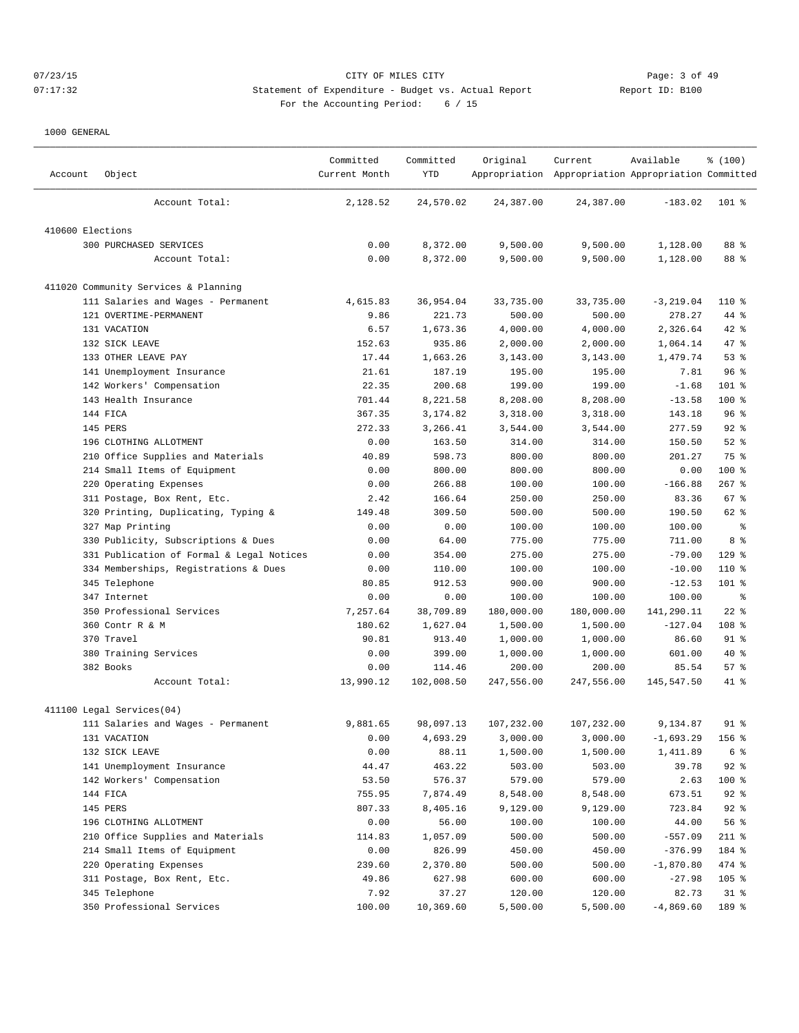07/23/15 CITY OF MILES CITY
07:17:32 Statement of Expenditure - Budget vs. Actual Report Report ID: B100
For the Accounting Period: 6 / 15

1000 GENERAL

| Account | Object | Committed Current Month | Committed YTD | Original Appropriation | Current Appropriation | Available Appropriation | % (100) Committed |
|---|---|---|---|---|---|---|---|
| | Account Total: | 2,128.52 | 24,570.02 | 24,387.00 | 24,387.00 | -183.02 | 101 % |
| 410600 Elections | | | | | | | |
| | 300 PURCHASED SERVICES | 0.00 | 8,372.00 | 9,500.00 | 9,500.00 | 1,128.00 | 88 % |
| | Account Total: | 0.00 | 8,372.00 | 9,500.00 | 9,500.00 | 1,128.00 | 88 % |
| 411020 Community Services & Planning | | | | | | | |
| | 111 Salaries and Wages - Permanent | 4,615.83 | 36,954.04 | 33,735.00 | 33,735.00 | -3,219.04 | 110 % |
| | 121 OVERTIME-PERMANENT | 9.86 | 221.73 | 500.00 | 500.00 | 278.27 | 44 % |
| | 131 VACATION | 6.57 | 1,673.36 | 4,000.00 | 4,000.00 | 2,326.64 | 42 % |
| | 132 SICK LEAVE | 152.63 | 935.86 | 2,000.00 | 2,000.00 | 1,064.14 | 47 % |
| | 133 OTHER LEAVE PAY | 17.44 | 1,663.26 | 3,143.00 | 3,143.00 | 1,479.74 | 53 % |
| | 141 Unemployment Insurance | 21.61 | 187.19 | 195.00 | 195.00 | 7.81 | 96 % |
| | 142 Workers' Compensation | 22.35 | 200.68 | 199.00 | 199.00 | -1.68 | 101 % |
| | 143 Health Insurance | 701.44 | 8,221.58 | 8,208.00 | 8,208.00 | -13.58 | 100 % |
| | 144 FICA | 367.35 | 3,174.82 | 3,318.00 | 3,318.00 | 143.18 | 96 % |
| | 145 PERS | 272.33 | 3,266.41 | 3,544.00 | 3,544.00 | 277.59 | 92 % |
| | 196 CLOTHING ALLOTMENT | 0.00 | 163.50 | 314.00 | 314.00 | 150.50 | 52 % |
| | 210 Office Supplies and Materials | 40.89 | 598.73 | 800.00 | 800.00 | 201.27 | 75 % |
| | 214 Small Items of Equipment | 0.00 | 800.00 | 800.00 | 800.00 | 0.00 | 100 % |
| | 220 Operating Expenses | 0.00 | 266.88 | 100.00 | 100.00 | -166.88 | 267 % |
| | 311 Postage, Box Rent, Etc. | 2.42 | 166.64 | 250.00 | 250.00 | 83.36 | 67 % |
| | 320 Printing, Duplicating, Typing & | 149.48 | 309.50 | 500.00 | 500.00 | 190.50 | 62 % |
| | 327 Map Printing | 0.00 | 0.00 | 100.00 | 100.00 | 100.00 | % |
| | 330 Publicity, Subscriptions & Dues | 0.00 | 64.00 | 775.00 | 775.00 | 711.00 | 8 % |
| | 331 Publication of Formal & Legal Notices | 0.00 | 354.00 | 275.00 | 275.00 | -79.00 | 129 % |
| | 334 Memberships, Registrations & Dues | 0.00 | 110.00 | 100.00 | 100.00 | -10.00 | 110 % |
| | 345 Telephone | 80.85 | 912.53 | 900.00 | 900.00 | -12.53 | 101 % |
| | 347 Internet | 0.00 | 0.00 | 100.00 | 100.00 | 100.00 | % |
| | 350 Professional Services | 7,257.64 | 38,709.89 | 180,000.00 | 180,000.00 | 141,290.11 | 22 % |
| | 360 Contr R & M | 180.62 | 1,627.04 | 1,500.00 | 1,500.00 | -127.04 | 108 % |
| | 370 Travel | 90.81 | 913.40 | 1,000.00 | 1,000.00 | 86.60 | 91 % |
| | 380 Training Services | 0.00 | 399.00 | 1,000.00 | 1,000.00 | 601.00 | 40 % |
| | 382 Books | 0.00 | 114.46 | 200.00 | 200.00 | 85.54 | 57 % |
| | Account Total: | 13,990.12 | 102,008.50 | 247,556.00 | 247,556.00 | 145,547.50 | 41 % |
| 411100 Legal Services(04) | | | | | | | |
| | 111 Salaries and Wages - Permanent | 9,881.65 | 98,097.13 | 107,232.00 | 107,232.00 | 9,134.87 | 91 % |
| | 131 VACATION | 0.00 | 4,693.29 | 3,000.00 | 3,000.00 | -1,693.29 | 156 % |
| | 132 SICK LEAVE | 0.00 | 88.11 | 1,500.00 | 1,500.00 | 1,411.89 | 6 % |
| | 141 Unemployment Insurance | 44.47 | 463.22 | 503.00 | 503.00 | 39.78 | 92 % |
| | 142 Workers' Compensation | 53.50 | 576.37 | 579.00 | 579.00 | 2.63 | 100 % |
| | 144 FICA | 755.95 | 7,874.49 | 8,548.00 | 8,548.00 | 673.51 | 92 % |
| | 145 PERS | 807.33 | 8,405.16 | 9,129.00 | 9,129.00 | 723.84 | 92 % |
| | 196 CLOTHING ALLOTMENT | 0.00 | 56.00 | 100.00 | 100.00 | 44.00 | 56 % |
| | 210 Office Supplies and Materials | 114.83 | 1,057.09 | 500.00 | 500.00 | -557.09 | 211 % |
| | 214 Small Items of Equipment | 0.00 | 826.99 | 450.00 | 450.00 | -376.99 | 184 % |
| | 220 Operating Expenses | 239.60 | 2,370.80 | 500.00 | 500.00 | -1,870.80 | 474 % |
| | 311 Postage, Box Rent, Etc. | 49.86 | 627.98 | 600.00 | 600.00 | -27.98 | 105 % |
| | 345 Telephone | 7.92 | 37.27 | 120.00 | 120.00 | 82.73 | 31 % |
| | 350 Professional Services | 100.00 | 10,369.60 | 5,500.00 | 5,500.00 | -4,869.60 | 189 % |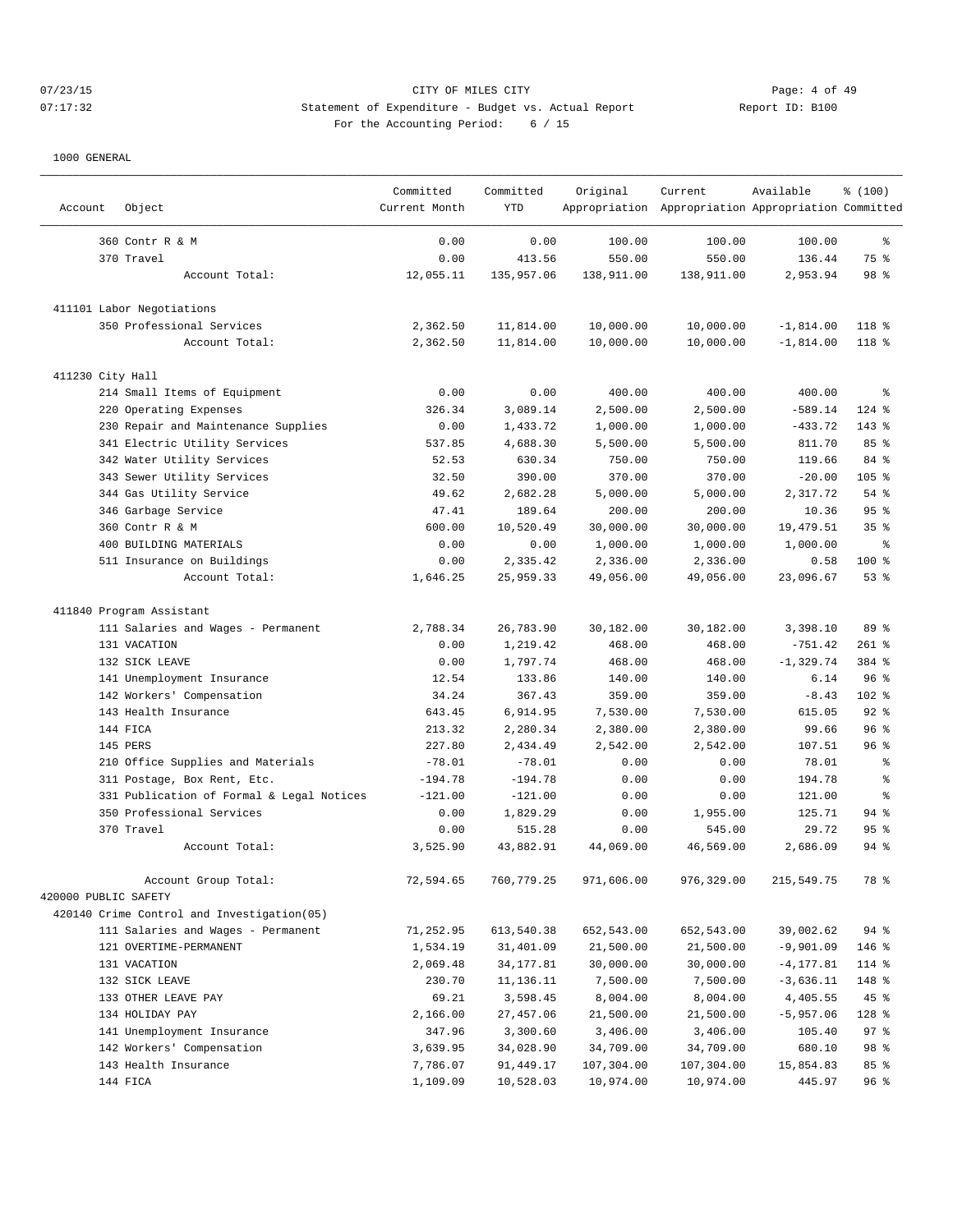07/23/15 CITY OF MILES CITY
07:17:32 Statement of Expenditure - Budget vs. Actual Report Report ID: B100
For the Accounting Period: 6 / 15

1000 GENERAL

| Account | Object | Committed Current Month | Committed YTD | Original Appropriation | Current Appropriation | Available Appropriation | % (100) Committed |
|---|---|---|---|---|---|---|---|
| | 360 Contr R & M | 0.00 | 0.00 | 100.00 | 100.00 | 100.00 | % |
| | 370 Travel | 0.00 | 413.56 | 550.00 | 550.00 | 136.44 | 75 % |
| | Account Total: | 12,055.11 | 135,957.06 | 138,911.00 | 138,911.00 | 2,953.94 | 98 % |
| 411101 Labor Negotiations | | | | | | | |
| | 350 Professional Services | 2,362.50 | 11,814.00 | 10,000.00 | 10,000.00 | -1,814.00 | 118 % |
| | Account Total: | 2,362.50 | 11,814.00 | 10,000.00 | 10,000.00 | -1,814.00 | 118 % |
| 411230 City Hall | | | | | | | |
| | 214 Small Items of Equipment | 0.00 | 0.00 | 400.00 | 400.00 | 400.00 | % |
| | 220 Operating Expenses | 326.34 | 3,089.14 | 2,500.00 | 2,500.00 | -589.14 | 124 % |
| | 230 Repair and Maintenance Supplies | 0.00 | 1,433.72 | 1,000.00 | 1,000.00 | -433.72 | 143 % |
| | 341 Electric Utility Services | 537.85 | 4,688.30 | 5,500.00 | 5,500.00 | 811.70 | 85 % |
| | 342 Water Utility Services | 52.53 | 630.34 | 750.00 | 750.00 | 119.66 | 84 % |
| | 343 Sewer Utility Services | 32.50 | 390.00 | 370.00 | 370.00 | -20.00 | 105 % |
| | 344 Gas Utility Service | 49.62 | 2,682.28 | 5,000.00 | 5,000.00 | 2,317.72 | 54 % |
| | 346 Garbage Service | 47.41 | 189.64 | 200.00 | 200.00 | 10.36 | 95 % |
| | 360 Contr R & M | 600.00 | 10,520.49 | 30,000.00 | 30,000.00 | 19,479.51 | 35 % |
| | 400 BUILDING MATERIALS | 0.00 | 0.00 | 1,000.00 | 1,000.00 | 1,000.00 | % |
| | 511 Insurance on Buildings | 0.00 | 2,335.42 | 2,336.00 | 2,336.00 | 0.58 | 100 % |
| | Account Total: | 1,646.25 | 25,959.33 | 49,056.00 | 49,056.00 | 23,096.67 | 53 % |
| 411840 Program Assistant | | | | | | | |
| | 111 Salaries and Wages - Permanent | 2,788.34 | 26,783.90 | 30,182.00 | 30,182.00 | 3,398.10 | 89 % |
| | 131 VACATION | 0.00 | 1,219.42 | 468.00 | 468.00 | -751.42 | 261 % |
| | 132 SICK LEAVE | 0.00 | 1,797.74 | 468.00 | 468.00 | -1,329.74 | 384 % |
| | 141 Unemployment Insurance | 12.54 | 133.86 | 140.00 | 140.00 | 6.14 | 96 % |
| | 142 Workers' Compensation | 34.24 | 367.43 | 359.00 | 359.00 | -8.43 | 102 % |
| | 143 Health Insurance | 643.45 | 6,914.95 | 7,530.00 | 7,530.00 | 615.05 | 92 % |
| | 144 FICA | 213.32 | 2,280.34 | 2,380.00 | 2,380.00 | 99.66 | 96 % |
| | 145 PERS | 227.80 | 2,434.49 | 2,542.00 | 2,542.00 | 107.51 | 96 % |
| | 210 Office Supplies and Materials | -78.01 | -78.01 | 0.00 | 0.00 | 78.01 | % |
| | 311 Postage, Box Rent, Etc. | -194.78 | -194.78 | 0.00 | 0.00 | 194.78 | % |
| | 331 Publication of Formal & Legal Notices | -121.00 | -121.00 | 0.00 | 0.00 | 121.00 | % |
| | 350 Professional Services | 0.00 | 1,829.29 | 0.00 | 1,955.00 | 125.71 | 94 % |
| | 370 Travel | 0.00 | 515.28 | 0.00 | 545.00 | 29.72 | 95 % |
| | Account Total: | 3,525.90 | 43,882.91 | 44,069.00 | 46,569.00 | 2,686.09 | 94 % |
| | Account Group Total: | 72,594.65 | 760,779.25 | 971,606.00 | 976,329.00 | 215,549.75 | 78 % |
| 420000 PUBLIC SAFETY | | | | | | | |
| 420140 Crime Control and Investigation(05) | | | | | | | |
| | 111 Salaries and Wages - Permanent | 71,252.95 | 613,540.38 | 652,543.00 | 652,543.00 | 39,002.62 | 94 % |
| | 121 OVERTIME-PERMANENT | 1,534.19 | 31,401.09 | 21,500.00 | 21,500.00 | -9,901.09 | 146 % |
| | 131 VACATION | 2,069.48 | 34,177.81 | 30,000.00 | 30,000.00 | -4,177.81 | 114 % |
| | 132 SICK LEAVE | 230.70 | 11,136.11 | 7,500.00 | 7,500.00 | -3,636.11 | 148 % |
| | 133 OTHER LEAVE PAY | 69.21 | 3,598.45 | 8,004.00 | 8,004.00 | 4,405.55 | 45 % |
| | 134 HOLIDAY PAY | 2,166.00 | 27,457.06 | 21,500.00 | 21,500.00 | -5,957.06 | 128 % |
| | 141 Unemployment Insurance | 347.96 | 3,300.60 | 3,406.00 | 3,406.00 | 105.40 | 97 % |
| | 142 Workers' Compensation | 3,639.95 | 34,028.90 | 34,709.00 | 34,709.00 | 680.10 | 98 % |
| | 143 Health Insurance | 7,786.07 | 91,449.17 | 107,304.00 | 107,304.00 | 15,854.83 | 85 % |
| | 144 FICA | 1,109.09 | 10,528.03 | 10,974.00 | 10,974.00 | 445.97 | 96 % |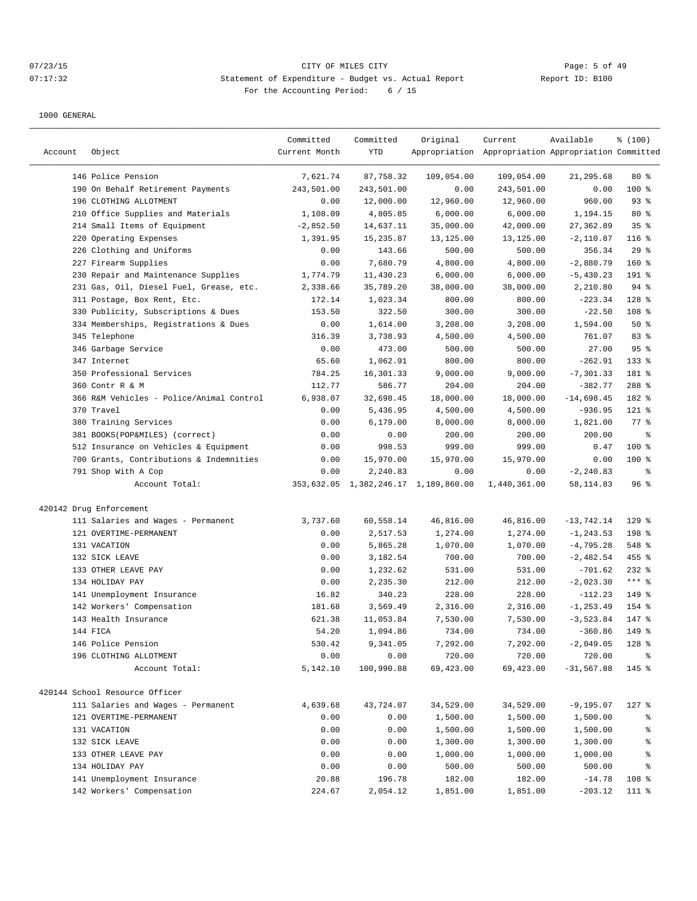CITY OF MILES CITY

Statement of Expenditure - Budget vs. Actual Report

For the Accounting Period: 6 / 15

07/23/15 07:17:32 Report ID: B100

1000 GENERAL

| Account | Object | Committed Current Month | Committed YTD | Original Appropriation | Current Appropriation | Available Appropriation | % (100) Committed |
|---|---|---|---|---|---|---|---|
| | 146 Police Pension | 7,621.74 | 87,758.32 | 109,054.00 | 109,054.00 | 21,295.68 | 80 % |
| | 190 On Behalf Retirement Payments | 243,501.00 | 243,501.00 | 0.00 | 243,501.00 | 0.00 | 100 % |
| | 196 CLOTHING ALLOTMENT | 0.00 | 12,000.00 | 12,960.00 | 12,960.00 | 960.00 | 93 % |
| | 210 Office Supplies and Materials | 1,108.09 | 4,805.85 | 6,000.00 | 6,000.00 | 1,194.15 | 80 % |
| | 214 Small Items of Equipment | -2,852.50 | 14,637.11 | 35,000.00 | 42,000.00 | 27,362.89 | 35 % |
| | 220 Operating Expenses | 1,391.95 | 15,235.87 | 13,125.00 | 13,125.00 | -2,110.87 | 116 % |
| | 226 Clothing and Uniforms | 0.00 | 143.66 | 500.00 | 500.00 | 356.34 | 29 % |
| | 227 Firearm Supplies | 0.00 | 7,680.79 | 4,800.00 | 4,800.00 | -2,880.79 | 160 % |
| | 230 Repair and Maintenance Supplies | 1,774.79 | 11,430.23 | 6,000.00 | 6,000.00 | -5,430.23 | 191 % |
| | 231 Gas, Oil, Diesel Fuel, Grease, etc. | 2,338.66 | 35,789.20 | 38,000.00 | 38,000.00 | 2,210.80 | 94 % |
| | 311 Postage, Box Rent, Etc. | 172.14 | 1,023.34 | 800.00 | 800.00 | -223.34 | 128 % |
| | 330 Publicity, Subscriptions & Dues | 153.50 | 322.50 | 300.00 | 300.00 | -22.50 | 108 % |
| | 334 Memberships, Registrations & Dues | 0.00 | 1,614.00 | 3,208.00 | 3,208.00 | 1,594.00 | 50 % |
| | 345 Telephone | 316.39 | 3,738.93 | 4,500.00 | 4,500.00 | 761.07 | 83 % |
| | 346 Garbage Service | 0.00 | 473.00 | 500.00 | 500.00 | 27.00 | 95 % |
| | 347 Internet | 65.60 | 1,062.91 | 800.00 | 800.00 | -262.91 | 133 % |
| | 350 Professional Services | 784.25 | 16,301.33 | 9,000.00 | 9,000.00 | -7,301.33 | 181 % |
| | 360 Contr R & M | 112.77 | 586.77 | 204.00 | 204.00 | -382.77 | 288 % |
| | 366 R&M Vehicles - Police/Animal Control | 6,938.07 | 32,698.45 | 18,000.00 | 18,000.00 | -14,698.45 | 182 % |
| | 370 Travel | 0.00 | 5,436.95 | 4,500.00 | 4,500.00 | -936.95 | 121 % |
| | 380 Training Services | 0.00 | 6,179.00 | 8,000.00 | 8,000.00 | 1,821.00 | 77 % |
| | 381 BOOKS(POP&MILES) (correct) | 0.00 | 0.00 | 200.00 | 200.00 | 200.00 | % |
| | 512 Insurance on Vehicles & Equipment | 0.00 | 998.53 | 999.00 | 999.00 | 0.47 | 100 % |
| | 700 Grants, Contributions & Indemnities | 0.00 | 15,970.00 | 15,970.00 | 15,970.00 | 0.00 | 100 % |
| | 791 Shop With A Cop | 0.00 | 2,240.83 | 0.00 | 0.00 | -2,240.83 | % |
| | Account Total: | 353,632.05 | 1,382,246.17 | 1,189,860.00 | 1,440,361.00 | 58,114.83 | 96 % |
| 420142 Drug Enforcement | | | | | | | |
| | 111 Salaries and Wages - Permanent | 3,737.60 | 60,558.14 | 46,816.00 | 46,816.00 | -13,742.14 | 129 % |
| | 121 OVERTIME-PERMANENT | 0.00 | 2,517.53 | 1,274.00 | 1,274.00 | -1,243.53 | 198 % |
| | 131 VACATION | 0.00 | 5,865.28 | 1,070.00 | 1,070.00 | -4,795.28 | 548 % |
| | 132 SICK LEAVE | 0.00 | 3,182.54 | 700.00 | 700.00 | -2,482.54 | 455 % |
| | 133 OTHER LEAVE PAY | 0.00 | 1,232.62 | 531.00 | 531.00 | -701.62 | 232 % |
| | 134 HOLIDAY PAY | 0.00 | 2,235.30 | 212.00 | 212.00 | -2,023.30 | *** % |
| | 141 Unemployment Insurance | 16.82 | 340.23 | 228.00 | 228.00 | -112.23 | 149 % |
| | 142 Workers' Compensation | 181.68 | 3,569.49 | 2,316.00 | 2,316.00 | -1,253.49 | 154 % |
| | 143 Health Insurance | 621.38 | 11,053.84 | 7,530.00 | 7,530.00 | -3,523.84 | 147 % |
| | 144 FICA | 54.20 | 1,094.86 | 734.00 | 734.00 | -360.86 | 149 % |
| | 146 Police Pension | 530.42 | 9,341.05 | 7,292.00 | 7,292.00 | -2,049.05 | 128 % |
| | 196 CLOTHING ALLOTMENT | 0.00 | 0.00 | 720.00 | 720.00 | 720.00 | % |
| | Account Total: | 5,142.10 | 100,990.88 | 69,423.00 | 69,423.00 | -31,567.88 | 145 % |
| 420144 School Resource Officer | | | | | | | |
| | 111 Salaries and Wages - Permanent | 4,639.68 | 43,724.07 | 34,529.00 | 34,529.00 | -9,195.07 | 127 % |
| | 121 OVERTIME-PERMANENT | 0.00 | 0.00 | 1,500.00 | 1,500.00 | 1,500.00 | % |
| | 131 VACATION | 0.00 | 0.00 | 1,500.00 | 1,500.00 | 1,500.00 | % |
| | 132 SICK LEAVE | 0.00 | 0.00 | 1,300.00 | 1,300.00 | 1,300.00 | % |
| | 133 OTHER LEAVE PAY | 0.00 | 0.00 | 1,000.00 | 1,000.00 | 1,000.00 | % |
| | 134 HOLIDAY PAY | 0.00 | 0.00 | 500.00 | 500.00 | 500.00 | % |
| | 141 Unemployment Insurance | 20.88 | 196.78 | 182.00 | 182.00 | -14.78 | 108 % |
| | 142 Workers' Compensation | 224.67 | 2,054.12 | 1,851.00 | 1,851.00 | -203.12 | 111 % |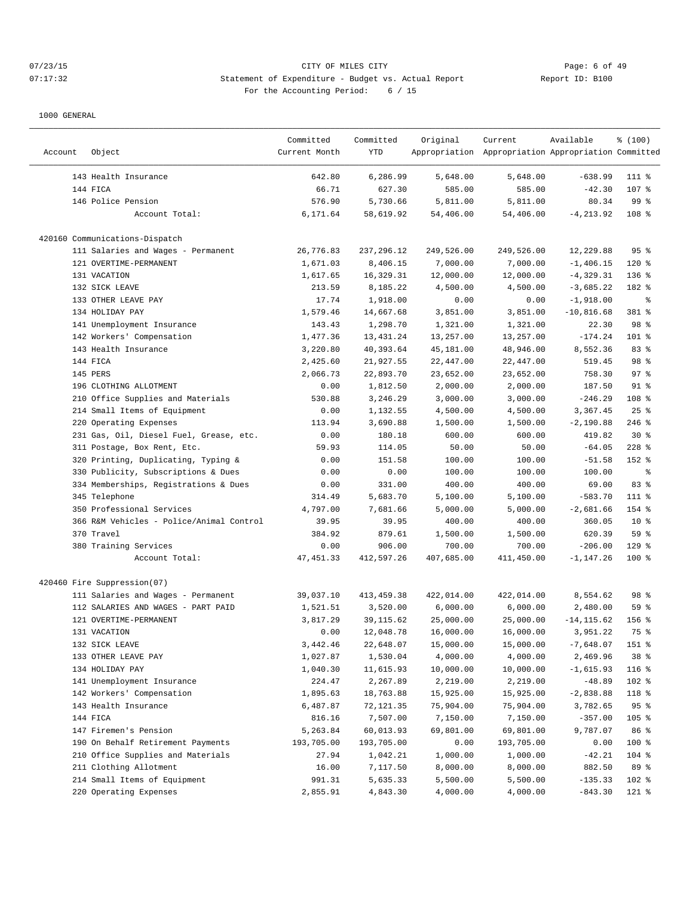07/23/15 CITY OF MILES CITY
07:17:32 Statement of Expenditure - Budget vs. Actual Report Report ID: B100
For the Accounting Period: 6 / 15

1000 GENERAL

| Account | Object | Committed Current Month | Committed YTD | Original Appropriation | Current Appropriation | Available Appropriation | % (100) Committed |
|---|---|---|---|---|---|---|---|
| | 143 Health Insurance | 642.80 | 6,286.99 | 5,648.00 | 5,648.00 | -638.99 | 111 % |
| | 144 FICA | 66.71 | 627.30 | 585.00 | 585.00 | -42.30 | 107 % |
| | 146 Police Pension | 576.90 | 5,730.66 | 5,811.00 | 5,811.00 | 80.34 | 99 % |
| | Account Total: | 6,171.64 | 58,619.92 | 54,406.00 | 54,406.00 | -4,213.92 | 108 % |
| 420160 Communications-Dispatch | | | | | | | |
| | 111 Salaries and Wages - Permanent | 26,776.83 | 237,296.12 | 249,526.00 | 249,526.00 | 12,229.88 | 95 % |
| | 121 OVERTIME-PERMANENT | 1,671.03 | 8,406.15 | 7,000.00 | 7,000.00 | -1,406.15 | 120 % |
| | 131 VACATION | 1,617.65 | 16,329.31 | 12,000.00 | 12,000.00 | -4,329.31 | 136 % |
| | 132 SICK LEAVE | 213.59 | 8,185.22 | 4,500.00 | 4,500.00 | -3,685.22 | 182 % |
| | 133 OTHER LEAVE PAY | 17.74 | 1,918.00 | 0.00 | 0.00 | -1,918.00 | % |
| | 134 HOLIDAY PAY | 1,579.46 | 14,667.68 | 3,851.00 | 3,851.00 | -10,816.68 | 381 % |
| | 141 Unemployment Insurance | 143.43 | 1,298.70 | 1,321.00 | 1,321.00 | 22.30 | 98 % |
| | 142 Workers' Compensation | 1,477.36 | 13,431.24 | 13,257.00 | 13,257.00 | -174.24 | 101 % |
| | 143 Health Insurance | 3,220.80 | 40,393.64 | 45,181.00 | 48,946.00 | 8,552.36 | 83 % |
| | 144 FICA | 2,425.60 | 21,927.55 | 22,447.00 | 22,447.00 | 519.45 | 98 % |
| | 145 PERS | 2,066.73 | 22,893.70 | 23,652.00 | 23,652.00 | 758.30 | 97 % |
| | 196 CLOTHING ALLOTMENT | 0.00 | 1,812.50 | 2,000.00 | 2,000.00 | 187.50 | 91 % |
| | 210 Office Supplies and Materials | 530.88 | 3,246.29 | 3,000.00 | 3,000.00 | -246.29 | 108 % |
| | 214 Small Items of Equipment | 0.00 | 1,132.55 | 4,500.00 | 4,500.00 | 3,367.45 | 25 % |
| | 220 Operating Expenses | 113.94 | 3,690.88 | 1,500.00 | 1,500.00 | -2,190.88 | 246 % |
| | 231 Gas, Oil, Diesel Fuel, Grease, etc. | 0.00 | 180.18 | 600.00 | 600.00 | 419.82 | 30 % |
| | 311 Postage, Box Rent, Etc. | 59.93 | 114.05 | 50.00 | 50.00 | -64.05 | 228 % |
| | 320 Printing, Duplicating, Typing & | 0.00 | 151.58 | 100.00 | 100.00 | -51.58 | 152 % |
| | 330 Publicity, Subscriptions & Dues | 0.00 | 0.00 | 100.00 | 100.00 | 100.00 | % |
| | 334 Memberships, Registrations & Dues | 0.00 | 331.00 | 400.00 | 400.00 | 69.00 | 83 % |
| | 345 Telephone | 314.49 | 5,683.70 | 5,100.00 | 5,100.00 | -583.70 | 111 % |
| | 350 Professional Services | 4,797.00 | 7,681.66 | 5,000.00 | 5,000.00 | -2,681.66 | 154 % |
| | 366 R&M Vehicles - Police/Animal Control | 39.95 | 39.95 | 400.00 | 400.00 | 360.05 | 10 % |
| | 370 Travel | 384.92 | 879.61 | 1,500.00 | 1,500.00 | 620.39 | 59 % |
| | 380 Training Services | 0.00 | 906.00 | 700.00 | 700.00 | -206.00 | 129 % |
| | Account Total: | 47,451.33 | 412,597.26 | 407,685.00 | 411,450.00 | -1,147.26 | 100 % |
| 420460 Fire Suppression(07) | | | | | | | |
| | 111 Salaries and Wages - Permanent | 39,037.10 | 413,459.38 | 422,014.00 | 422,014.00 | 8,554.62 | 98 % |
| | 112 SALARIES AND WAGES - PART PAID | 1,521.51 | 3,520.00 | 6,000.00 | 6,000.00 | 2,480.00 | 59 % |
| | 121 OVERTIME-PERMANENT | 3,817.29 | 39,115.62 | 25,000.00 | 25,000.00 | -14,115.62 | 156 % |
| | 131 VACATION | 0.00 | 12,048.78 | 16,000.00 | 16,000.00 | 3,951.22 | 75 % |
| | 132 SICK LEAVE | 3,442.46 | 22,648.07 | 15,000.00 | 15,000.00 | -7,648.07 | 151 % |
| | 133 OTHER LEAVE PAY | 1,027.87 | 1,530.04 | 4,000.00 | 4,000.00 | 2,469.96 | 38 % |
| | 134 HOLIDAY PAY | 1,040.30 | 11,615.93 | 10,000.00 | 10,000.00 | -1,615.93 | 116 % |
| | 141 Unemployment Insurance | 224.47 | 2,267.89 | 2,219.00 | 2,219.00 | -48.89 | 102 % |
| | 142 Workers' Compensation | 1,895.63 | 18,763.88 | 15,925.00 | 15,925.00 | -2,838.88 | 118 % |
| | 143 Health Insurance | 6,487.87 | 72,121.35 | 75,904.00 | 75,904.00 | 3,782.65 | 95 % |
| | 144 FICA | 816.16 | 7,507.00 | 7,150.00 | 7,150.00 | -357.00 | 105 % |
| | 147 Firemen's Pension | 5,263.84 | 60,013.93 | 69,801.00 | 69,801.00 | 9,787.07 | 86 % |
| | 190 On Behalf Retirement Payments | 193,705.00 | 193,705.00 | 0.00 | 193,705.00 | 0.00 | 100 % |
| | 210 Office Supplies and Materials | 27.94 | 1,042.21 | 1,000.00 | 1,000.00 | -42.21 | 104 % |
| | 211 Clothing Allotment | 16.00 | 7,117.50 | 8,000.00 | 8,000.00 | 882.50 | 89 % |
| | 214 Small Items of Equipment | 991.31 | 5,635.33 | 5,500.00 | 5,500.00 | -135.33 | 102 % |
| | 220 Operating Expenses | 2,855.91 | 4,843.30 | 4,000.00 | 4,000.00 | -843.30 | 121 % |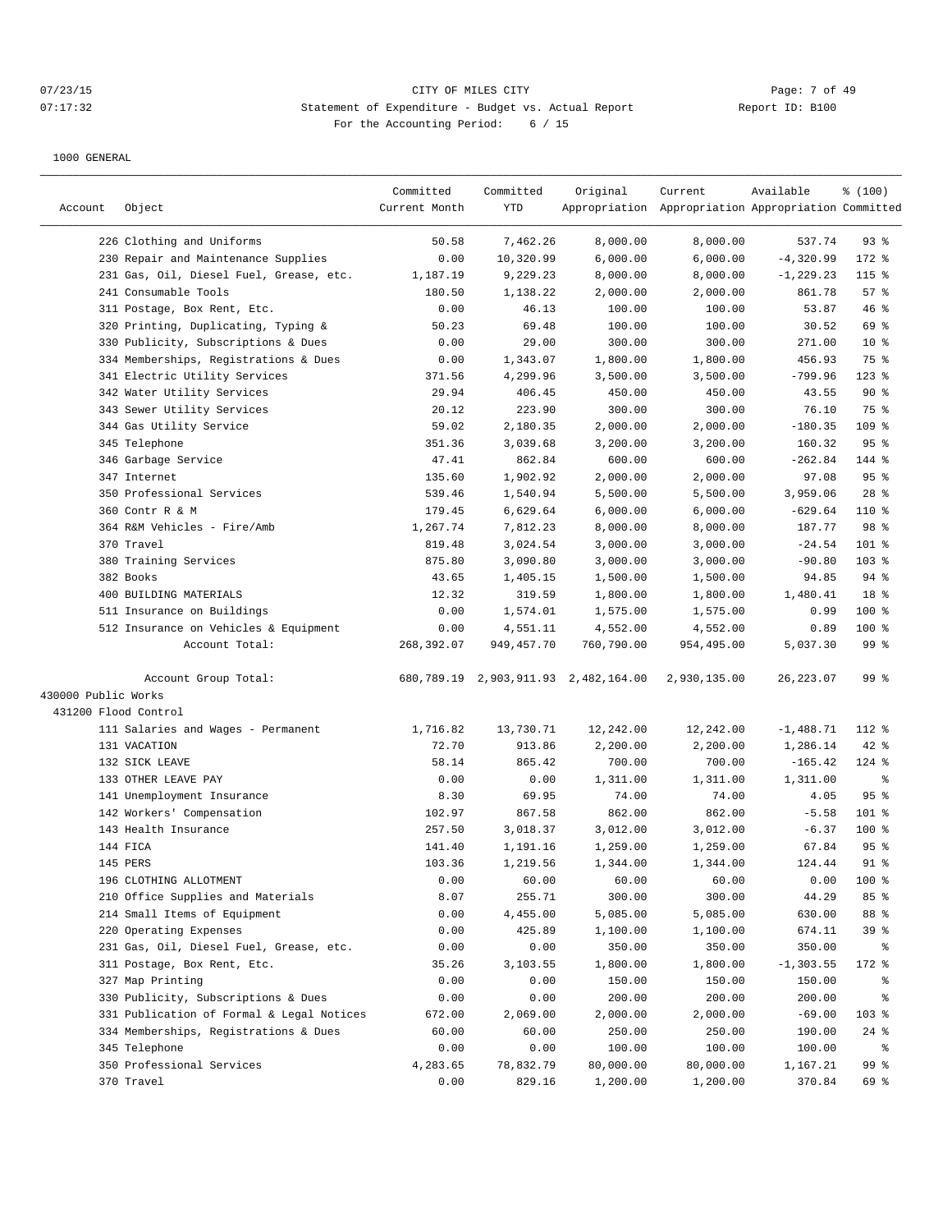1000 GENERAL

| Account | Object | Committed Current Month | Committed YTD | Original Appropriation | Current Appropriation | Available Appropriation | % (100) Committed |
|---|---|---|---|---|---|---|---|
| | 226 Clothing and Uniforms | 50.58 | 7,462.26 | 8,000.00 | 8,000.00 | 537.74 | 93 % |
| | 230 Repair and Maintenance Supplies | 0.00 | 10,320.99 | 6,000.00 | 6,000.00 | -4,320.99 | 172 % |
| | 231 Gas, Oil, Diesel Fuel, Grease, etc. | 1,187.19 | 9,229.23 | 8,000.00 | 8,000.00 | -1,229.23 | 115 % |
| | 241 Consumable Tools | 180.50 | 1,138.22 | 2,000.00 | 2,000.00 | 861.78 | 57 % |
| | 311 Postage, Box Rent, Etc. | 0.00 | 46.13 | 100.00 | 100.00 | 53.87 | 46 % |
| | 320 Printing, Duplicating, Typing & | 50.23 | 69.48 | 100.00 | 100.00 | 30.52 | 69 % |
| | 330 Publicity, Subscriptions & Dues | 0.00 | 29.00 | 300.00 | 300.00 | 271.00 | 10 % |
| | 334 Memberships, Registrations & Dues | 0.00 | 1,343.07 | 1,800.00 | 1,800.00 | 456.93 | 75 % |
| | 341 Electric Utility Services | 371.56 | 4,299.96 | 3,500.00 | 3,500.00 | -799.96 | 123 % |
| | 342 Water Utility Services | 29.94 | 406.45 | 450.00 | 450.00 | 43.55 | 90 % |
| | 343 Sewer Utility Services | 20.12 | 223.90 | 300.00 | 300.00 | 76.10 | 75 % |
| | 344 Gas Utility Service | 59.02 | 2,180.35 | 2,000.00 | 2,000.00 | -180.35 | 109 % |
| | 345 Telephone | 351.36 | 3,039.68 | 3,200.00 | 3,200.00 | 160.32 | 95 % |
| | 346 Garbage Service | 47.41 | 862.84 | 600.00 | 600.00 | -262.84 | 144 % |
| | 347 Internet | 135.60 | 1,902.92 | 2,000.00 | 2,000.00 | 97.08 | 95 % |
| | 350 Professional Services | 539.46 | 1,540.94 | 5,500.00 | 5,500.00 | 3,959.06 | 28 % |
| | 360 Contr R & M | 179.45 | 6,629.64 | 6,000.00 | 6,000.00 | -629.64 | 110 % |
| | 364 R&M Vehicles - Fire/Amb | 1,267.74 | 7,812.23 | 8,000.00 | 8,000.00 | 187.77 | 98 % |
| | 370 Travel | 819.48 | 3,024.54 | 3,000.00 | 3,000.00 | -24.54 | 101 % |
| | 380 Training Services | 875.80 | 3,090.80 | 3,000.00 | 3,000.00 | -90.80 | 103 % |
| | 382 Books | 43.65 | 1,405.15 | 1,500.00 | 1,500.00 | 94.85 | 94 % |
| | 400 BUILDING MATERIALS | 12.32 | 319.59 | 1,800.00 | 1,800.00 | 1,480.41 | 18 % |
| | 511 Insurance on Buildings | 0.00 | 1,574.01 | 1,575.00 | 1,575.00 | 0.99 | 100 % |
| | 512 Insurance on Vehicles & Equipment | 0.00 | 4,551.11 | 4,552.00 | 4,552.00 | 0.89 | 100 % |
| | Account Total: | 268,392.07 | 949,457.70 | 760,790.00 | 954,495.00 | 5,037.30 | 99 % |
| | Account Group Total: | 680,789.19 | 2,903,911.93 | 2,482,164.00 | 2,930,135.00 | 26,223.07 | 99 % |
| 430000 Public Works | | | | | | | |
| 431200 Flood Control | | | | | | | |
| | 111 Salaries and Wages - Permanent | 1,716.82 | 13,730.71 | 12,242.00 | 12,242.00 | -1,488.71 | 112 % |
| | 131 VACATION | 72.70 | 913.86 | 2,200.00 | 2,200.00 | 1,286.14 | 42 % |
| | 132 SICK LEAVE | 58.14 | 865.42 | 700.00 | 700.00 | -165.42 | 124 % |
| | 133 OTHER LEAVE PAY | 0.00 | 0.00 | 1,311.00 | 1,311.00 | 1,311.00 | % |
| | 141 Unemployment Insurance | 8.30 | 69.95 | 74.00 | 74.00 | 4.05 | 95 % |
| | 142 Workers' Compensation | 102.97 | 867.58 | 862.00 | 862.00 | -5.58 | 101 % |
| | 143 Health Insurance | 257.50 | 3,018.37 | 3,012.00 | 3,012.00 | -6.37 | 100 % |
| | 144 FICA | 141.40 | 1,191.16 | 1,259.00 | 1,259.00 | 67.84 | 95 % |
| | 145 PERS | 103.36 | 1,219.56 | 1,344.00 | 1,344.00 | 124.44 | 91 % |
| | 196 CLOTHING ALLOTMENT | 0.00 | 60.00 | 60.00 | 60.00 | 0.00 | 100 % |
| | 210 Office Supplies and Materials | 8.07 | 255.71 | 300.00 | 300.00 | 44.29 | 85 % |
| | 214 Small Items of Equipment | 0.00 | 4,455.00 | 5,085.00 | 5,085.00 | 630.00 | 88 % |
| | 220 Operating Expenses | 0.00 | 425.89 | 1,100.00 | 1,100.00 | 674.11 | 39 % |
| | 231 Gas, Oil, Diesel Fuel, Grease, etc. | 0.00 | 0.00 | 350.00 | 350.00 | 350.00 | % |
| | 311 Postage, Box Rent, Etc. | 35.26 | 3,103.55 | 1,800.00 | 1,800.00 | -1,303.55 | 172 % |
| | 327 Map Printing | 0.00 | 0.00 | 150.00 | 150.00 | 150.00 | % |
| | 330 Publicity, Subscriptions & Dues | 0.00 | 0.00 | 200.00 | 200.00 | 200.00 | % |
| | 331 Publication of Formal & Legal Notices | 672.00 | 2,069.00 | 2,000.00 | 2,000.00 | -69.00 | 103 % |
| | 334 Memberships, Registrations & Dues | 60.00 | 60.00 | 250.00 | 250.00 | 190.00 | 24 % |
| | 345 Telephone | 0.00 | 0.00 | 100.00 | 100.00 | 100.00 | % |
| | 350 Professional Services | 4,283.65 | 78,832.79 | 80,000.00 | 80,000.00 | 1,167.21 | 99 % |
| | 370 Travel | 0.00 | 829.16 | 1,200.00 | 1,200.00 | 370.84 | 69 % |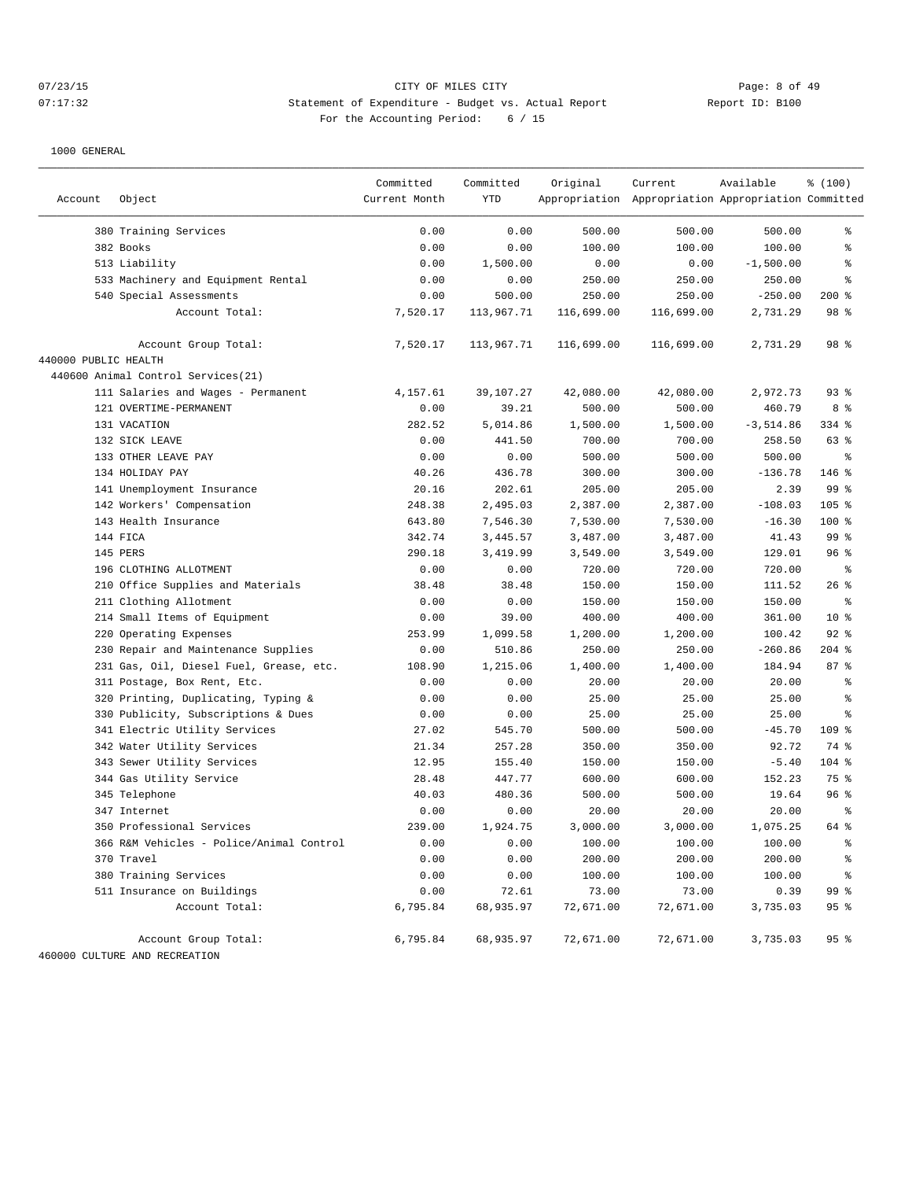1000 GENERAL

| Account | Object | Committed Current Month | Committed YTD | Original Appropriation | Current Appropriation | Available Appropriation | % (100) Committed |
|---|---|---|---|---|---|---|---|
| | 380 Training Services | 0.00 | 0.00 | 500.00 | 500.00 | 500.00 | % |
| | 382 Books | 0.00 | 0.00 | 100.00 | 100.00 | 100.00 | % |
| | 513 Liability | 0.00 | 1,500.00 | 0.00 | 0.00 | -1,500.00 | % |
| | 533 Machinery and Equipment Rental | 0.00 | 0.00 | 250.00 | 250.00 | 250.00 | % |
| | 540 Special Assessments | 0.00 | 500.00 | 250.00 | 250.00 | -250.00 | 200 % |
| | Account Total: | 7,520.17 | 113,967.71 | 116,699.00 | 116,699.00 | 2,731.29 | 98 % |
| | Account Group Total: | 7,520.17 | 113,967.71 | 116,699.00 | 116,699.00 | 2,731.29 | 98 % |
| 440000 PUBLIC HEALTH | | | | | | | |
| 440600 Animal Control Services(21) | | | | | | | |
| | 111 Salaries and Wages - Permanent | 4,157.61 | 39,107.27 | 42,080.00 | 42,080.00 | 2,972.73 | 93 % |
| | 121 OVERTIME-PERMANENT | 0.00 | 39.21 | 500.00 | 500.00 | 460.79 | 8 % |
| | 131 VACATION | 282.52 | 5,014.86 | 1,500.00 | 1,500.00 | -3,514.86 | 334 % |
| | 132 SICK LEAVE | 0.00 | 441.50 | 700.00 | 700.00 | 258.50 | 63 % |
| | 133 OTHER LEAVE PAY | 0.00 | 0.00 | 500.00 | 500.00 | 500.00 | % |
| | 134 HOLIDAY PAY | 40.26 | 436.78 | 300.00 | 300.00 | -136.78 | 146 % |
| | 141 Unemployment Insurance | 20.16 | 202.61 | 205.00 | 205.00 | 2.39 | 99 % |
| | 142 Workers' Compensation | 248.38 | 2,495.03 | 2,387.00 | 2,387.00 | -108.03 | 105 % |
| | 143 Health Insurance | 643.80 | 7,546.30 | 7,530.00 | 7,530.00 | -16.30 | 100 % |
| | 144 FICA | 342.74 | 3,445.57 | 3,487.00 | 3,487.00 | 41.43 | 99 % |
| | 145 PERS | 290.18 | 3,419.99 | 3,549.00 | 3,549.00 | 129.01 | 96 % |
| | 196 CLOTHING ALLOTMENT | 0.00 | 0.00 | 720.00 | 720.00 | 720.00 | % |
| | 210 Office Supplies and Materials | 38.48 | 38.48 | 150.00 | 150.00 | 111.52 | 26 % |
| | 211 Clothing Allotment | 0.00 | 0.00 | 150.00 | 150.00 | 150.00 | % |
| | 214 Small Items of Equipment | 0.00 | 39.00 | 400.00 | 400.00 | 361.00 | 10 % |
| | 220 Operating Expenses | 253.99 | 1,099.58 | 1,200.00 | 1,200.00 | 100.42 | 92 % |
| | 230 Repair and Maintenance Supplies | 0.00 | 510.86 | 250.00 | 250.00 | -260.86 | 204 % |
| | 231 Gas, Oil, Diesel Fuel, Grease, etc. | 108.90 | 1,215.06 | 1,400.00 | 1,400.00 | 184.94 | 87 % |
| | 311 Postage, Box Rent, Etc. | 0.00 | 0.00 | 20.00 | 20.00 | 20.00 | % |
| | 320 Printing, Duplicating, Typing & | 0.00 | 0.00 | 25.00 | 25.00 | 25.00 | % |
| | 330 Publicity, Subscriptions & Dues | 0.00 | 0.00 | 25.00 | 25.00 | 25.00 | % |
| | 341 Electric Utility Services | 27.02 | 545.70 | 500.00 | 500.00 | -45.70 | 109 % |
| | 342 Water Utility Services | 21.34 | 257.28 | 350.00 | 350.00 | 92.72 | 74 % |
| | 343 Sewer Utility Services | 12.95 | 155.40 | 150.00 | 150.00 | -5.40 | 104 % |
| | 344 Gas Utility Service | 28.48 | 447.77 | 600.00 | 600.00 | 152.23 | 75 % |
| | 345 Telephone | 40.03 | 480.36 | 500.00 | 500.00 | 19.64 | 96 % |
| | 347 Internet | 0.00 | 0.00 | 20.00 | 20.00 | 20.00 | % |
| | 350 Professional Services | 239.00 | 1,924.75 | 3,000.00 | 3,000.00 | 1,075.25 | 64 % |
| | 366 R&M Vehicles - Police/Animal Control | 0.00 | 0.00 | 100.00 | 100.00 | 100.00 | % |
| | 370 Travel | 0.00 | 0.00 | 200.00 | 200.00 | 200.00 | % |
| | 380 Training Services | 0.00 | 0.00 | 100.00 | 100.00 | 100.00 | % |
| | 511 Insurance on Buildings | 0.00 | 72.61 | 73.00 | 73.00 | 0.39 | 99 % |
| | Account Total: | 6,795.84 | 68,935.97 | 72,671.00 | 72,671.00 | 3,735.03 | 95 % |
| | Account Group Total: | 6,795.84 | 68,935.97 | 72,671.00 | 72,671.00 | 3,735.03 | 95 % |
| 460000 CULTURE AND RECREATION | | | | | | | |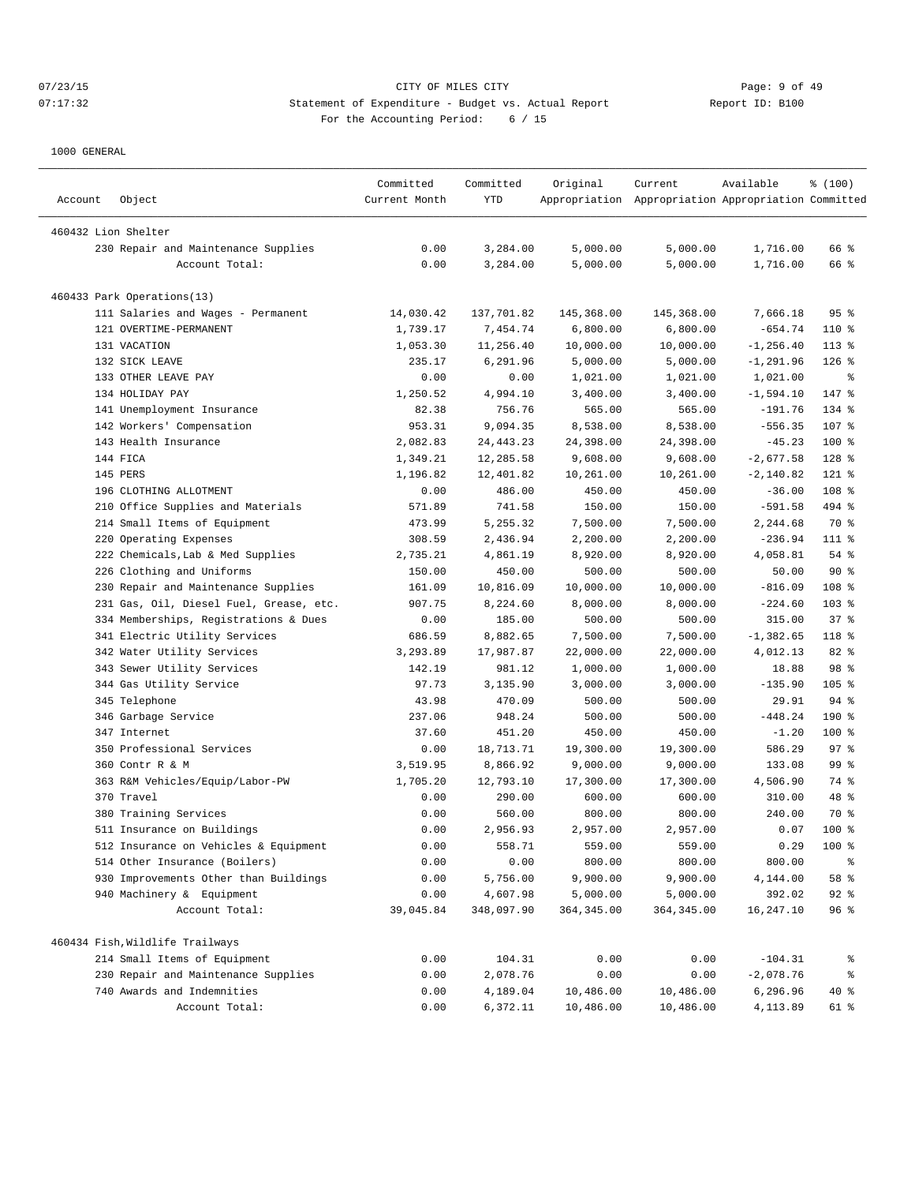07/23/15 CITY OF MILES CITY
07:17:32 Statement of Expenditure - Budget vs. Actual Report Report ID: B100
For the Accounting Period: 6 / 15

1000 GENERAL

| Account | Object | Committed Current Month | Committed YTD | Original Appropriation | Current Appropriation | Available Appropriation | % (100) Committed |
|---|---|---|---|---|---|---|---|
| 460432 Lion Shelter | | | | | | | |
| | 230 Repair and Maintenance Supplies | 0.00 | 3,284.00 | 5,000.00 | 5,000.00 | 1,716.00 | 66 % |
| | Account Total: | 0.00 | 3,284.00 | 5,000.00 | 5,000.00 | 1,716.00 | 66 % |
| 460433 Park Operations(13) | | | | | | | |
| | 111 Salaries and Wages - Permanent | 14,030.42 | 137,701.82 | 145,368.00 | 145,368.00 | 7,666.18 | 95 % |
| | 121 OVERTIME-PERMANENT | 1,739.17 | 7,454.74 | 6,800.00 | 6,800.00 | -654.74 | 110 % |
| | 131 VACATION | 1,053.30 | 11,256.40 | 10,000.00 | 10,000.00 | -1,256.40 | 113 % |
| | 132 SICK LEAVE | 235.17 | 6,291.96 | 5,000.00 | 5,000.00 | -1,291.96 | 126 % |
| | 133 OTHER LEAVE PAY | 0.00 | 0.00 | 1,021.00 | 1,021.00 | 1,021.00 | % |
| | 134 HOLIDAY PAY | 1,250.52 | 4,994.10 | 3,400.00 | 3,400.00 | -1,594.10 | 147 % |
| | 141 Unemployment Insurance | 82.38 | 756.76 | 565.00 | 565.00 | -191.76 | 134 % |
| | 142 Workers' Compensation | 953.31 | 9,094.35 | 8,538.00 | 8,538.00 | -556.35 | 107 % |
| | 143 Health Insurance | 2,082.83 | 24,443.23 | 24,398.00 | 24,398.00 | -45.23 | 100 % |
| | 144 FICA | 1,349.21 | 12,285.58 | 9,608.00 | 9,608.00 | -2,677.58 | 128 % |
| | 145 PERS | 1,196.82 | 12,401.82 | 10,261.00 | 10,261.00 | -2,140.82 | 121 % |
| | 196 CLOTHING ALLOTMENT | 0.00 | 486.00 | 450.00 | 450.00 | -36.00 | 108 % |
| | 210 Office Supplies and Materials | 571.89 | 741.58 | 150.00 | 150.00 | -591.58 | 494 % |
| | 214 Small Items of Equipment | 473.99 | 5,255.32 | 7,500.00 | 7,500.00 | 2,244.68 | 70 % |
| | 220 Operating Expenses | 308.59 | 2,436.94 | 2,200.00 | 2,200.00 | -236.94 | 111 % |
| | 222 Chemicals,Lab & Med Supplies | 2,735.21 | 4,861.19 | 8,920.00 | 8,920.00 | 4,058.81 | 54 % |
| | 226 Clothing and Uniforms | 150.00 | 450.00 | 500.00 | 500.00 | 50.00 | 90 % |
| | 230 Repair and Maintenance Supplies | 161.09 | 10,816.09 | 10,000.00 | 10,000.00 | -816.09 | 108 % |
| | 231 Gas, Oil, Diesel Fuel, Grease, etc. | 907.75 | 8,224.60 | 8,000.00 | 8,000.00 | -224.60 | 103 % |
| | 334 Memberships, Registrations & Dues | 0.00 | 185.00 | 500.00 | 500.00 | 315.00 | 37 % |
| | 341 Electric Utility Services | 686.59 | 8,882.65 | 7,500.00 | 7,500.00 | -1,382.65 | 118 % |
| | 342 Water Utility Services | 3,293.89 | 17,987.87 | 22,000.00 | 22,000.00 | 4,012.13 | 82 % |
| | 343 Sewer Utility Services | 142.19 | 981.12 | 1,000.00 | 1,000.00 | 18.88 | 98 % |
| | 344 Gas Utility Service | 97.73 | 3,135.90 | 3,000.00 | 3,000.00 | -135.90 | 105 % |
| | 345 Telephone | 43.98 | 470.09 | 500.00 | 500.00 | 29.91 | 94 % |
| | 346 Garbage Service | 237.06 | 948.24 | 500.00 | 500.00 | -448.24 | 190 % |
| | 347 Internet | 37.60 | 451.20 | 450.00 | 450.00 | -1.20 | 100 % |
| | 350 Professional Services | 0.00 | 18,713.71 | 19,300.00 | 19,300.00 | 586.29 | 97 % |
| | 360 Contr R & M | 3,519.95 | 8,866.92 | 9,000.00 | 9,000.00 | 133.08 | 99 % |
| | 363 R&M Vehicles/Equip/Labor-PW | 1,705.20 | 12,793.10 | 17,300.00 | 17,300.00 | 4,506.90 | 74 % |
| | 370 Travel | 0.00 | 290.00 | 600.00 | 600.00 | 310.00 | 48 % |
| | 380 Training Services | 0.00 | 560.00 | 800.00 | 800.00 | 240.00 | 70 % |
| | 511 Insurance on Buildings | 0.00 | 2,956.93 | 2,957.00 | 2,957.00 | 0.07 | 100 % |
| | 512 Insurance on Vehicles & Equipment | 0.00 | 558.71 | 559.00 | 559.00 | 0.29 | 100 % |
| | 514 Other Insurance (Boilers) | 0.00 | 0.00 | 800.00 | 800.00 | 800.00 | % |
| | 930 Improvements Other than Buildings | 0.00 | 5,756.00 | 9,900.00 | 9,900.00 | 4,144.00 | 58 % |
| | 940 Machinery & Equipment | 0.00 | 4,607.98 | 5,000.00 | 5,000.00 | 392.02 | 92 % |
| | Account Total: | 39,045.84 | 348,097.90 | 364,345.00 | 364,345.00 | 16,247.10 | 96 % |
| 460434 Fish,Wildlife Trailways | | | | | | | |
| | 214 Small Items of Equipment | 0.00 | 104.31 | 0.00 | 0.00 | -104.31 | % |
| | 230 Repair and Maintenance Supplies | 0.00 | 2,078.76 | 0.00 | 0.00 | -2,078.76 | % |
| | 740 Awards and Indemnities | 0.00 | 4,189.04 | 10,486.00 | 10,486.00 | 6,296.96 | 40 % |
| | Account Total: | 0.00 | 6,372.11 | 10,486.00 | 10,486.00 | 4,113.89 | 61 % |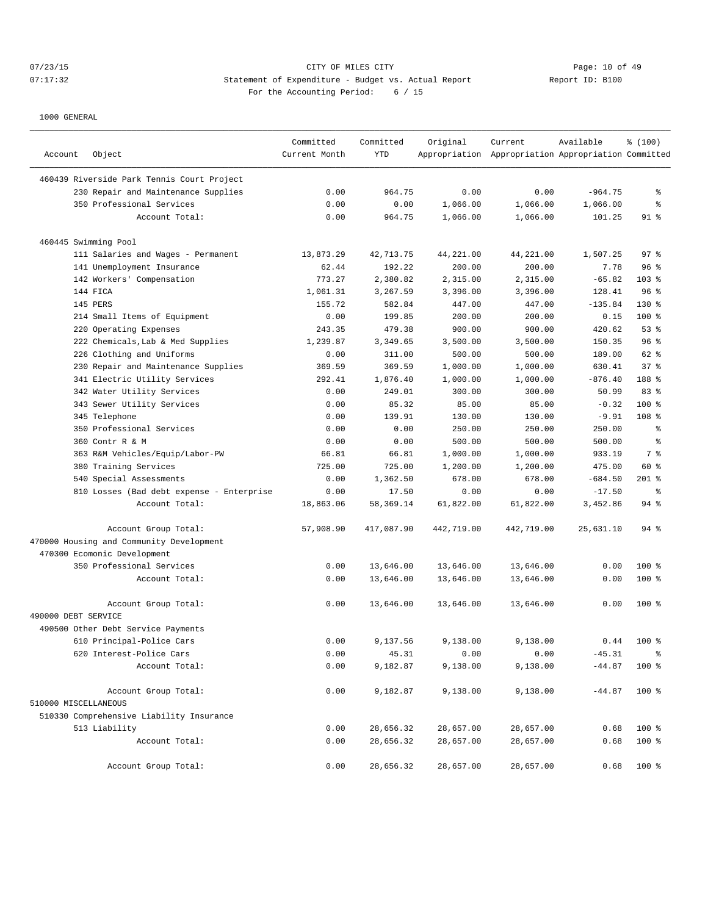CITY OF MILES CITY
Statement of Expenditure - Budget vs. Actual Report
For the Accounting Period: 6 / 15

07/23/15 07:17:32 — Report ID: B100

1000 GENERAL

| Account Object | Committed Current Month | Committed YTD | Original Appropriation | Current Appropriation | Available Appropriation | % (100) Committed |
|---|---|---|---|---|---|---|
| 460439 Riverside Park Tennis Court Project | | | | | | |
| 230 Repair and Maintenance Supplies | 0.00 | 964.75 | 0.00 | 0.00 | -964.75 | % |
| 350 Professional Services | 0.00 | 0.00 | 1,066.00 | 1,066.00 | 1,066.00 | % |
| Account Total: | 0.00 | 964.75 | 1,066.00 | 1,066.00 | 101.25 | 91 % |
| 460445 Swimming Pool | | | | | | |
| 111 Salaries and Wages - Permanent | 13,873.29 | 42,713.75 | 44,221.00 | 44,221.00 | 1,507.25 | 97 % |
| 141 Unemployment Insurance | 62.44 | 192.22 | 200.00 | 200.00 | 7.78 | 96 % |
| 142 Workers' Compensation | 773.27 | 2,380.82 | 2,315.00 | 2,315.00 | -65.82 | 103 % |
| 144 FICA | 1,061.31 | 3,267.59 | 3,396.00 | 3,396.00 | 128.41 | 96 % |
| 145 PERS | 155.72 | 582.84 | 447.00 | 447.00 | -135.84 | 130 % |
| 214 Small Items of Equipment | 0.00 | 199.85 | 200.00 | 200.00 | 0.15 | 100 % |
| 220 Operating Expenses | 243.35 | 479.38 | 900.00 | 900.00 | 420.62 | 53 % |
| 222 Chemicals,Lab & Med Supplies | 1,239.87 | 3,349.65 | 3,500.00 | 3,500.00 | 150.35 | 96 % |
| 226 Clothing and Uniforms | 0.00 | 311.00 | 500.00 | 500.00 | 189.00 | 62 % |
| 230 Repair and Maintenance Supplies | 369.59 | 369.59 | 1,000.00 | 1,000.00 | 630.41 | 37 % |
| 341 Electric Utility Services | 292.41 | 1,876.40 | 1,000.00 | 1,000.00 | -876.40 | 188 % |
| 342 Water Utility Services | 0.00 | 249.01 | 300.00 | 300.00 | 50.99 | 83 % |
| 343 Sewer Utility Services | 0.00 | 85.32 | 85.00 | 85.00 | -0.32 | 100 % |
| 345 Telephone | 0.00 | 139.91 | 130.00 | 130.00 | -9.91 | 108 % |
| 350 Professional Services | 0.00 | 0.00 | 250.00 | 250.00 | 250.00 | % |
| 360 Contr R & M | 0.00 | 0.00 | 500.00 | 500.00 | 500.00 | % |
| 363 R&M Vehicles/Equip/Labor-PW | 66.81 | 66.81 | 1,000.00 | 1,000.00 | 933.19 | 7 % |
| 380 Training Services | 725.00 | 725.00 | 1,200.00 | 1,200.00 | 475.00 | 60 % |
| 540 Special Assessments | 0.00 | 1,362.50 | 678.00 | 678.00 | -684.50 | 201 % |
| 810 Losses (Bad debt expense - Enterprise | 0.00 | 17.50 | 0.00 | 0.00 | -17.50 | % |
| Account Total: | 18,863.06 | 58,369.14 | 61,822.00 | 61,822.00 | 3,452.86 | 94 % |
| Account Group Total: | 57,908.90 | 417,087.90 | 442,719.00 | 442,719.00 | 25,631.10 | 94 % |
| 470000 Housing and Community Development | | | | | | |
| 470300 Ecomonic Development | | | | | | |
| 350 Professional Services | 0.00 | 13,646.00 | 13,646.00 | 13,646.00 | 0.00 | 100 % |
| Account Total: | 0.00 | 13,646.00 | 13,646.00 | 13,646.00 | 0.00 | 100 % |
| Account Group Total: | 0.00 | 13,646.00 | 13,646.00 | 13,646.00 | 0.00 | 100 % |
| 490000 DEBT SERVICE | | | | | | |
| 490500 Other Debt Service Payments | | | | | | |
| 610 Principal-Police Cars | 0.00 | 9,137.56 | 9,138.00 | 9,138.00 | 0.44 | 100 % |
| 620 Interest-Police Cars | 0.00 | 45.31 | 0.00 | 0.00 | -45.31 | % |
| Account Total: | 0.00 | 9,182.87 | 9,138.00 | 9,138.00 | -44.87 | 100 % |
| Account Group Total: | 0.00 | 9,182.87 | 9,138.00 | 9,138.00 | -44.87 | 100 % |
| 510000 MISCELLANEOUS | | | | | | |
| 510330 Comprehensive Liability Insurance | | | | | | |
| 513 Liability | 0.00 | 28,656.32 | 28,657.00 | 28,657.00 | 0.68 | 100 % |
| Account Total: | 0.00 | 28,656.32 | 28,657.00 | 28,657.00 | 0.68 | 100 % |
| Account Group Total: | 0.00 | 28,656.32 | 28,657.00 | 28,657.00 | 0.68 | 100 % |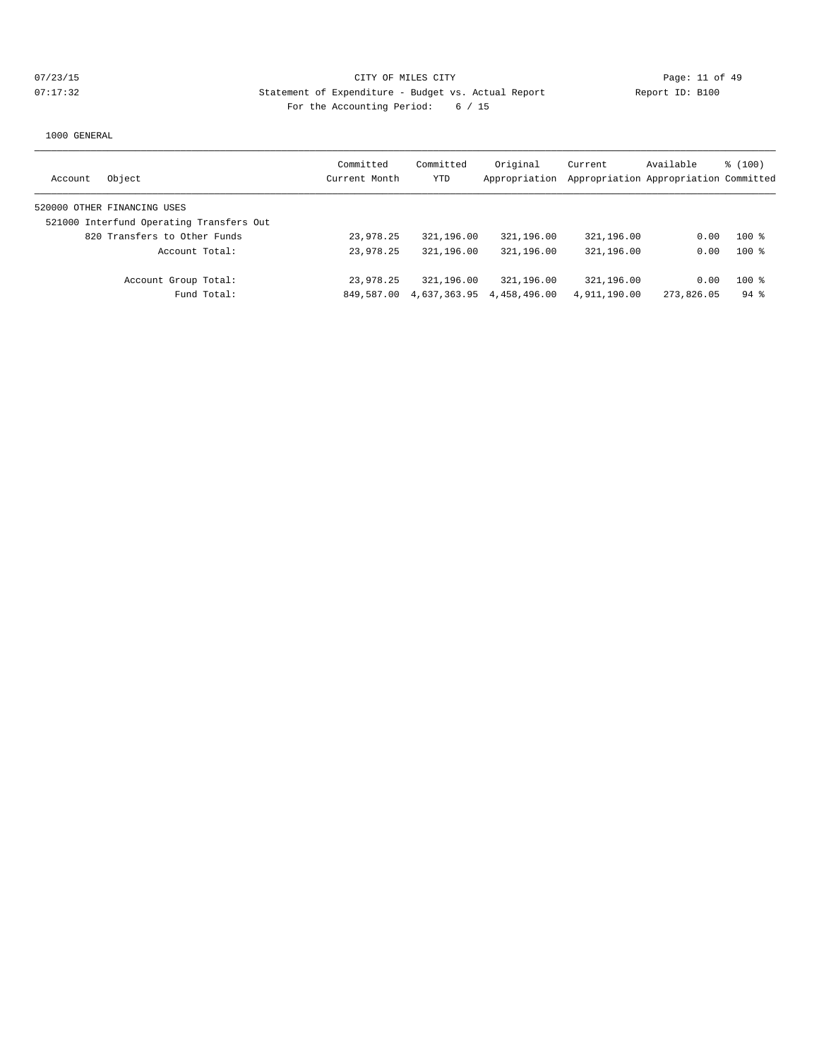CITY OF MILES CITY

Statement of Expenditure - Budget vs. Actual Report

For the Accounting Period: 6 / 15

07/23/15 07:17:32 Report ID: B100

1000 GENERAL

| Account Object | Committed Current Month | Committed YTD | Original Appropriation | Current Appropriation | Available Appropriation | % (100) Committed |
|---|---|---|---|---|---|---|
| 520000 OTHER FINANCING USES | | | | | | |
| 521000 Interfund Operating Transfers Out | | | | | | |
| 820 Transfers to Other Funds | 23,978.25 | 321,196.00 | 321,196.00 | 321,196.00 | 0.00 | 100 % |
| Account Total: | 23,978.25 | 321,196.00 | 321,196.00 | 321,196.00 | 0.00 | 100 % |
| Account Group Total: | 23,978.25 | 321,196.00 | 321,196.00 | 321,196.00 | 0.00 | 100 % |
| Fund Total: | 849,587.00 | 4,637,363.95 | 4,458,496.00 | 4,911,190.00 | 273,826.05 | 94 % |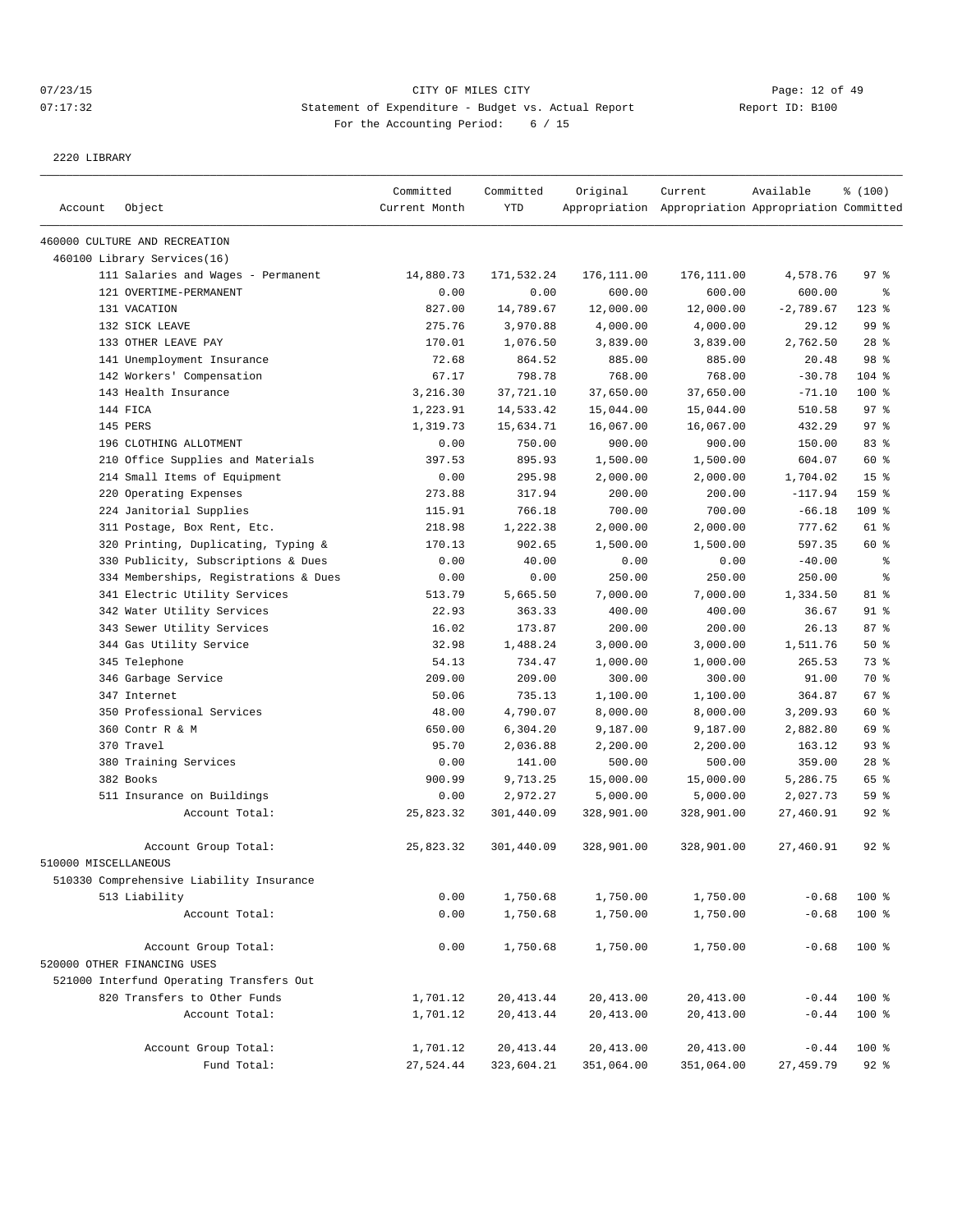07/23/15 CITY OF MILES CITY

07:17:32 Statement of Expenditure - Budget vs. Actual Report Report ID: B100

For the Accounting Period: 6 / 15

2220 LIBRARY

| Account | Object | Committed Current Month | Committed YTD | Original Appropriation | Current Appropriation | Available Appropriation | % (100) Committed |
|---|---|---|---|---|---|---|---|
| 460000 CULTURE AND RECREATION | | | | | | | |
| 460100 Library Services(16) | | | | | | | |
| | 111 Salaries and Wages - Permanent | 14,880.73 | 171,532.24 | 176,111.00 | 176,111.00 | 4,578.76 | 97 % |
| | 121 OVERTIME-PERMANENT | 0.00 | 0.00 | 600.00 | 600.00 | 600.00 | % |
| | 131 VACATION | 827.00 | 14,789.67 | 12,000.00 | 12,000.00 | -2,789.67 | 123 % |
| | 132 SICK LEAVE | 275.76 | 3,970.88 | 4,000.00 | 4,000.00 | 29.12 | 99 % |
| | 133 OTHER LEAVE PAY | 170.01 | 1,076.50 | 3,839.00 | 3,839.00 | 2,762.50 | 28 % |
| | 141 Unemployment Insurance | 72.68 | 864.52 | 885.00 | 885.00 | 20.48 | 98 % |
| | 142 Workers' Compensation | 67.17 | 798.78 | 768.00 | 768.00 | -30.78 | 104 % |
| | 143 Health Insurance | 3,216.30 | 37,721.10 | 37,650.00 | 37,650.00 | -71.10 | 100 % |
| | 144 FICA | 1,223.91 | 14,533.42 | 15,044.00 | 15,044.00 | 510.58 | 97 % |
| | 145 PERS | 1,319.73 | 15,634.71 | 16,067.00 | 16,067.00 | 432.29 | 97 % |
| | 196 CLOTHING ALLOTMENT | 0.00 | 750.00 | 900.00 | 900.00 | 150.00 | 83 % |
| | 210 Office Supplies and Materials | 397.53 | 895.93 | 1,500.00 | 1,500.00 | 604.07 | 60 % |
| | 214 Small Items of Equipment | 0.00 | 295.98 | 2,000.00 | 2,000.00 | 1,704.02 | 15 % |
| | 220 Operating Expenses | 273.88 | 317.94 | 200.00 | 200.00 | -117.94 | 159 % |
| | 224 Janitorial Supplies | 115.91 | 766.18 | 700.00 | 700.00 | -66.18 | 109 % |
| | 311 Postage, Box Rent, Etc. | 218.98 | 1,222.38 | 2,000.00 | 2,000.00 | 777.62 | 61 % |
| | 320 Printing, Duplicating, Typing & | 170.13 | 902.65 | 1,500.00 | 1,500.00 | 597.35 | 60 % |
| | 330 Publicity, Subscriptions & Dues | 0.00 | 40.00 | 0.00 | 0.00 | -40.00 | % |
| | 334 Memberships, Registrations & Dues | 0.00 | 0.00 | 250.00 | 250.00 | 250.00 | % |
| | 341 Electric Utility Services | 513.79 | 5,665.50 | 7,000.00 | 7,000.00 | 1,334.50 | 81 % |
| | 342 Water Utility Services | 22.93 | 363.33 | 400.00 | 400.00 | 36.67 | 91 % |
| | 343 Sewer Utility Services | 16.02 | 173.87 | 200.00 | 200.00 | 26.13 | 87 % |
| | 344 Gas Utility Service | 32.98 | 1,488.24 | 3,000.00 | 3,000.00 | 1,511.76 | 50 % |
| | 345 Telephone | 54.13 | 734.47 | 1,000.00 | 1,000.00 | 265.53 | 73 % |
| | 346 Garbage Service | 209.00 | 209.00 | 300.00 | 300.00 | 91.00 | 70 % |
| | 347 Internet | 50.06 | 735.13 | 1,100.00 | 1,100.00 | 364.87 | 67 % |
| | 350 Professional Services | 48.00 | 4,790.07 | 8,000.00 | 8,000.00 | 3,209.93 | 60 % |
| | 360 Contr R & M | 650.00 | 6,304.20 | 9,187.00 | 9,187.00 | 2,882.80 | 69 % |
| | 370 Travel | 95.70 | 2,036.88 | 2,200.00 | 2,200.00 | 163.12 | 93 % |
| | 380 Training Services | 0.00 | 141.00 | 500.00 | 500.00 | 359.00 | 28 % |
| | 382 Books | 900.99 | 9,713.25 | 15,000.00 | 15,000.00 | 5,286.75 | 65 % |
| | 511 Insurance on Buildings | 0.00 | 2,972.27 | 5,000.00 | 5,000.00 | 2,027.73 | 59 % |
| | Account Total: | 25,823.32 | 301,440.09 | 328,901.00 | 328,901.00 | 27,460.91 | 92 % |
| | Account Group Total: | 25,823.32 | 301,440.09 | 328,901.00 | 328,901.00 | 27,460.91 | 92 % |
| 510000 MISCELLANEOUS | | | | | | | |
| 510330 Comprehensive Liability Insurance | | | | | | | |
| | 513 Liability | 0.00 | 1,750.68 | 1,750.00 | 1,750.00 | -0.68 | 100 % |
| | Account Total: | 0.00 | 1,750.68 | 1,750.00 | 1,750.00 | -0.68 | 100 % |
| | Account Group Total: | 0.00 | 1,750.68 | 1,750.00 | 1,750.00 | -0.68 | 100 % |
| 520000 OTHER FINANCING USES | | | | | | | |
| 521000 Interfund Operating Transfers Out | | | | | | | |
| | 820 Transfers to Other Funds | 1,701.12 | 20,413.44 | 20,413.00 | 20,413.00 | -0.44 | 100 % |
| | Account Total: | 1,701.12 | 20,413.44 | 20,413.00 | 20,413.00 | -0.44 | 100 % |
| | Account Group Total: | 1,701.12 | 20,413.44 | 20,413.00 | 20,413.00 | -0.44 | 100 % |
| | Fund Total: | 27,524.44 | 323,604.21 | 351,064.00 | 351,064.00 | 27,459.79 | 92 % |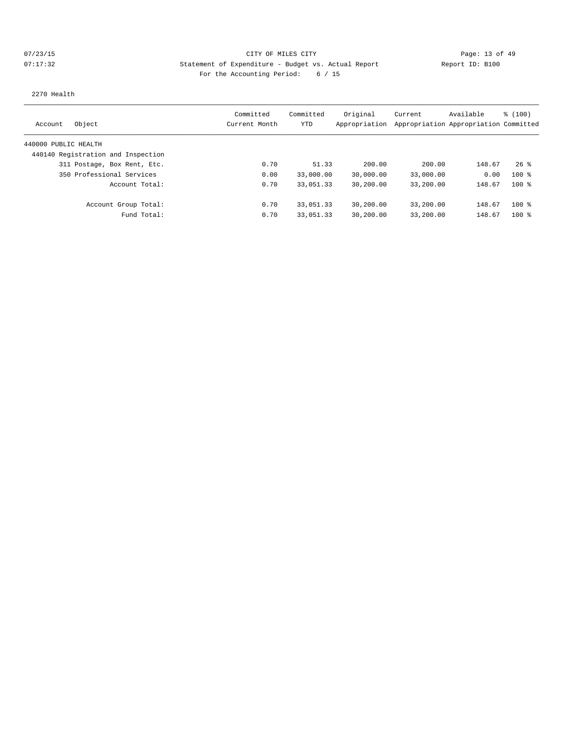07/23/15 CITY OF MILES CITY

07:17:32 Statement of Expenditure - Budget vs. Actual Report Report ID: B100

For the Accounting Period: 6 / 15

2270 Health

| Account Object | Committed Current Month | Committed YTD | Original Appropriation | Current Appropriation | Available Appropriation | % (100) Committed |
|---|---|---|---|---|---|---|
| 440000 PUBLIC HEALTH | | | | | | |
| 440140 Registration and Inspection | | | | | | |
| 311 Postage, Box Rent, Etc. | 0.70 | 51.33 | 200.00 | 200.00 | 148.67 | 26 % |
| 350 Professional Services | 0.00 | 33,000.00 | 30,000.00 | 33,000.00 | 0.00 | 100 % |
| Account Total: | 0.70 | 33,051.33 | 30,200.00 | 33,200.00 | 148.67 | 100 % |
| Account Group Total: | 0.70 | 33,051.33 | 30,200.00 | 33,200.00 | 148.67 | 100 % |
| Fund Total: | 0.70 | 33,051.33 | 30,200.00 | 33,200.00 | 148.67 | 100 % |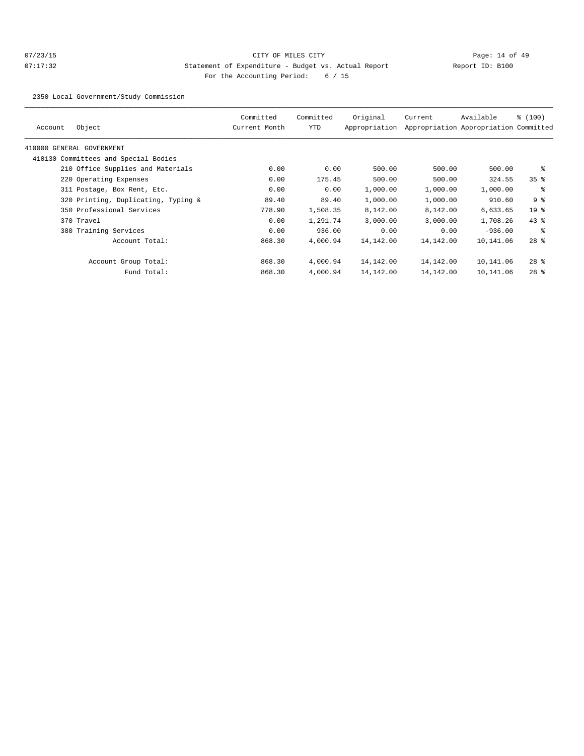CITY OF MILES CITY

Statement of Expenditure - Budget vs. Actual Report

Report ID: B100

For the Accounting Period: 6 / 15

07/23/15 07:17:32

2350 Local Government/Study Commission

| Account | Object | Committed Current Month | Committed YTD | Original Appropriation | Current Appropriation | Available Appropriation | % (100) Committed |
|---|---|---|---|---|---|---|---|
| 410000 GENERAL GOVERNMENT | | | | | | | |
| 410130 Committees and Special Bodies | | | | | | | |
| | 210 Office Supplies and Materials | 0.00 | 0.00 | 500.00 | 500.00 | 500.00 | % |
| | 220 Operating Expenses | 0.00 | 175.45 | 500.00 | 500.00 | 324.55 | 35 % |
| | 311 Postage, Box Rent, Etc. | 0.00 | 0.00 | 1,000.00 | 1,000.00 | 1,000.00 | % |
| | 320 Printing, Duplicating, Typing & | 89.40 | 89.40 | 1,000.00 | 1,000.00 | 910.60 | 9 % |
| | 350 Professional Services | 778.90 | 1,508.35 | 8,142.00 | 8,142.00 | 6,633.65 | 19 % |
| | 370 Travel | 0.00 | 1,291.74 | 3,000.00 | 3,000.00 | 1,708.26 | 43 % |
| | 380 Training Services | 0.00 | 936.00 | 0.00 | 0.00 | -936.00 | % |
| | Account Total: | 868.30 | 4,000.94 | 14,142.00 | 14,142.00 | 10,141.06 | 28 % |
| | Account Group Total: | 868.30 | 4,000.94 | 14,142.00 | 14,142.00 | 10,141.06 | 28 % |
| | Fund Total: | 868.30 | 4,000.94 | 14,142.00 | 14,142.00 | 10,141.06 | 28 % |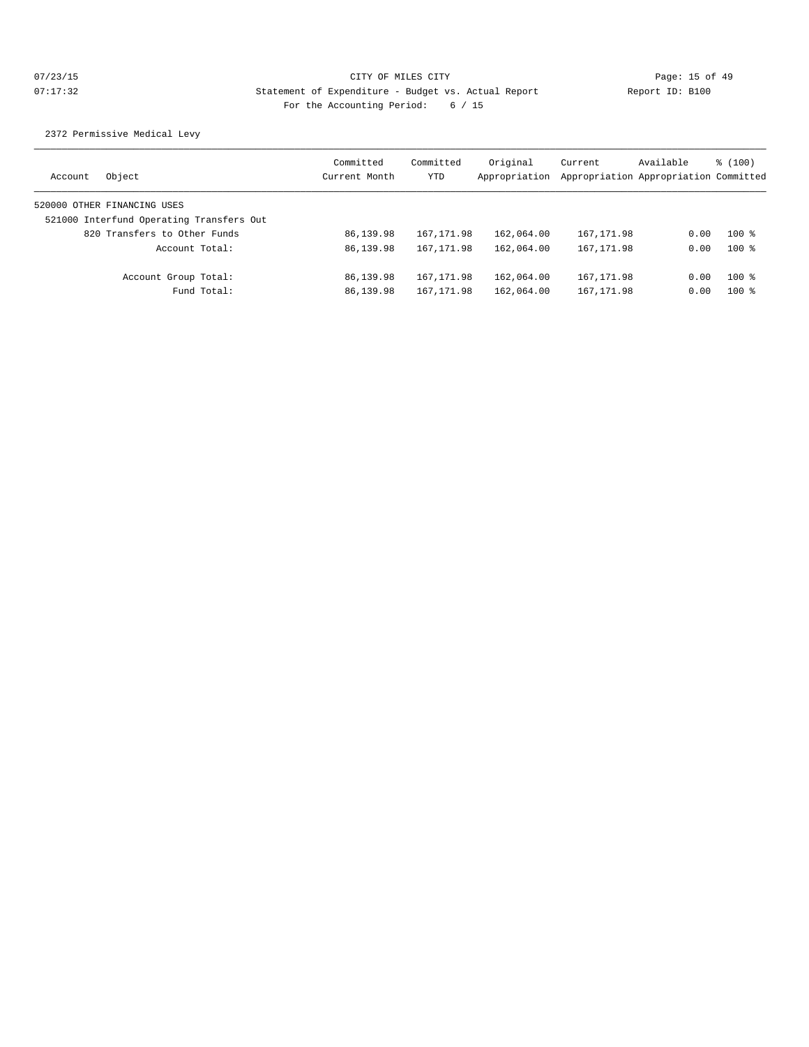CITY OF MILES CITY

Statement of Expenditure - Budget vs. Actual Report

Report ID: B100

For the Accounting Period: 6 / 15

07/23/15
07:17:32

2372 Permissive Medical Levy

| Account | Object | Committed Current Month | Committed YTD | Original Appropriation | Current Appropriation | Available Appropriation | % (100) Committed |
|---|---|---|---|---|---|---|---|
| 520000 OTHER FINANCING USES | | | | | | | |
| 521000 Interfund Operating Transfers Out | | | | | | | |
| | 820 Transfers to Other Funds | 86,139.98 | 167,171.98 | 162,064.00 | 167,171.98 | 0.00 | 100 % |
| | Account Total: | 86,139.98 | 167,171.98 | 162,064.00 | 167,171.98 | 0.00 | 100 % |
| | Account Group Total: | 86,139.98 | 167,171.98 | 162,064.00 | 167,171.98 | 0.00 | 100 % |
| | Fund Total: | 86,139.98 | 167,171.98 | 162,064.00 | 167,171.98 | 0.00 | 100 % |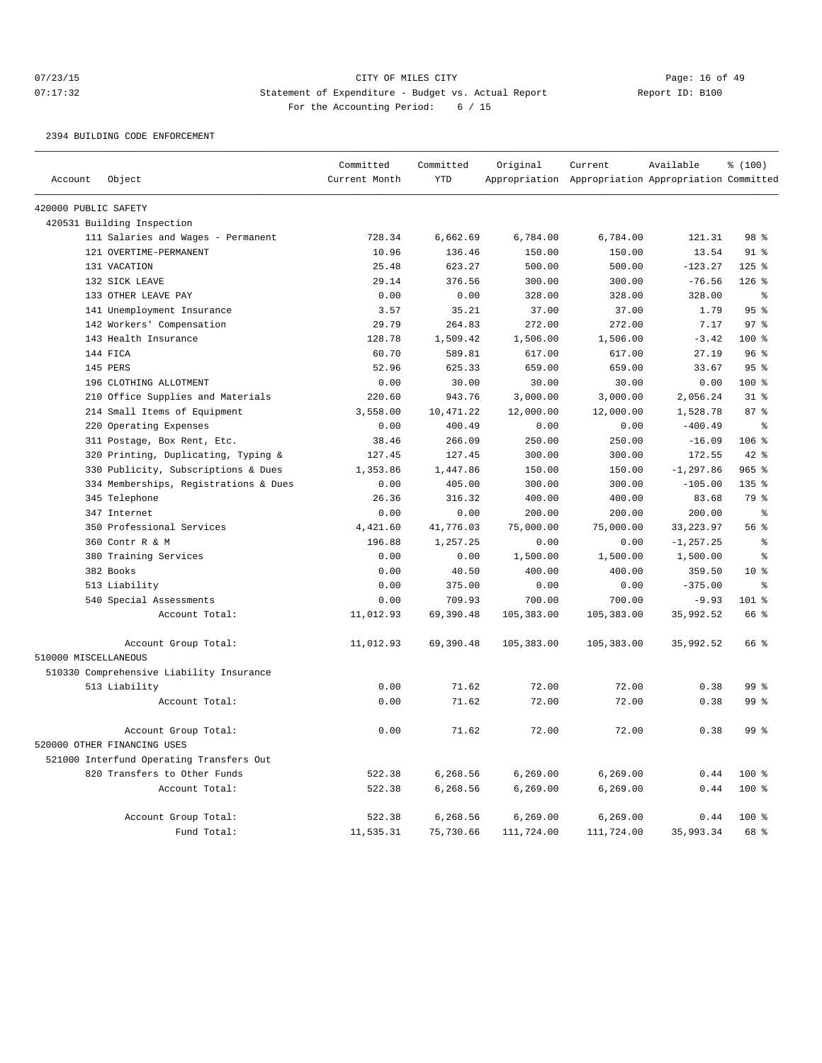CITY OF MILES CITY
Statement of Expenditure - Budget vs. Actual Report
For the Accounting Period: 6 / 15

07/23/15 07:17:32 Report ID: B100

2394 BUILDING CODE ENFORCEMENT

| Account | Object | Committed Current Month | Committed YTD | Original Appropriation | Current Appropriation | Available Appropriation | % (100) Committed |
|---|---|---|---|---|---|---|---|
| 420000 PUBLIC SAFETY | | | | | | | |
| 420531 Building Inspection | | | | | | | |
| | 111 Salaries and Wages - Permanent | 728.34 | 6,662.69 | 6,784.00 | 6,784.00 | 121.31 | 98 % |
| | 121 OVERTIME-PERMANENT | 10.96 | 136.46 | 150.00 | 150.00 | 13.54 | 91 % |
| | 131 VACATION | 25.48 | 623.27 | 500.00 | 500.00 | -123.27 | 125 % |
| | 132 SICK LEAVE | 29.14 | 376.56 | 300.00 | 300.00 | -76.56 | 126 % |
| | 133 OTHER LEAVE PAY | 0.00 | 0.00 | 328.00 | 328.00 | 328.00 | % |
| | 141 Unemployment Insurance | 3.57 | 35.21 | 37.00 | 37.00 | 1.79 | 95 % |
| | 142 Workers' Compensation | 29.79 | 264.83 | 272.00 | 272.00 | 7.17 | 97 % |
| | 143 Health Insurance | 128.78 | 1,509.42 | 1,506.00 | 1,506.00 | -3.42 | 100 % |
| | 144 FICA | 60.70 | 589.81 | 617.00 | 617.00 | 27.19 | 96 % |
| | 145 PERS | 52.96 | 625.33 | 659.00 | 659.00 | 33.67 | 95 % |
| | 196 CLOTHING ALLOTMENT | 0.00 | 30.00 | 30.00 | 30.00 | 0.00 | 100 % |
| | 210 Office Supplies and Materials | 220.60 | 943.76 | 3,000.00 | 3,000.00 | 2,056.24 | 31 % |
| | 214 Small Items of Equipment | 3,558.00 | 10,471.22 | 12,000.00 | 12,000.00 | 1,528.78 | 87 % |
| | 220 Operating Expenses | 0.00 | 400.49 | 0.00 | 0.00 | -400.49 | % |
| | 311 Postage, Box Rent, Etc. | 38.46 | 266.09 | 250.00 | 250.00 | -16.09 | 106 % |
| | 320 Printing, Duplicating, Typing & | 127.45 | 127.45 | 300.00 | 300.00 | 172.55 | 42 % |
| | 330 Publicity, Subscriptions & Dues | 1,353.86 | 1,447.86 | 150.00 | 150.00 | -1,297.86 | 965 % |
| | 334 Memberships, Registrations & Dues | 0.00 | 405.00 | 300.00 | 300.00 | -105.00 | 135 % |
| | 345 Telephone | 26.36 | 316.32 | 400.00 | 400.00 | 83.68 | 79 % |
| | 347 Internet | 0.00 | 0.00 | 200.00 | 200.00 | 200.00 | % |
| | 350 Professional Services | 4,421.60 | 41,776.03 | 75,000.00 | 75,000.00 | 33,223.97 | 56 % |
| | 360 Contr R & M | 196.88 | 1,257.25 | 0.00 | 0.00 | -1,257.25 | % |
| | 380 Training Services | 0.00 | 0.00 | 1,500.00 | 1,500.00 | 1,500.00 | % |
| | 382 Books | 0.00 | 40.50 | 400.00 | 400.00 | 359.50 | 10 % |
| | 513 Liability | 0.00 | 375.00 | 0.00 | 0.00 | -375.00 | % |
| | 540 Special Assessments | 0.00 | 709.93 | 700.00 | 700.00 | -9.93 | 101 % |
| | Account Total: | 11,012.93 | 69,390.48 | 105,383.00 | 105,383.00 | 35,992.52 | 66 % |
| | Account Group Total: | 11,012.93 | 69,390.48 | 105,383.00 | 105,383.00 | 35,992.52 | 66 % |
| 510000 MISCELLANEOUS | | | | | | | |
| 510330 Comprehensive Liability Insurance | | | | | | | |
| | 513 Liability | 0.00 | 71.62 | 72.00 | 72.00 | 0.38 | 99 % |
| | Account Total: | 0.00 | 71.62 | 72.00 | 72.00 | 0.38 | 99 % |
| | Account Group Total: | 0.00 | 71.62 | 72.00 | 72.00 | 0.38 | 99 % |
| 520000 OTHER FINANCING USES | | | | | | | |
| 521000 Interfund Operating Transfers Out | | | | | | | |
| | 820 Transfers to Other Funds | 522.38 | 6,268.56 | 6,269.00 | 6,269.00 | 0.44 | 100 % |
| | Account Total: | 522.38 | 6,268.56 | 6,269.00 | 6,269.00 | 0.44 | 100 % |
| | Account Group Total: | 522.38 | 6,268.56 | 6,269.00 | 6,269.00 | 0.44 | 100 % |
| | Fund Total: | 11,535.31 | 75,730.66 | 111,724.00 | 111,724.00 | 35,993.34 | 68 % |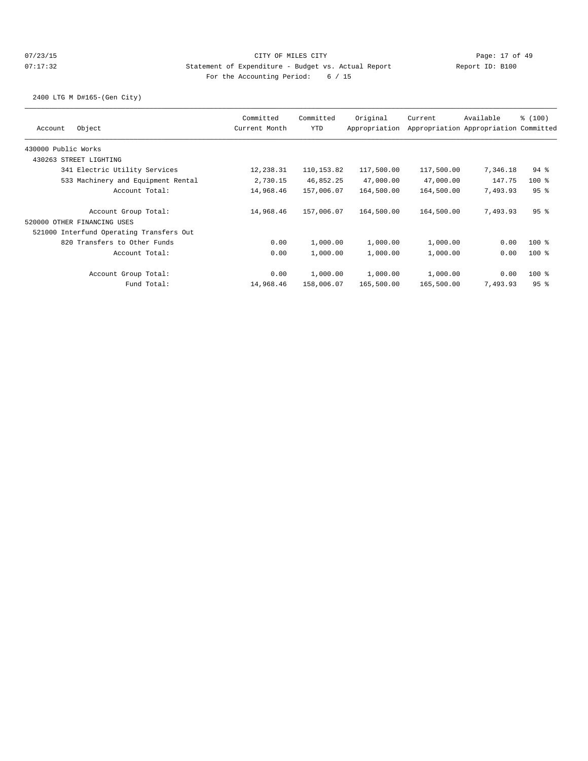CITY OF MILES CITY

Statement of Expenditure - Budget vs. Actual Report

Report ID: B100

For the Accounting Period: 6 / 15

07/23/15
07:17:32

2400 LTG M D#165-(Gen City)

| Account | Object | Committed Current Month | Committed YTD | Original Appropriation | Current Appropriation | Available Appropriation | % (100) Committed |
|---|---|---|---|---|---|---|---|
| 430000 Public Works | | | | | | | |
| 430263 STREET LIGHTING | | | | | | | |
| | 341 Electric Utility Services | 12,238.31 | 110,153.82 | 117,500.00 | 117,500.00 | 7,346.18 | 94 % |
| | 533 Machinery and Equipment Rental | 2,730.15 | 46,852.25 | 47,000.00 | 47,000.00 | 147.75 | 100 % |
| | Account Total: | 14,968.46 | 157,006.07 | 164,500.00 | 164,500.00 | 7,493.93 | 95 % |
| | Account Group Total: | 14,968.46 | 157,006.07 | 164,500.00 | 164,500.00 | 7,493.93 | 95 % |
| 520000 OTHER FINANCING USES | | | | | | | |
| 521000 Interfund Operating Transfers Out | | | | | | | |
| | 820 Transfers to Other Funds | 0.00 | 1,000.00 | 1,000.00 | 1,000.00 | 0.00 | 100 % |
| | Account Total: | 0.00 | 1,000.00 | 1,000.00 | 1,000.00 | 0.00 | 100 % |
| | Account Group Total: | 0.00 | 1,000.00 | 1,000.00 | 1,000.00 | 0.00 | 100 % |
| | Fund Total: | 14,968.46 | 158,006.07 | 165,500.00 | 165,500.00 | 7,493.93 | 95 % |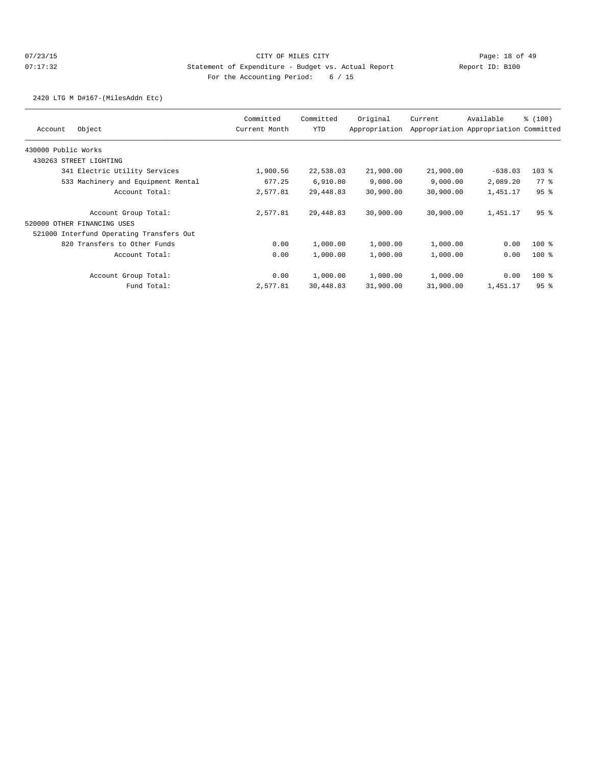CITY OF MILES CITY

Statement of Expenditure - Budget vs. Actual Report

Report ID: B100

For the Accounting Period: 6 / 15

07/23/15 07:17:32

2420 LTG M D#167-(MilesAddn Etc)

| Account | Object | Committed Current Month | Committed YTD | Original Appropriation | Current Appropriation | Available Appropriation | % (100) Committed |
|---|---|---|---|---|---|---|---|
| 430000 Public Works | | | | | | | |
| 430263 STREET LIGHTING | | | | | | | |
| | 341 Electric Utility Services | 1,900.56 | 22,538.03 | 21,900.00 | 21,900.00 | -638.03 | 103 % |
| | 533 Machinery and Equipment Rental | 677.25 | 6,910.80 | 9,000.00 | 9,000.00 | 2,089.20 | 77 % |
| | Account Total: | 2,577.81 | 29,448.83 | 30,900.00 | 30,900.00 | 1,451.17 | 95 % |
| | Account Group Total: | 2,577.81 | 29,448.83 | 30,900.00 | 30,900.00 | 1,451.17 | 95 % |
| 520000 OTHER FINANCING USES | | | | | | | |
| 521000 Interfund Operating Transfers Out | | | | | | | |
| | 820 Transfers to Other Funds | 0.00 | 1,000.00 | 1,000.00 | 1,000.00 | 0.00 | 100 % |
| | Account Total: | 0.00 | 1,000.00 | 1,000.00 | 1,000.00 | 0.00 | 100 % |
| | Account Group Total: | 0.00 | 1,000.00 | 1,000.00 | 1,000.00 | 0.00 | 100 % |
| | Fund Total: | 2,577.81 | 30,448.83 | 31,900.00 | 31,900.00 | 1,451.17 | 95 % |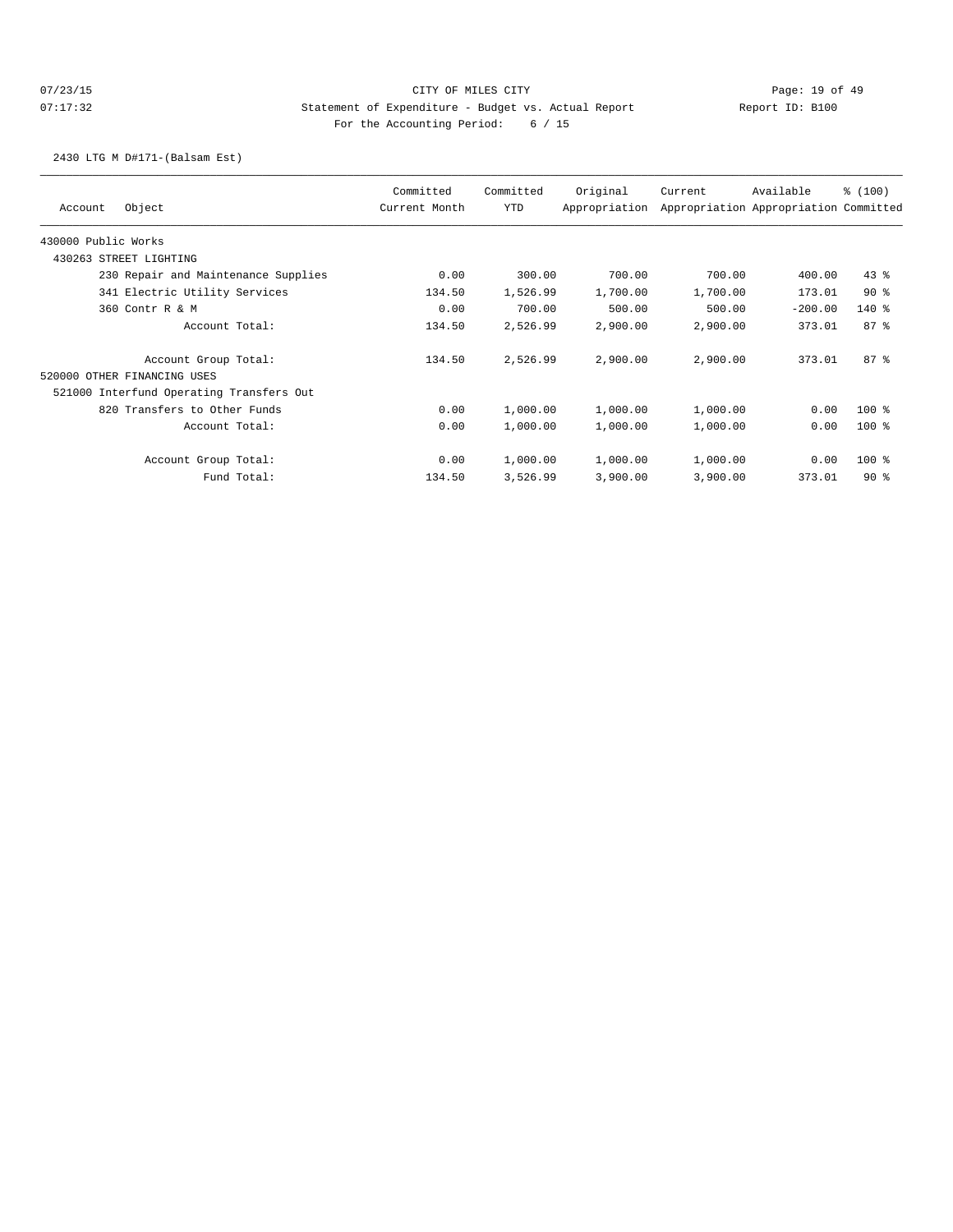CITY OF MILES CITY

Statement of Expenditure - Budget vs. Actual Report

Report ID: B100

For the Accounting Period: 6 / 15

07/23/15 07:17:32

2430 LTG M D#171-(Balsam Est)

| Account | Object | Committed Current Month | Committed YTD | Original Appropriation | Current Appropriation | Available Appropriation | % (100) Committed |
|---|---|---|---|---|---|---|---|
| 430000 Public Works | | | | | | | |
| 430263 STREET LIGHTING | | | | | | | |
| | 230 Repair and Maintenance Supplies | 0.00 | 300.00 | 700.00 | 700.00 | 400.00 | 43 % |
| | 341 Electric Utility Services | 134.50 | 1,526.99 | 1,700.00 | 1,700.00 | 173.01 | 90 % |
| | 360 Contr R & M | 0.00 | 700.00 | 500.00 | 500.00 | -200.00 | 140 % |
| | Account Total: | 134.50 | 2,526.99 | 2,900.00 | 2,900.00 | 373.01 | 87 % |
| | Account Group Total: | 134.50 | 2,526.99 | 2,900.00 | 2,900.00 | 373.01 | 87 % |
| 520000 OTHER FINANCING USES | | | | | | | |
| 521000 Interfund Operating Transfers Out | | | | | | | |
| | 820 Transfers to Other Funds | 0.00 | 1,000.00 | 1,000.00 | 1,000.00 | 0.00 | 100 % |
| | Account Total: | 0.00 | 1,000.00 | 1,000.00 | 1,000.00 | 0.00 | 100 % |
| | Account Group Total: | 0.00 | 1,000.00 | 1,000.00 | 1,000.00 | 0.00 | 100 % |
| | Fund Total: | 134.50 | 3,526.99 | 3,900.00 | 3,900.00 | 373.01 | 90 % |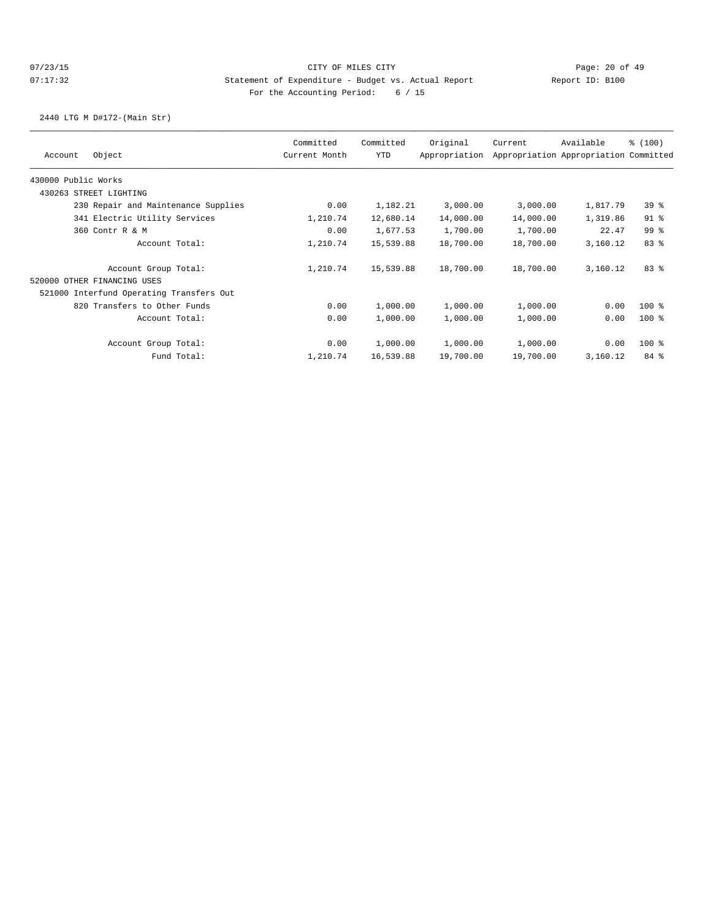CITY OF MILES CITY

Statement of Expenditure - Budget vs. Actual Report

Report ID: B100

For the Accounting Period: 6 / 15

07/23/15 07:17:32

2440 LTG M D#172-(Main Str)

| Account Object | Committed Current Month | Committed YTD | Original Appropriation | Current Appropriation | Available Appropriation | % (100) Committed |
|---|---|---|---|---|---|---|
| 430000 Public Works | | | | | | |
| 430263 STREET LIGHTING | | | | | | |
| 230 Repair and Maintenance Supplies | 0.00 | 1,182.21 | 3,000.00 | 3,000.00 | 1,817.79 | 39 % |
| 341 Electric Utility Services | 1,210.74 | 12,680.14 | 14,000.00 | 14,000.00 | 1,319.86 | 91 % |
| 360 Contr R & M | 0.00 | 1,677.53 | 1,700.00 | 1,700.00 | 22.47 | 99 % |
| Account Total: | 1,210.74 | 15,539.88 | 18,700.00 | 18,700.00 | 3,160.12 | 83 % |
| Account Group Total: | 1,210.74 | 15,539.88 | 18,700.00 | 18,700.00 | 3,160.12 | 83 % |
| 520000 OTHER FINANCING USES | | | | | | |
| 521000 Interfund Operating Transfers Out | | | | | | |
| 820 Transfers to Other Funds | 0.00 | 1,000.00 | 1,000.00 | 1,000.00 | 0.00 | 100 % |
| Account Total: | 0.00 | 1,000.00 | 1,000.00 | 1,000.00 | 0.00 | 100 % |
| Account Group Total: | 0.00 | 1,000.00 | 1,000.00 | 1,000.00 | 0.00 | 100 % |
| Fund Total: | 1,210.74 | 16,539.88 | 19,700.00 | 19,700.00 | 3,160.12 | 84 % |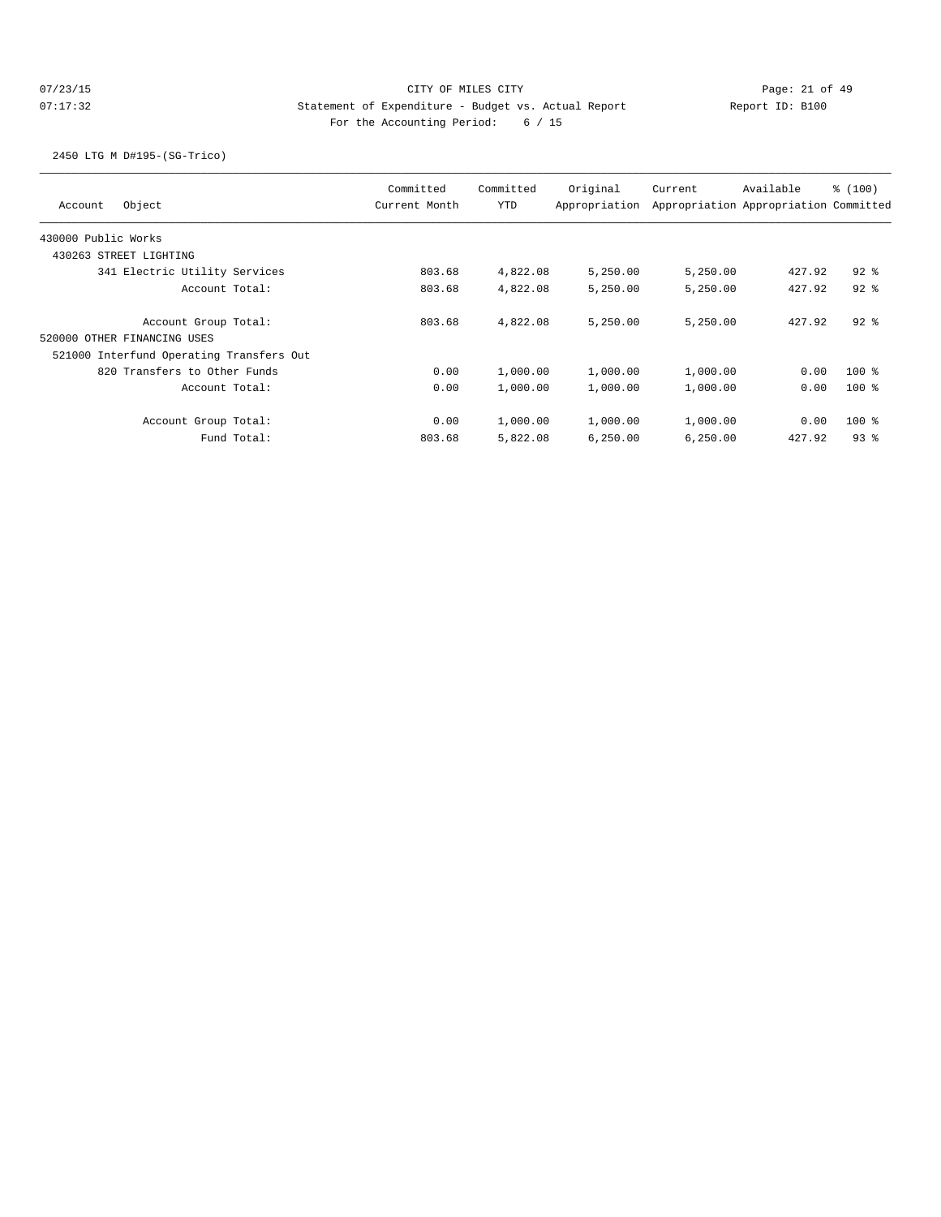CITY OF MILES CITY

Statement of Expenditure - Budget vs. Actual Report

Report ID: B100

For the Accounting Period: 6 / 15

07/23/15 07:17:32

2450 LTG M D#195-(SG-Trico)

| Account Object | Committed Current Month | Committed YTD | Original Appropriation | Current Appropriation | Available Appropriation | % (100) Committed |
|---|---|---|---|---|---|---|
| 430000 Public Works | | | | | | |
| 430263 STREET LIGHTING | | | | | | |
| 341 Electric Utility Services | 803.68 | 4,822.08 | 5,250.00 | 5,250.00 | 427.92 | 92 % |
| Account Total: | 803.68 | 4,822.08 | 5,250.00 | 5,250.00 | 427.92 | 92 % |
| Account Group Total: | 803.68 | 4,822.08 | 5,250.00 | 5,250.00 | 427.92 | 92 % |
| 520000 OTHER FINANCING USES | | | | | | |
| 521000 Interfund Operating Transfers Out | | | | | | |
| 820 Transfers to Other Funds | 0.00 | 1,000.00 | 1,000.00 | 1,000.00 | 0.00 | 100 % |
| Account Total: | 0.00 | 1,000.00 | 1,000.00 | 1,000.00 | 0.00 | 100 % |
| Account Group Total: | 0.00 | 1,000.00 | 1,000.00 | 1,000.00 | 0.00 | 100 % |
| Fund Total: | 803.68 | 5,822.08 | 6,250.00 | 6,250.00 | 427.92 | 93 % |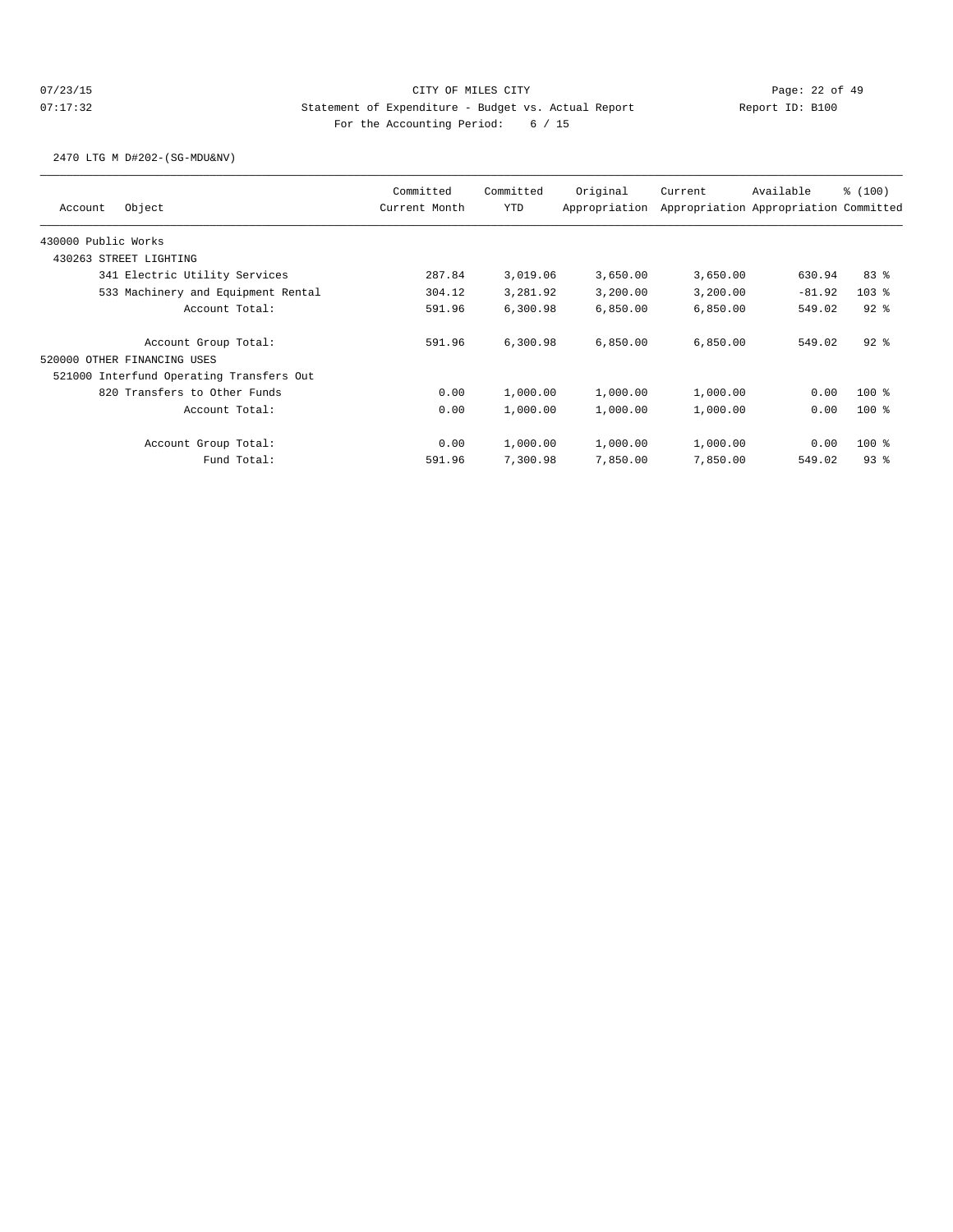CITY OF MILES CITY

Statement of Expenditure - Budget vs. Actual Report

Report ID: B100

For the Accounting Period: 6 / 15

07/23/15 07:17:32

2470 LTG M D#202-(SG-MDU&NV)

| Account Object | Committed Current Month | Committed YTD | Original Appropriation | Current Appropriation | Available Appropriation | % (100) Committed |
|---|---|---|---|---|---|---|
| 430000 Public Works | | | | | | |
| 430263 STREET LIGHTING | | | | | | |
| 341 Electric Utility Services | 287.84 | 3,019.06 | 3,650.00 | 3,650.00 | 630.94 | 83 % |
| 533 Machinery and Equipment Rental | 304.12 | 3,281.92 | 3,200.00 | 3,200.00 | -81.92 | 103 % |
| Account Total: | 591.96 | 6,300.98 | 6,850.00 | 6,850.00 | 549.02 | 92 % |
| Account Group Total: | 591.96 | 6,300.98 | 6,850.00 | 6,850.00 | 549.02 | 92 % |
| 520000 OTHER FINANCING USES | | | | | | |
| 521000 Interfund Operating Transfers Out | | | | | | |
| 820 Transfers to Other Funds | 0.00 | 1,000.00 | 1,000.00 | 1,000.00 | 0.00 | 100 % |
| Account Total: | 0.00 | 1,000.00 | 1,000.00 | 1,000.00 | 0.00 | 100 % |
| Account Group Total: | 0.00 | 1,000.00 | 1,000.00 | 1,000.00 | 0.00 | 100 % |
| Fund Total: | 591.96 | 7,300.98 | 7,850.00 | 7,850.00 | 549.02 | 93 % |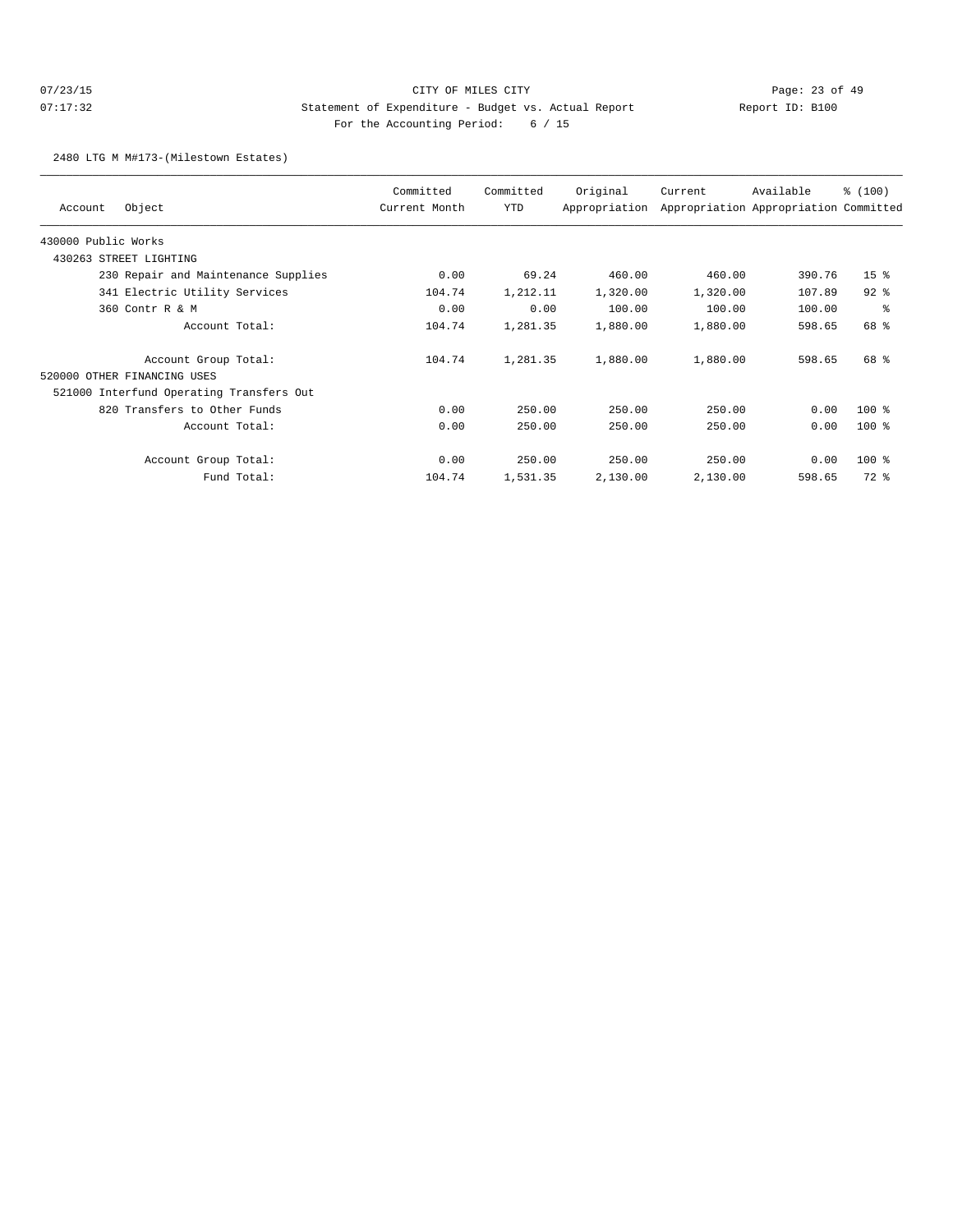CITY OF MILES CITY

Statement of Expenditure - Budget vs. Actual Report

Report ID: B100

For the Accounting Period: 6 / 15

07/23/15 07:17:32

2480 LTG M M#173-(Milestown Estates)

| Account | Object | Committed Current Month | Committed YTD | Original Appropriation | Current Appropriation | Available Appropriation | % (100) Committed |
|---|---|---|---|---|---|---|---|
| 430000 Public Works | | | | | | | |
| 430263 STREET LIGHTING | | | | | | | |
| | 230 Repair and Maintenance Supplies | 0.00 | 69.24 | 460.00 | 460.00 | 390.76 | 15 % |
| | 341 Electric Utility Services | 104.74 | 1,212.11 | 1,320.00 | 1,320.00 | 107.89 | 92 % |
| | 360 Contr R & M | 0.00 | 0.00 | 100.00 | 100.00 | 100.00 | % |
| | Account Total: | 104.74 | 1,281.35 | 1,880.00 | 1,880.00 | 598.65 | 68 % |
| | Account Group Total: | 104.74 | 1,281.35 | 1,880.00 | 1,880.00 | 598.65 | 68 % |
| 520000 OTHER FINANCING USES | | | | | | | |
| 521000 Interfund Operating Transfers Out | | | | | | | |
| | 820 Transfers to Other Funds | 0.00 | 250.00 | 250.00 | 250.00 | 0.00 | 100 % |
| | Account Total: | 0.00 | 250.00 | 250.00 | 250.00 | 0.00 | 100 % |
| | Account Group Total: | 0.00 | 250.00 | 250.00 | 250.00 | 0.00 | 100 % |
| | Fund Total: | 104.74 | 1,531.35 | 2,130.00 | 2,130.00 | 598.65 | 72 % |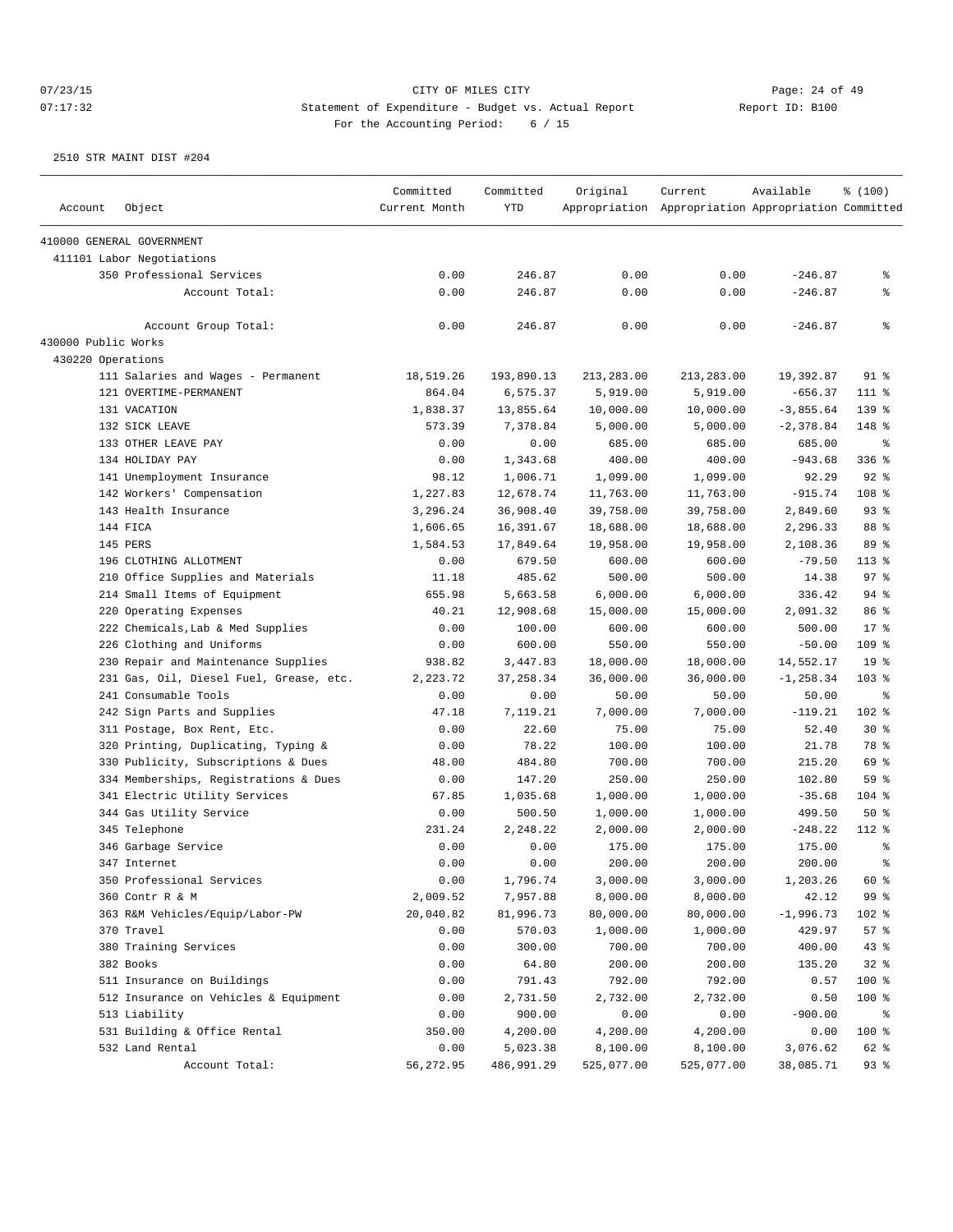07/23/15 CITY OF MILES CITY
07:17:32 Statement of Expenditure - Budget vs. Actual Report Report ID: B100
For the Accounting Period: 6 / 15

2510 STR MAINT DIST #204

| Account | Object | Committed Current Month | Committed YTD | Original Appropriation | Current Appropriation | Available Appropriation | % (100) Committed |
|---|---|---|---|---|---|---|---|
| 410000 GENERAL GOVERNMENT | | | | | | | |
| 411101 Labor Negotiations | | | | | | | |
| | 350 Professional Services | 0.00 | 246.87 | 0.00 | 0.00 | -246.87 | % |
| | Account Total: | 0.00 | 246.87 | 0.00 | 0.00 | -246.87 | % |
| | Account Group Total: | 0.00 | 246.87 | 0.00 | 0.00 | -246.87 | % |
| 430000 Public Works | | | | | | | |
| 430220 Operations | | | | | | | |
| | 111 Salaries and Wages - Permanent | 18,519.26 | 193,890.13 | 213,283.00 | 213,283.00 | 19,392.87 | 91 % |
| | 121 OVERTIME-PERMANENT | 864.04 | 6,575.37 | 5,919.00 | 5,919.00 | -656.37 | 111 % |
| | 131 VACATION | 1,838.37 | 13,855.64 | 10,000.00 | 10,000.00 | -3,855.64 | 139 % |
| | 132 SICK LEAVE | 573.39 | 7,378.84 | 5,000.00 | 5,000.00 | -2,378.84 | 148 % |
| | 133 OTHER LEAVE PAY | 0.00 | 0.00 | 685.00 | 685.00 | 685.00 | % |
| | 134 HOLIDAY PAY | 0.00 | 1,343.68 | 400.00 | 400.00 | -943.68 | 336 % |
| | 141 Unemployment Insurance | 98.12 | 1,006.71 | 1,099.00 | 1,099.00 | 92.29 | 92 % |
| | 142 Workers' Compensation | 1,227.83 | 12,678.74 | 11,763.00 | 11,763.00 | -915.74 | 108 % |
| | 143 Health Insurance | 3,296.24 | 36,908.40 | 39,758.00 | 39,758.00 | 2,849.60 | 93 % |
| | 144 FICA | 1,606.65 | 16,391.67 | 18,688.00 | 18,688.00 | 2,296.33 | 88 % |
| | 145 PERS | 1,584.53 | 17,849.64 | 19,958.00 | 19,958.00 | 2,108.36 | 89 % |
| | 196 CLOTHING ALLOTMENT | 0.00 | 679.50 | 600.00 | 600.00 | -79.50 | 113 % |
| | 210 Office Supplies and Materials | 11.18 | 485.62 | 500.00 | 500.00 | 14.38 | 97 % |
| | 214 Small Items of Equipment | 655.98 | 5,663.58 | 6,000.00 | 6,000.00 | 336.42 | 94 % |
| | 220 Operating Expenses | 40.21 | 12,908.68 | 15,000.00 | 15,000.00 | 2,091.32 | 86 % |
| | 222 Chemicals,Lab & Med Supplies | 0.00 | 100.00 | 600.00 | 600.00 | 500.00 | 17 % |
| | 226 Clothing and Uniforms | 0.00 | 600.00 | 550.00 | 550.00 | -50.00 | 109 % |
| | 230 Repair and Maintenance Supplies | 938.82 | 3,447.83 | 18,000.00 | 18,000.00 | 14,552.17 | 19 % |
| | 231 Gas, Oil, Diesel Fuel, Grease, etc. | 2,223.72 | 37,258.34 | 36,000.00 | 36,000.00 | -1,258.34 | 103 % |
| | 241 Consumable Tools | 0.00 | 0.00 | 50.00 | 50.00 | 50.00 | % |
| | 242 Sign Parts and Supplies | 47.18 | 7,119.21 | 7,000.00 | 7,000.00 | -119.21 | 102 % |
| | 311 Postage, Box Rent, Etc. | 0.00 | 22.60 | 75.00 | 75.00 | 52.40 | 30 % |
| | 320 Printing, Duplicating, Typing & | 0.00 | 78.22 | 100.00 | 100.00 | 21.78 | 78 % |
| | 330 Publicity, Subscriptions & Dues | 48.00 | 484.80 | 700.00 | 700.00 | 215.20 | 69 % |
| | 334 Memberships, Registrations & Dues | 0.00 | 147.20 | 250.00 | 250.00 | 102.80 | 59 % |
| | 341 Electric Utility Services | 67.85 | 1,035.68 | 1,000.00 | 1,000.00 | -35.68 | 104 % |
| | 344 Gas Utility Service | 0.00 | 500.50 | 1,000.00 | 1,000.00 | 499.50 | 50 % |
| | 345 Telephone | 231.24 | 2,248.22 | 2,000.00 | 2,000.00 | -248.22 | 112 % |
| | 346 Garbage Service | 0.00 | 0.00 | 175.00 | 175.00 | 175.00 | % |
| | 347 Internet | 0.00 | 0.00 | 200.00 | 200.00 | 200.00 | % |
| | 350 Professional Services | 0.00 | 1,796.74 | 3,000.00 | 3,000.00 | 1,203.26 | 60 % |
| | 360 Contr R & M | 2,009.52 | 7,957.88 | 8,000.00 | 8,000.00 | 42.12 | 99 % |
| | 363 R&M Vehicles/Equip/Labor-PW | 20,040.82 | 81,996.73 | 80,000.00 | 80,000.00 | -1,996.73 | 102 % |
| | 370 Travel | 0.00 | 570.03 | 1,000.00 | 1,000.00 | 429.97 | 57 % |
| | 380 Training Services | 0.00 | 300.00 | 700.00 | 700.00 | 400.00 | 43 % |
| | 382 Books | 0.00 | 64.80 | 200.00 | 200.00 | 135.20 | 32 % |
| | 511 Insurance on Buildings | 0.00 | 791.43 | 792.00 | 792.00 | 0.57 | 100 % |
| | 512 Insurance on Vehicles & Equipment | 0.00 | 2,731.50 | 2,732.00 | 2,732.00 | 0.50 | 100 % |
| | 513 Liability | 0.00 | 900.00 | 0.00 | 0.00 | -900.00 | % |
| | 531 Building & Office Rental | 350.00 | 4,200.00 | 4,200.00 | 4,200.00 | 0.00 | 100 % |
| | 532 Land Rental | 0.00 | 5,023.38 | 8,100.00 | 8,100.00 | 3,076.62 | 62 % |
| | Account Total: | 56,272.95 | 486,991.29 | 525,077.00 | 525,077.00 | 38,085.71 | 93 % |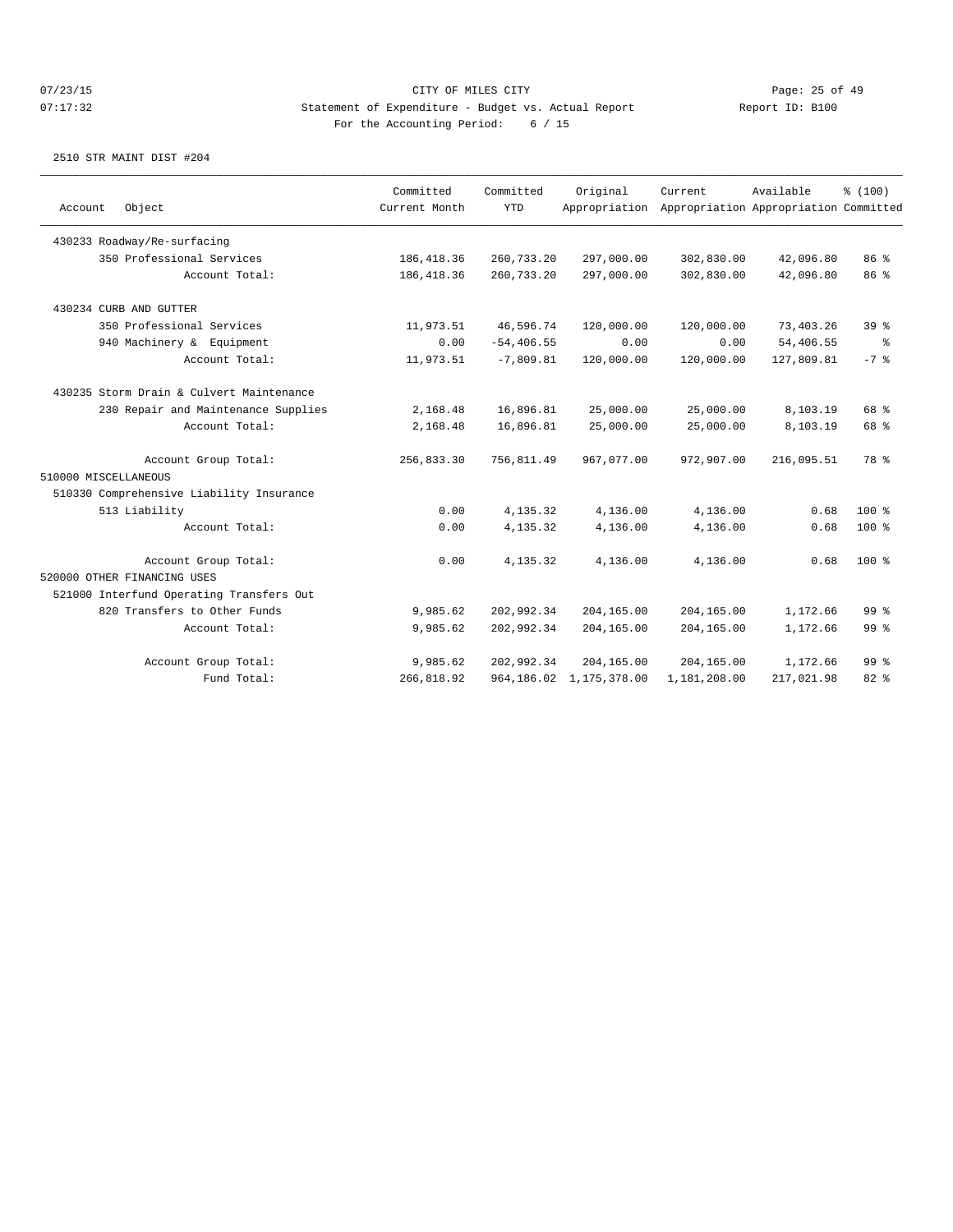CITY OF MILES CITY

Statement of Expenditure - Budget vs. Actual Report

Report ID: B100

For the Accounting Period: 6 / 15

2510 STR MAINT DIST #204

| Account Object | Committed Current Month | Committed YTD | Original Appropriation | Current Appropriation | Available Appropriation | % (100) Committed |
|---|---|---|---|---|---|---|
| 430233 Roadway/Re-surfacing | | | | | | |
| 350 Professional Services | 186,418.36 | 260,733.20 | 297,000.00 | 302,830.00 | 42,096.80 | 86 % |
| Account Total: | 186,418.36 | 260,733.20 | 297,000.00 | 302,830.00 | 42,096.80 | 86 % |
| 430234 CURB AND GUTTER | | | | | | |
| 350 Professional Services | 11,973.51 | 46,596.74 | 120,000.00 | 120,000.00 | 73,403.26 | 39 % |
| 940 Machinery & Equipment | 0.00 | -54,406.55 | 0.00 | 0.00 | 54,406.55 | % |
| Account Total: | 11,973.51 | -7,809.81 | 120,000.00 | 120,000.00 | 127,809.81 | -7 % |
| 430235 Storm Drain & Culvert Maintenance | | | | | | |
| 230 Repair and Maintenance Supplies | 2,168.48 | 16,896.81 | 25,000.00 | 25,000.00 | 8,103.19 | 68 % |
| Account Total: | 2,168.48 | 16,896.81 | 25,000.00 | 25,000.00 | 8,103.19 | 68 % |
| Account Group Total: | 256,833.30 | 756,811.49 | 967,077.00 | 972,907.00 | 216,095.51 | 78 % |
| 510000 MISCELLANEOUS | | | | | | |
| 510330 Comprehensive Liability Insurance | | | | | | |
| 513 Liability | 0.00 | 4,135.32 | 4,136.00 | 4,136.00 | 0.68 | 100 % |
| Account Total: | 0.00 | 4,135.32 | 4,136.00 | 4,136.00 | 0.68 | 100 % |
| Account Group Total: | 0.00 | 4,135.32 | 4,136.00 | 4,136.00 | 0.68 | 100 % |
| 520000 OTHER FINANCING USES | | | | | | |
| 521000 Interfund Operating Transfers Out | | | | | | |
| 820 Transfers to Other Funds | 9,985.62 | 202,992.34 | 204,165.00 | 204,165.00 | 1,172.66 | 99 % |
| Account Total: | 9,985.62 | 202,992.34 | 204,165.00 | 204,165.00 | 1,172.66 | 99 % |
| Account Group Total: | 9,985.62 | 202,992.34 | 204,165.00 | 204,165.00 | 1,172.66 | 99 % |
| Fund Total: | 266,818.92 | 964,186.02 | 1,175,378.00 | 1,181,208.00 | 217,021.98 | 82 % |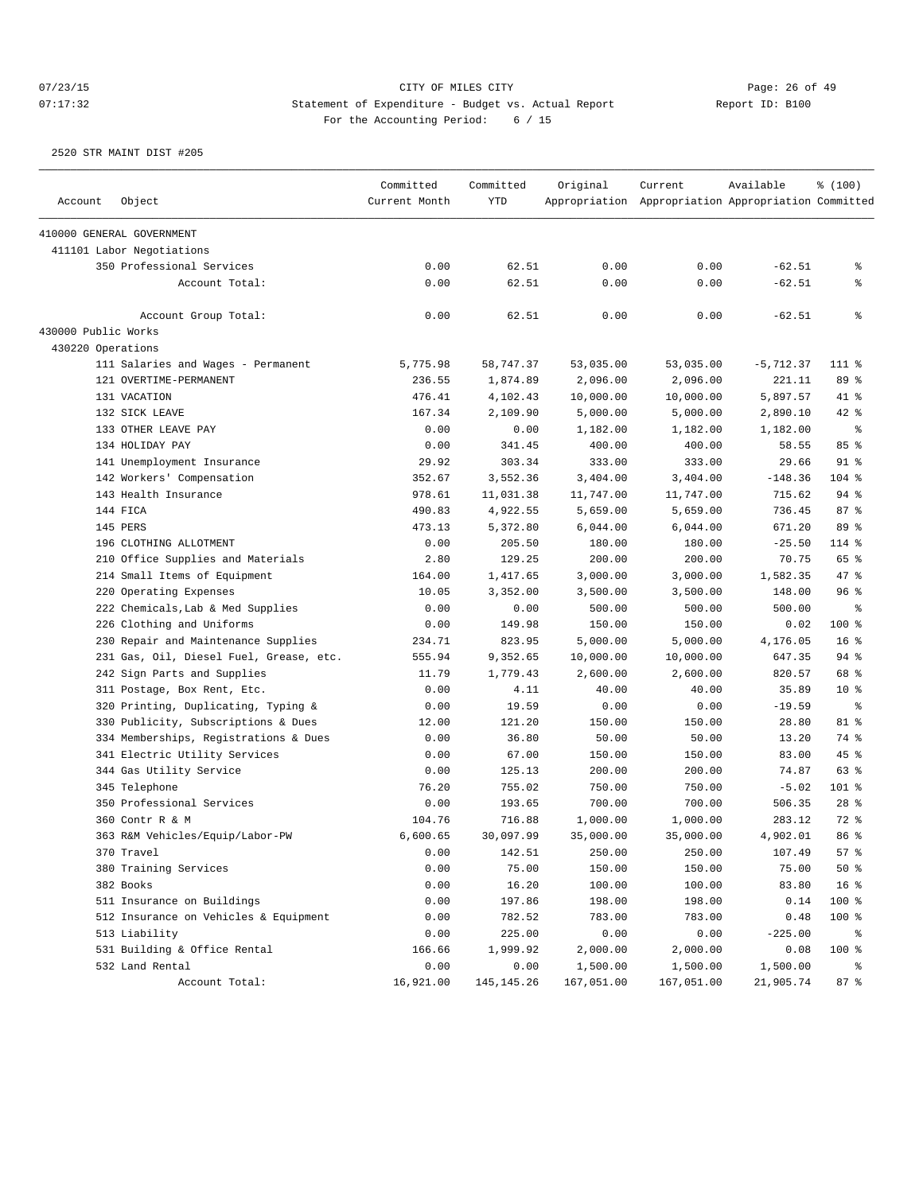07/23/15 CITY OF MILES CITY
07:17:32 Statement of Expenditure - Budget vs. Actual Report Report ID: B100
For the Accounting Period: 6 / 15

2520 STR MAINT DIST #205

| Account | Object | Committed Current Month | Committed YTD | Original Appropriation | Current Appropriation | Available Appropriation | % (100) Committed |
|---|---|---|---|---|---|---|---|
| 410000 GENERAL GOVERNMENT | | | | | | | |
| 411101 Labor Negotiations | | | | | | | |
| | 350 Professional Services | 0.00 | 62.51 | 0.00 | 0.00 | -62.51 | % |
| | Account Total: | 0.00 | 62.51 | 0.00 | 0.00 | -62.51 | % |
| | Account Group Total: | 0.00 | 62.51 | 0.00 | 0.00 | -62.51 | % |
| 430000 Public Works | | | | | | | |
| 430220 Operations | | | | | | | |
| | 111 Salaries and Wages - Permanent | 5,775.98 | 58,747.37 | 53,035.00 | 53,035.00 | -5,712.37 | 111 % |
| | 121 OVERTIME-PERMANENT | 236.55 | 1,874.89 | 2,096.00 | 2,096.00 | 221.11 | 89 % |
| | 131 VACATION | 476.41 | 4,102.43 | 10,000.00 | 10,000.00 | 5,897.57 | 41 % |
| | 132 SICK LEAVE | 167.34 | 2,109.90 | 5,000.00 | 5,000.00 | 2,890.10 | 42 % |
| | 133 OTHER LEAVE PAY | 0.00 | 0.00 | 1,182.00 | 1,182.00 | 1,182.00 | % |
| | 134 HOLIDAY PAY | 0.00 | 341.45 | 400.00 | 400.00 | 58.55 | 85 % |
| | 141 Unemployment Insurance | 29.92 | 303.34 | 333.00 | 333.00 | 29.66 | 91 % |
| | 142 Workers' Compensation | 352.67 | 3,552.36 | 3,404.00 | 3,404.00 | -148.36 | 104 % |
| | 143 Health Insurance | 978.61 | 11,031.38 | 11,747.00 | 11,747.00 | 715.62 | 94 % |
| | 144 FICA | 490.83 | 4,922.55 | 5,659.00 | 5,659.00 | 736.45 | 87 % |
| | 145 PERS | 473.13 | 5,372.80 | 6,044.00 | 6,044.00 | 671.20 | 89 % |
| | 196 CLOTHING ALLOTMENT | 0.00 | 205.50 | 180.00 | 180.00 | -25.50 | 114 % |
| | 210 Office Supplies and Materials | 2.80 | 129.25 | 200.00 | 200.00 | 70.75 | 65 % |
| | 214 Small Items of Equipment | 164.00 | 1,417.65 | 3,000.00 | 3,000.00 | 1,582.35 | 47 % |
| | 220 Operating Expenses | 10.05 | 3,352.00 | 3,500.00 | 3,500.00 | 148.00 | 96 % |
| | 222 Chemicals,Lab & Med Supplies | 0.00 | 0.00 | 500.00 | 500.00 | 500.00 | % |
| | 226 Clothing and Uniforms | 0.00 | 149.98 | 150.00 | 150.00 | 0.02 | 100 % |
| | 230 Repair and Maintenance Supplies | 234.71 | 823.95 | 5,000.00 | 5,000.00 | 4,176.05 | 16 % |
| | 231 Gas, Oil, Diesel Fuel, Grease, etc. | 555.94 | 9,352.65 | 10,000.00 | 10,000.00 | 647.35 | 94 % |
| | 242 Sign Parts and Supplies | 11.79 | 1,779.43 | 2,600.00 | 2,600.00 | 820.57 | 68 % |
| | 311 Postage, Box Rent, Etc. | 0.00 | 4.11 | 40.00 | 40.00 | 35.89 | 10 % |
| | 320 Printing, Duplicating, Typing & | 0.00 | 19.59 | 0.00 | 0.00 | -19.59 | % |
| | 330 Publicity, Subscriptions & Dues | 12.00 | 121.20 | 150.00 | 150.00 | 28.80 | 81 % |
| | 334 Memberships, Registrations & Dues | 0.00 | 36.80 | 50.00 | 50.00 | 13.20 | 74 % |
| | 341 Electric Utility Services | 0.00 | 67.00 | 150.00 | 150.00 | 83.00 | 45 % |
| | 344 Gas Utility Service | 0.00 | 125.13 | 200.00 | 200.00 | 74.87 | 63 % |
| | 345 Telephone | 76.20 | 755.02 | 750.00 | 750.00 | -5.02 | 101 % |
| | 350 Professional Services | 0.00 | 193.65 | 700.00 | 700.00 | 506.35 | 28 % |
| | 360 Contr R & M | 104.76 | 716.88 | 1,000.00 | 1,000.00 | 283.12 | 72 % |
| | 363 R&M Vehicles/Equip/Labor-PW | 6,600.65 | 30,097.99 | 35,000.00 | 35,000.00 | 4,902.01 | 86 % |
| | 370 Travel | 0.00 | 142.51 | 250.00 | 250.00 | 107.49 | 57 % |
| | 380 Training Services | 0.00 | 75.00 | 150.00 | 150.00 | 75.00 | 50 % |
| | 382 Books | 0.00 | 16.20 | 100.00 | 100.00 | 83.80 | 16 % |
| | 511 Insurance on Buildings | 0.00 | 197.86 | 198.00 | 198.00 | 0.14 | 100 % |
| | 512 Insurance on Vehicles & Equipment | 0.00 | 782.52 | 783.00 | 783.00 | 0.48 | 100 % |
| | 513 Liability | 0.00 | 225.00 | 0.00 | 0.00 | -225.00 | % |
| | 531 Building & Office Rental | 166.66 | 1,999.92 | 2,000.00 | 2,000.00 | 0.08 | 100 % |
| | 532 Land Rental | 0.00 | 0.00 | 1,500.00 | 1,500.00 | 1,500.00 | % |
| | Account Total: | 16,921.00 | 145,145.26 | 167,051.00 | 167,051.00 | 21,905.74 | 87 % |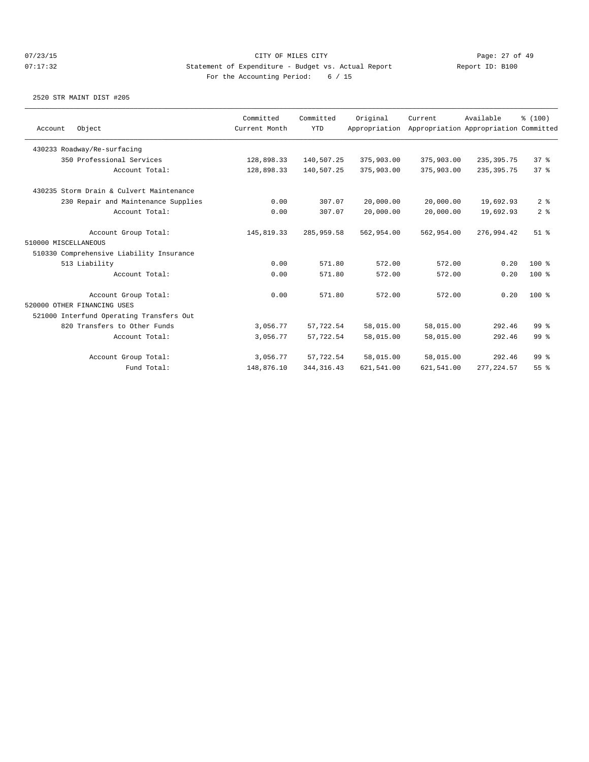CITY OF MILES CITY

Statement of Expenditure - Budget vs. Actual Report

Report ID: B100

For the Accounting Period: 6 / 15

2520 STR MAINT DIST #205

| Account Object | Committed Current Month | Committed YTD | Original Appropriation | Current Appropriation | Available Appropriation | % (100) Committed |
|---|---|---|---|---|---|---|
| 430233 Roadway/Re-surfacing | | | | | | |
| 350 Professional Services | 128,898.33 | 140,507.25 | 375,903.00 | 375,903.00 | 235,395.75 | 37 % |
| Account Total: | 128,898.33 | 140,507.25 | 375,903.00 | 375,903.00 | 235,395.75 | 37 % |
| 430235 Storm Drain & Culvert Maintenance | | | | | | |
| 230 Repair and Maintenance Supplies | 0.00 | 307.07 | 20,000.00 | 20,000.00 | 19,692.93 | 2 % |
| Account Total: | 0.00 | 307.07 | 20,000.00 | 20,000.00 | 19,692.93 | 2 % |
| Account Group Total: | 145,819.33 | 285,959.58 | 562,954.00 | 562,954.00 | 276,994.42 | 51 % |
| 510000 MISCELLANEOUS | | | | | | |
| 510330 Comprehensive Liability Insurance | | | | | | |
| 513 Liability | 0.00 | 571.80 | 572.00 | 572.00 | 0.20 | 100 % |
| Account Total: | 0.00 | 571.80 | 572.00 | 572.00 | 0.20 | 100 % |
| Account Group Total: | 0.00 | 571.80 | 572.00 | 572.00 | 0.20 | 100 % |
| 520000 OTHER FINANCING USES | | | | | | |
| 521000 Interfund Operating Transfers Out | | | | | | |
| 820 Transfers to Other Funds | 3,056.77 | 57,722.54 | 58,015.00 | 58,015.00 | 292.46 | 99 % |
| Account Total: | 3,056.77 | 57,722.54 | 58,015.00 | 58,015.00 | 292.46 | 99 % |
| Account Group Total: | 3,056.77 | 57,722.54 | 58,015.00 | 58,015.00 | 292.46 | 99 % |
| Fund Total: | 148,876.10 | 344,316.43 | 621,541.00 | 621,541.00 | 277,224.57 | 55 % |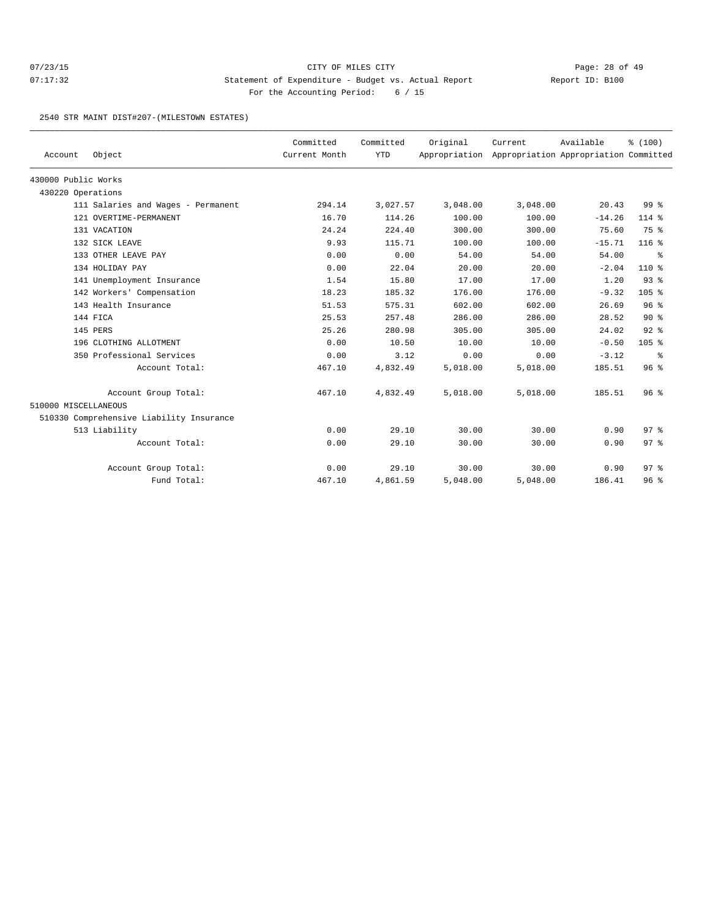CITY OF MILES CITY

Statement of Expenditure - Budget vs. Actual Report

Report ID: B100

For the Accounting Period: 6 / 15

07/23/15 07:17:32

2540 STR MAINT DIST#207-(MILESTOWN ESTATES)

| Account | Object | Committed Current Month | Committed YTD | Original Appropriation | Current Appropriation | Available Appropriation | % (100) Committed |
|---|---|---|---|---|---|---|---|
| 430000 Public Works | | | | | | | |
| 430220 Operations | | | | | | | |
| | 111 Salaries and Wages - Permanent | 294.14 | 3,027.57 | 3,048.00 | 3,048.00 | 20.43 | 99 % |
| | 121 OVERTIME-PERMANENT | 16.70 | 114.26 | 100.00 | 100.00 | -14.26 | 114 % |
| | 131 VACATION | 24.24 | 224.40 | 300.00 | 300.00 | 75.60 | 75 % |
| | 132 SICK LEAVE | 9.93 | 115.71 | 100.00 | 100.00 | -15.71 | 116 % |
| | 133 OTHER LEAVE PAY | 0.00 | 0.00 | 54.00 | 54.00 | 54.00 | % |
| | 134 HOLIDAY PAY | 0.00 | 22.04 | 20.00 | 20.00 | -2.04 | 110 % |
| | 141 Unemployment Insurance | 1.54 | 15.80 | 17.00 | 17.00 | 1.20 | 93 % |
| | 142 Workers' Compensation | 18.23 | 185.32 | 176.00 | 176.00 | -9.32 | 105 % |
| | 143 Health Insurance | 51.53 | 575.31 | 602.00 | 602.00 | 26.69 | 96 % |
| | 144 FICA | 25.53 | 257.48 | 286.00 | 286.00 | 28.52 | 90 % |
| | 145 PERS | 25.26 | 280.98 | 305.00 | 305.00 | 24.02 | 92 % |
| | 196 CLOTHING ALLOTMENT | 0.00 | 10.50 | 10.00 | 10.00 | -0.50 | 105 % |
| | 350 Professional Services | 0.00 | 3.12 | 0.00 | 0.00 | -3.12 | % |
| | Account Total: | 467.10 | 4,832.49 | 5,018.00 | 5,018.00 | 185.51 | 96 % |
| | Account Group Total: | 467.10 | 4,832.49 | 5,018.00 | 5,018.00 | 185.51 | 96 % |
| 510000 MISCELLANEOUS | | | | | | | |
| 510330 Comprehensive Liability Insurance | | | | | | | |
| | 513 Liability | 0.00 | 29.10 | 30.00 | 30.00 | 0.90 | 97 % |
| | Account Total: | 0.00 | 29.10 | 30.00 | 30.00 | 0.90 | 97 % |
| | Account Group Total: | 0.00 | 29.10 | 30.00 | 30.00 | 0.90 | 97 % |
| | Fund Total: | 467.10 | 4,861.59 | 5,048.00 | 5,048.00 | 186.41 | 96 % |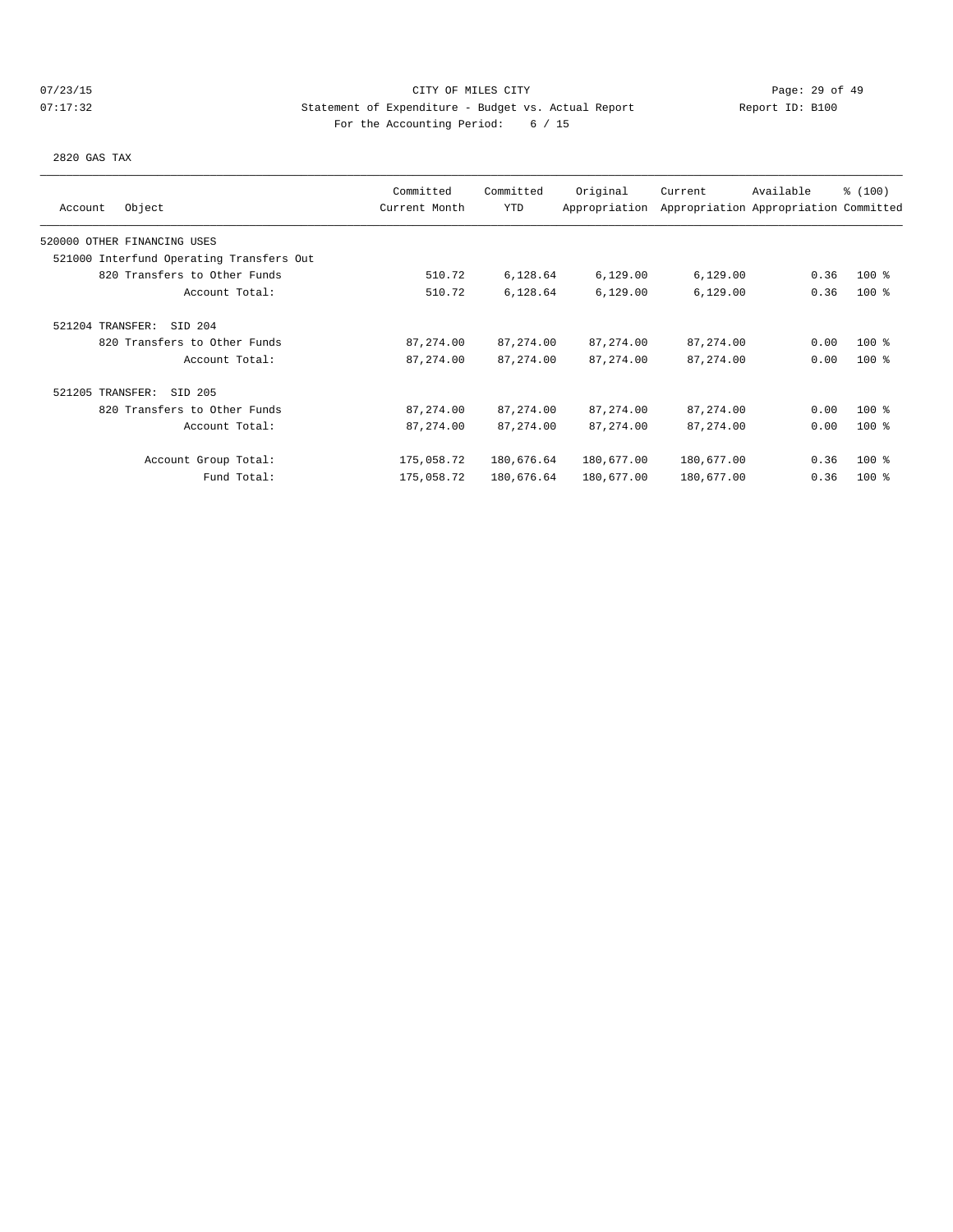CITY OF MILES CITY

Statement of Expenditure - Budget vs. Actual Report

Report ID: B100

For the Accounting Period: 6 / 15

07/23/15 07:17:32

2820 GAS TAX

| Account Object | Committed Current Month | Committed YTD | Original Appropriation | Current Appropriation | Available Appropriation | % (100) Committed |
|---|---|---|---|---|---|---|
| 520000 OTHER FINANCING USES | | | | | | |
| 521000 Interfund Operating Transfers Out | | | | | | |
| 820 Transfers to Other Funds | 510.72 | 6,128.64 | 6,129.00 | 6,129.00 | 0.36 | 100 % |
| Account Total: | 510.72 | 6,128.64 | 6,129.00 | 6,129.00 | 0.36 | 100 % |
| 521204 TRANSFER: SID 204 | | | | | | |
| 820 Transfers to Other Funds | 87,274.00 | 87,274.00 | 87,274.00 | 87,274.00 | 0.00 | 100 % |
| Account Total: | 87,274.00 | 87,274.00 | 87,274.00 | 87,274.00 | 0.00 | 100 % |
| 521205 TRANSFER: SID 205 | | | | | | |
| 820 Transfers to Other Funds | 87,274.00 | 87,274.00 | 87,274.00 | 87,274.00 | 0.00 | 100 % |
| Account Total: | 87,274.00 | 87,274.00 | 87,274.00 | 87,274.00 | 0.00 | 100 % |
| Account Group Total: | 175,058.72 | 180,676.64 | 180,677.00 | 180,677.00 | 0.36 | 100 % |
| Fund Total: | 175,058.72 | 180,676.64 | 180,677.00 | 180,677.00 | 0.36 | 100 % |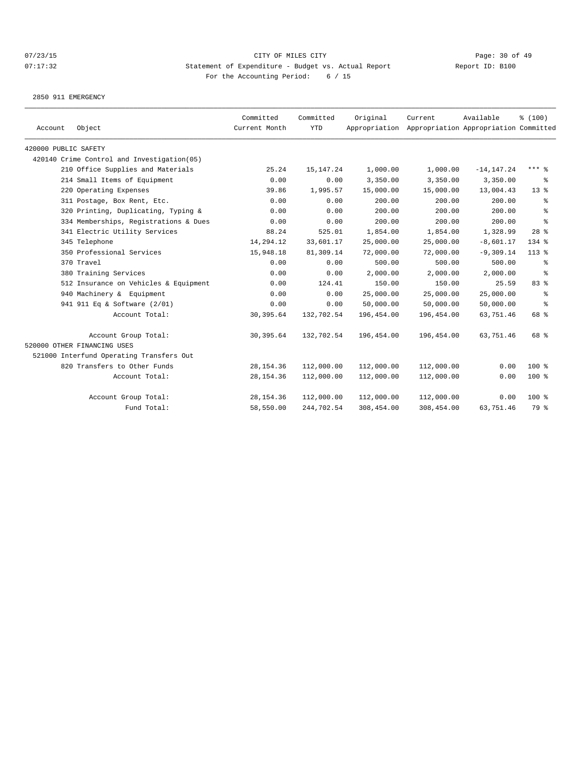CITY OF MILES CITY
Statement of Expenditure - Budget vs. Actual Report
For the Accounting Period: 6 / 15

07/23/15
07:17:32

Report ID: B100

2850 911 EMERGENCY

| Account | Object | Committed Current Month | Committed YTD | Original Appropriation | Current Appropriation | Available Appropriation | % (100) Committed |
|---|---|---|---|---|---|---|---|
| 420000 PUBLIC SAFETY | | | | | | | |
| 420140 Crime Control and Investigation(05) | | | | | | | |
| | 210 Office Supplies and Materials | 25.24 | 15,147.24 | 1,000.00 | 1,000.00 | -14,147.24 | *** % |
| | 214 Small Items of Equipment | 0.00 | 0.00 | 3,350.00 | 3,350.00 | 3,350.00 | % |
| | 220 Operating Expenses | 39.86 | 1,995.57 | 15,000.00 | 15,000.00 | 13,004.43 | 13 % |
| | 311 Postage, Box Rent, Etc. | 0.00 | 0.00 | 200.00 | 200.00 | 200.00 | % |
| | 320 Printing, Duplicating, Typing & | 0.00 | 0.00 | 200.00 | 200.00 | 200.00 | % |
| | 334 Memberships, Registrations & Dues | 0.00 | 0.00 | 200.00 | 200.00 | 200.00 | % |
| | 341 Electric Utility Services | 88.24 | 525.01 | 1,854.00 | 1,854.00 | 1,328.99 | 28 % |
| | 345 Telephone | 14,294.12 | 33,601.17 | 25,000.00 | 25,000.00 | -8,601.17 | 134 % |
| | 350 Professional Services | 15,948.18 | 81,309.14 | 72,000.00 | 72,000.00 | -9,309.14 | 113 % |
| | 370 Travel | 0.00 | 0.00 | 500.00 | 500.00 | 500.00 | % |
| | 380 Training Services | 0.00 | 0.00 | 2,000.00 | 2,000.00 | 2,000.00 | % |
| | 512 Insurance on Vehicles & Equipment | 0.00 | 124.41 | 150.00 | 150.00 | 25.59 | 83 % |
| | 940 Machinery & Equipment | 0.00 | 0.00 | 25,000.00 | 25,000.00 | 25,000.00 | % |
| | 941 911 Eq & Software (2/01) | 0.00 | 0.00 | 50,000.00 | 50,000.00 | 50,000.00 | % |
| | Account Total: | 30,395.64 | 132,702.54 | 196,454.00 | 196,454.00 | 63,751.46 | 68 % |
| | Account Group Total: | 30,395.64 | 132,702.54 | 196,454.00 | 196,454.00 | 63,751.46 | 68 % |
| 520000 OTHER FINANCING USES | | | | | | | |
| 521000 Interfund Operating Transfers Out | | | | | | | |
| | 820 Transfers to Other Funds | 28,154.36 | 112,000.00 | 112,000.00 | 112,000.00 | 0.00 | 100 % |
| | Account Total: | 28,154.36 | 112,000.00 | 112,000.00 | 112,000.00 | 0.00 | 100 % |
| | Account Group Total: | 28,154.36 | 112,000.00 | 112,000.00 | 112,000.00 | 0.00 | 100 % |
| | Fund Total: | 58,550.00 | 244,702.54 | 308,454.00 | 308,454.00 | 63,751.46 | 79 % |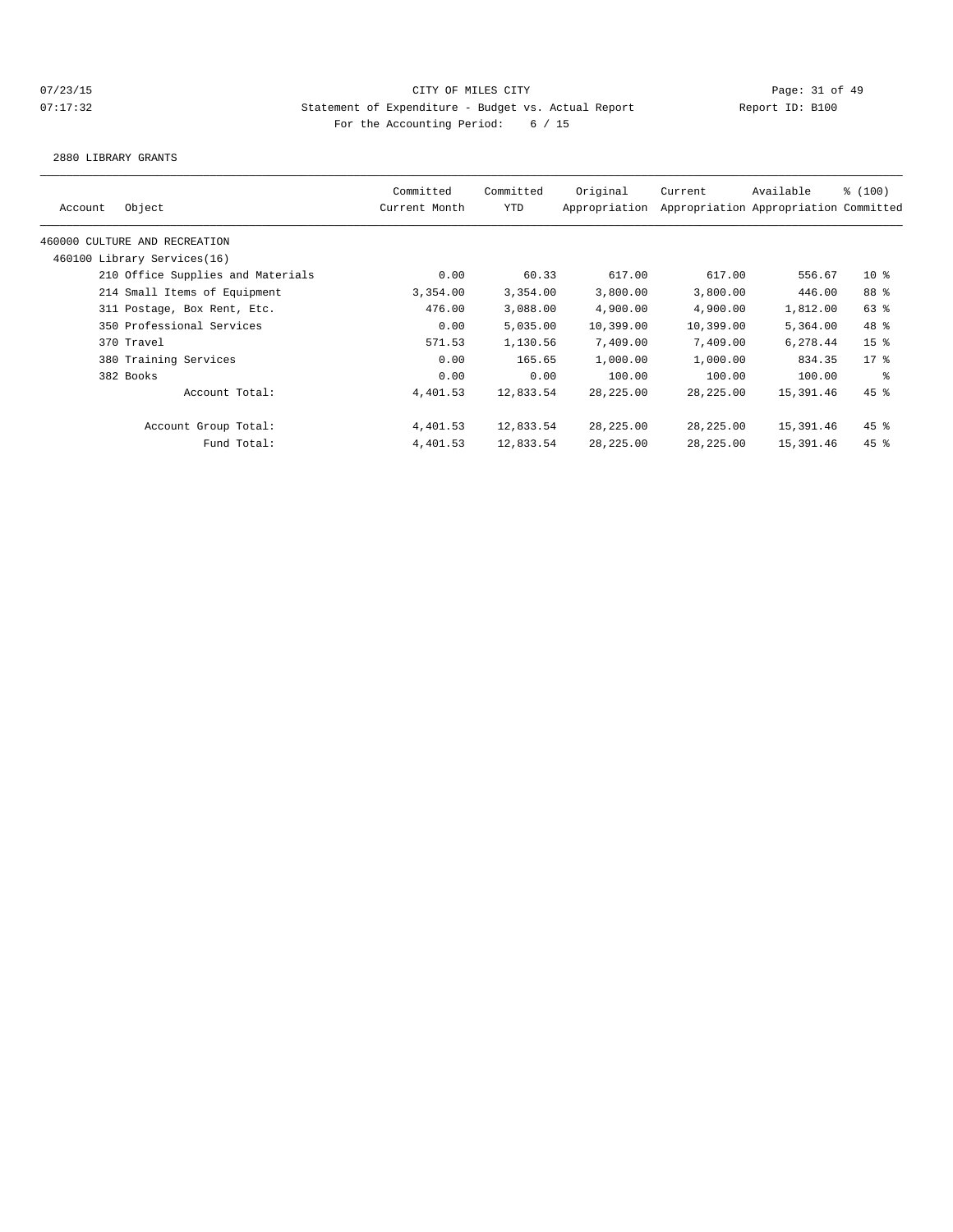CITY OF MILES CITY

Statement of Expenditure - Budget vs. Actual Report

For the Accounting Period: 6 / 15

2880 LIBRARY GRANTS

| Account | Object | Committed Current Month | Committed YTD | Original Appropriation | Current Appropriation | Available Appropriation | % (100) Committed |
|---|---|---|---|---|---|---|---|
| 460000 CULTURE AND RECREATION | | | | | | | |
| 460100 Library Services(16) | | | | | | | |
| | 210 Office Supplies and Materials | 0.00 | 60.33 | 617.00 | 617.00 | 556.67 | 10 % |
| | 214 Small Items of Equipment | 3,354.00 | 3,354.00 | 3,800.00 | 3,800.00 | 446.00 | 88 % |
| | 311 Postage, Box Rent, Etc. | 476.00 | 3,088.00 | 4,900.00 | 4,900.00 | 1,812.00 | 63 % |
| | 350 Professional Services | 0.00 | 5,035.00 | 10,399.00 | 10,399.00 | 5,364.00 | 48 % |
| | 370 Travel | 571.53 | 1,130.56 | 7,409.00 | 7,409.00 | 6,278.44 | 15 % |
| | 380 Training Services | 0.00 | 165.65 | 1,000.00 | 1,000.00 | 834.35 | 17 % |
| | 382 Books | 0.00 | 0.00 | 100.00 | 100.00 | 100.00 | % |
| | Account Total: | 4,401.53 | 12,833.54 | 28,225.00 | 28,225.00 | 15,391.46 | 45 % |
| | Account Group Total: | 4,401.53 | 12,833.54 | 28,225.00 | 28,225.00 | 15,391.46 | 45 % |
| | Fund Total: | 4,401.53 | 12,833.54 | 28,225.00 | 28,225.00 | 15,391.46 | 45 % |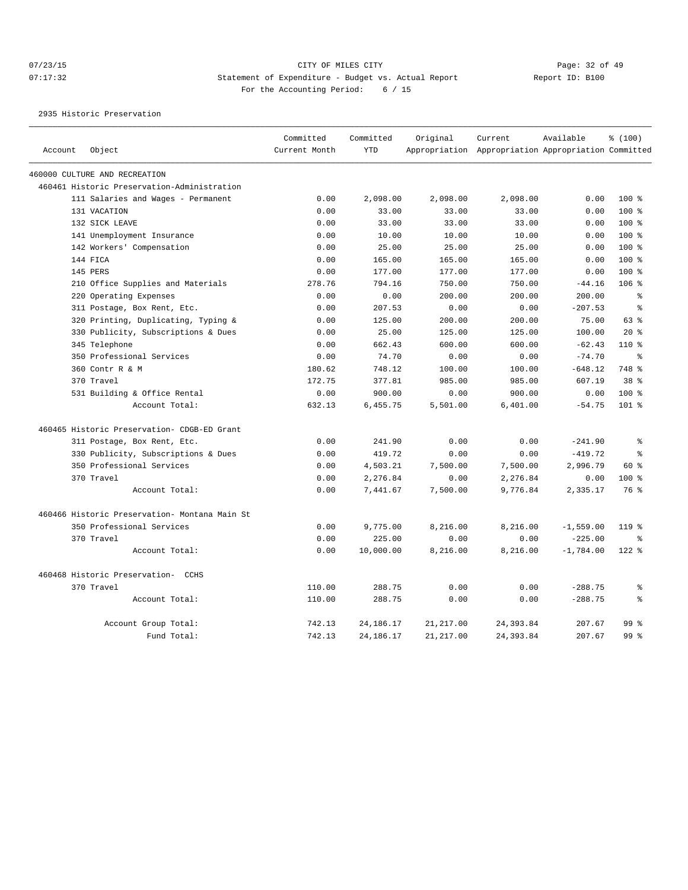CITY OF MILES CITY

Statement of Expenditure - Budget vs. Actual Report

For the Accounting Period: 6 / 15

07/23/15 07:17:32 Report ID: B100

2935 Historic Preservation

| Account | Object | Committed Current Month | Committed YTD | Original Appropriation | Current Appropriation | Available Appropriation | % (100) Committed |
|---|---|---|---|---|---|---|---|
| 460000 CULTURE AND RECREATION | | | | | | | |
| 460461 Historic Preservation-Administration | | | | | | | |
| | 111 Salaries and Wages - Permanent | 0.00 | 2,098.00 | 2,098.00 | 2,098.00 | 0.00 | 100 % |
| | 131 VACATION | 0.00 | 33.00 | 33.00 | 33.00 | 0.00 | 100 % |
| | 132 SICK LEAVE | 0.00 | 33.00 | 33.00 | 33.00 | 0.00 | 100 % |
| | 141 Unemployment Insurance | 0.00 | 10.00 | 10.00 | 10.00 | 0.00 | 100 % |
| | 142 Workers' Compensation | 0.00 | 25.00 | 25.00 | 25.00 | 0.00 | 100 % |
| | 144 FICA | 0.00 | 165.00 | 165.00 | 165.00 | 0.00 | 100 % |
| | 145 PERS | 0.00 | 177.00 | 177.00 | 177.00 | 0.00 | 100 % |
| | 210 Office Supplies and Materials | 278.76 | 794.16 | 750.00 | 750.00 | -44.16 | 106 % |
| | 220 Operating Expenses | 0.00 | 0.00 | 200.00 | 200.00 | 200.00 | % |
| | 311 Postage, Box Rent, Etc. | 0.00 | 207.53 | 0.00 | 0.00 | -207.53 | % |
| | 320 Printing, Duplicating, Typing & | 0.00 | 125.00 | 200.00 | 200.00 | 75.00 | 63 % |
| | 330 Publicity, Subscriptions & Dues | 0.00 | 25.00 | 125.00 | 125.00 | 100.00 | 20 % |
| | 345 Telephone | 0.00 | 662.43 | 600.00 | 600.00 | -62.43 | 110 % |
| | 350 Professional Services | 0.00 | 74.70 | 0.00 | 0.00 | -74.70 | % |
| | 360 Contr R & M | 180.62 | 748.12 | 100.00 | 100.00 | -648.12 | 748 % |
| | 370 Travel | 172.75 | 377.81 | 985.00 | 985.00 | 607.19 | 38 % |
| | 531 Building & Office Rental | 0.00 | 900.00 | 0.00 | 900.00 | 0.00 | 100 % |
| | Account Total: | 632.13 | 6,455.75 | 5,501.00 | 6,401.00 | -54.75 | 101 % |
| 460465 Historic Preservation- CDGB-ED Grant | | | | | | | |
| | 311 Postage, Box Rent, Etc. | 0.00 | 241.90 | 0.00 | 0.00 | -241.90 | % |
| | 330 Publicity, Subscriptions & Dues | 0.00 | 419.72 | 0.00 | 0.00 | -419.72 | % |
| | 350 Professional Services | 0.00 | 4,503.21 | 7,500.00 | 7,500.00 | 2,996.79 | 60 % |
| | 370 Travel | 0.00 | 2,276.84 | 0.00 | 2,276.84 | 0.00 | 100 % |
| | Account Total: | 0.00 | 7,441.67 | 7,500.00 | 9,776.84 | 2,335.17 | 76 % |
| 460466 Historic Preservation- Montana Main St | | | | | | | |
| | 350 Professional Services | 0.00 | 9,775.00 | 8,216.00 | 8,216.00 | -1,559.00 | 119 % |
| | 370 Travel | 0.00 | 225.00 | 0.00 | 0.00 | -225.00 | % |
| | Account Total: | 0.00 | 10,000.00 | 8,216.00 | 8,216.00 | -1,784.00 | 122 % |
| 460468 Historic Preservation- CCHS | | | | | | | |
| | 370 Travel | 110.00 | 288.75 | 0.00 | 0.00 | -288.75 | % |
| | Account Total: | 110.00 | 288.75 | 0.00 | 0.00 | -288.75 | % |
| | Account Group Total: | 742.13 | 24,186.17 | 21,217.00 | 24,393.84 | 207.67 | 99 % |
| | Fund Total: | 742.13 | 24,186.17 | 21,217.00 | 24,393.84 | 207.67 | 99 % |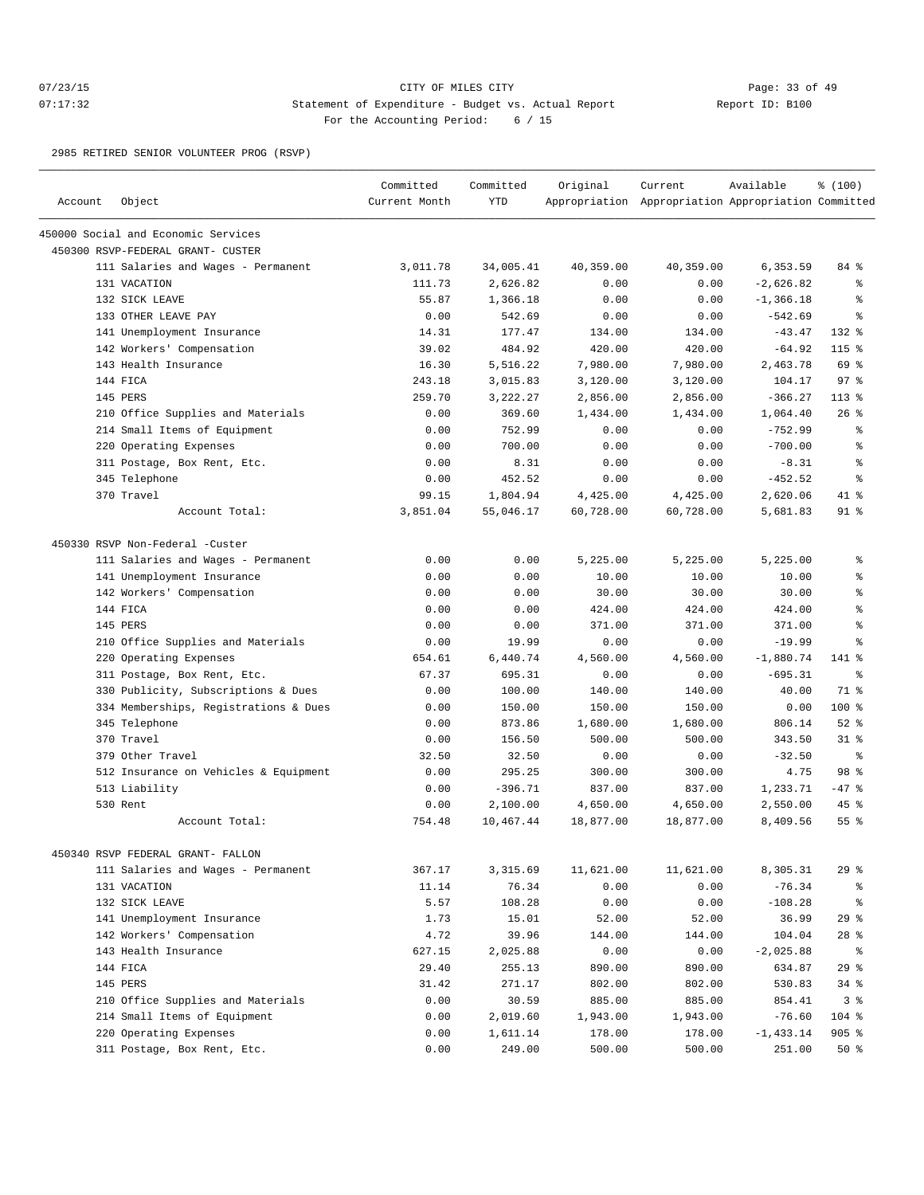07/23/15 CITY OF MILES CITY
07:17:32 Statement of Expenditure - Budget vs. Actual Report Report ID: B100
For the Accounting Period: 6 / 15

2985 RETIRED SENIOR VOLUNTEER PROG (RSVP)

| Account | Object | Committed Current Month | Committed YTD | Original Appropriation | Current Appropriation | Available Appropriation | % (100) Committed |
|---|---|---|---|---|---|---|---|
| 450000 Social and Economic Services | | | | | | | |
| 450300 RSVP-FEDERAL GRANT- CUSTER | | | | | | | |
| | 111 Salaries and Wages - Permanent | 3,011.78 | 34,005.41 | 40,359.00 | 40,359.00 | 6,353.59 | 84 % |
| | 131 VACATION | 111.73 | 2,626.82 | 0.00 | 0.00 | -2,626.82 | % |
| | 132 SICK LEAVE | 55.87 | 1,366.18 | 0.00 | 0.00 | -1,366.18 | % |
| | 133 OTHER LEAVE PAY | 0.00 | 542.69 | 0.00 | 0.00 | -542.69 | % |
| | 141 Unemployment Insurance | 14.31 | 177.47 | 134.00 | 134.00 | -43.47 | 132 % |
| | 142 Workers' Compensation | 39.02 | 484.92 | 420.00 | 420.00 | -64.92 | 115 % |
| | 143 Health Insurance | 16.30 | 5,516.22 | 7,980.00 | 7,980.00 | 2,463.78 | 69 % |
| | 144 FICA | 243.18 | 3,015.83 | 3,120.00 | 3,120.00 | 104.17 | 97 % |
| | 145 PERS | 259.70 | 3,222.27 | 2,856.00 | 2,856.00 | -366.27 | 113 % |
| | 210 Office Supplies and Materials | 0.00 | 369.60 | 1,434.00 | 1,434.00 | 1,064.40 | 26 % |
| | 214 Small Items of Equipment | 0.00 | 752.99 | 0.00 | 0.00 | -752.99 | % |
| | 220 Operating Expenses | 0.00 | 700.00 | 0.00 | 0.00 | -700.00 | % |
| | 311 Postage, Box Rent, Etc. | 0.00 | 8.31 | 0.00 | 0.00 | -8.31 | % |
| | 345 Telephone | 0.00 | 452.52 | 0.00 | 0.00 | -452.52 | % |
| | 370 Travel | 99.15 | 1,804.94 | 4,425.00 | 4,425.00 | 2,620.06 | 41 % |
| | Account Total: | 3,851.04 | 55,046.17 | 60,728.00 | 60,728.00 | 5,681.83 | 91 % |
| 450330 RSVP Non-Federal -Custer | | | | | | | |
| | 111 Salaries and Wages - Permanent | 0.00 | 0.00 | 5,225.00 | 5,225.00 | 5,225.00 | % |
| | 141 Unemployment Insurance | 0.00 | 0.00 | 10.00 | 10.00 | 10.00 | % |
| | 142 Workers' Compensation | 0.00 | 0.00 | 30.00 | 30.00 | 30.00 | % |
| | 144 FICA | 0.00 | 0.00 | 424.00 | 424.00 | 424.00 | % |
| | 145 PERS | 0.00 | 0.00 | 371.00 | 371.00 | 371.00 | % |
| | 210 Office Supplies and Materials | 0.00 | 19.99 | 0.00 | 0.00 | -19.99 | % |
| | 220 Operating Expenses | 654.61 | 6,440.74 | 4,560.00 | 4,560.00 | -1,880.74 | 141 % |
| | 311 Postage, Box Rent, Etc. | 67.37 | 695.31 | 0.00 | 0.00 | -695.31 | % |
| | 330 Publicity, Subscriptions & Dues | 0.00 | 100.00 | 140.00 | 140.00 | 40.00 | 71 % |
| | 334 Memberships, Registrations & Dues | 0.00 | 150.00 | 150.00 | 150.00 | 0.00 | 100 % |
| | 345 Telephone | 0.00 | 873.86 | 1,680.00 | 1,680.00 | 806.14 | 52 % |
| | 370 Travel | 0.00 | 156.50 | 500.00 | 500.00 | 343.50 | 31 % |
| | 379 Other Travel | 32.50 | 32.50 | 0.00 | 0.00 | -32.50 | % |
| | 512 Insurance on Vehicles & Equipment | 0.00 | 295.25 | 300.00 | 300.00 | 4.75 | 98 % |
| | 513 Liability | 0.00 | -396.71 | 837.00 | 837.00 | 1,233.71 | -47 % |
| | 530 Rent | 0.00 | 2,100.00 | 4,650.00 | 4,650.00 | 2,550.00 | 45 % |
| | Account Total: | 754.48 | 10,467.44 | 18,877.00 | 18,877.00 | 8,409.56 | 55 % |
| 450340 RSVP FEDERAL GRANT- FALLON | | | | | | | |
| | 111 Salaries and Wages - Permanent | 367.17 | 3,315.69 | 11,621.00 | 11,621.00 | 8,305.31 | 29 % |
| | 131 VACATION | 11.14 | 76.34 | 0.00 | 0.00 | -76.34 | % |
| | 132 SICK LEAVE | 5.57 | 108.28 | 0.00 | 0.00 | -108.28 | % |
| | 141 Unemployment Insurance | 1.73 | 15.01 | 52.00 | 52.00 | 36.99 | 29 % |
| | 142 Workers' Compensation | 4.72 | 39.96 | 144.00 | 144.00 | 104.04 | 28 % |
| | 143 Health Insurance | 627.15 | 2,025.88 | 0.00 | 0.00 | -2,025.88 | % |
| | 144 FICA | 29.40 | 255.13 | 890.00 | 890.00 | 634.87 | 29 % |
| | 145 PERS | 31.42 | 271.17 | 802.00 | 802.00 | 530.83 | 34 % |
| | 210 Office Supplies and Materials | 0.00 | 30.59 | 885.00 | 885.00 | 854.41 | 3 % |
| | 214 Small Items of Equipment | 0.00 | 2,019.60 | 1,943.00 | 1,943.00 | -76.60 | 104 % |
| | 220 Operating Expenses | 0.00 | 1,611.14 | 178.00 | 178.00 | -1,433.14 | 905 % |
| | 311 Postage, Box Rent, Etc. | 0.00 | 249.00 | 500.00 | 500.00 | 251.00 | 50 % |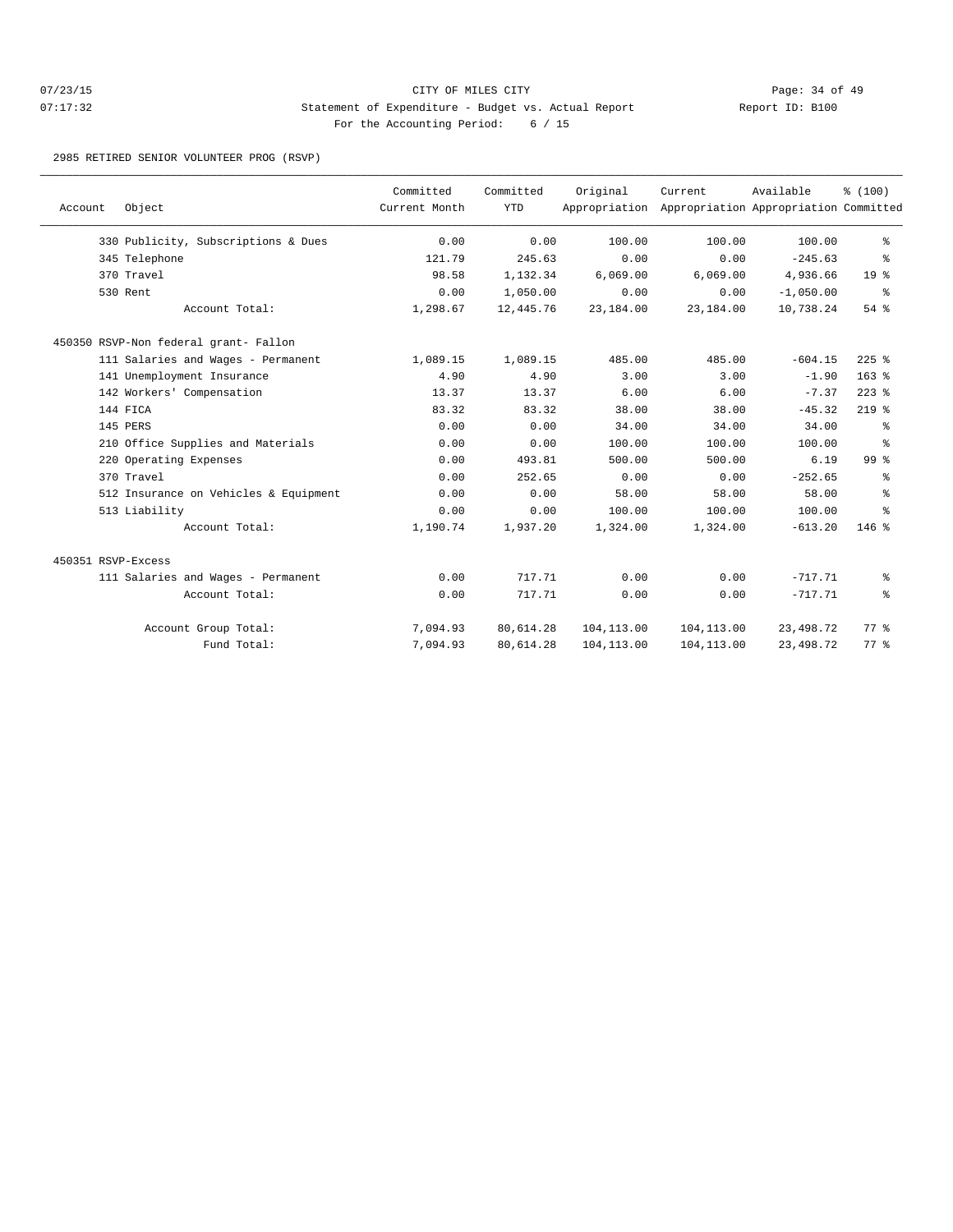CITY OF MILES CITY
Statement of Expenditure - Budget vs. Actual Report
For the Accounting Period: 6 / 15

07/23/15
07:17:32

Report ID: B100

2985 RETIRED SENIOR VOLUNTEER PROG (RSVP)

| Account | Object | Committed Current Month | Committed YTD | Original Appropriation | Current Appropriation | Available Appropriation | % (100) Committed |
|---|---|---|---|---|---|---|---|
| | 330 Publicity, Subscriptions & Dues | 0.00 | 0.00 | 100.00 | 100.00 | 100.00 | % |
| | 345 Telephone | 121.79 | 245.63 | 0.00 | 0.00 | -245.63 | % |
| | 370 Travel | 98.58 | 1,132.34 | 6,069.00 | 6,069.00 | 4,936.66 | 19 % |
| | 530 Rent | 0.00 | 1,050.00 | 0.00 | 0.00 | -1,050.00 | % |
| | Account Total: | 1,298.67 | 12,445.76 | 23,184.00 | 23,184.00 | 10,738.24 | 54 % |
| 450350 RSVP-Non federal grant- Fallon | | | | | | | |
| | 111 Salaries and Wages - Permanent | 1,089.15 | 1,089.15 | 485.00 | 485.00 | -604.15 | 225 % |
| | 141 Unemployment Insurance | 4.90 | 4.90 | 3.00 | 3.00 | -1.90 | 163 % |
| | 142 Workers' Compensation | 13.37 | 13.37 | 6.00 | 6.00 | -7.37 | 223 % |
| | 144 FICA | 83.32 | 83.32 | 38.00 | 38.00 | -45.32 | 219 % |
| | 145 PERS | 0.00 | 0.00 | 34.00 | 34.00 | 34.00 | % |
| | 210 Office Supplies and Materials | 0.00 | 0.00 | 100.00 | 100.00 | 100.00 | % |
| | 220 Operating Expenses | 0.00 | 493.81 | 500.00 | 500.00 | 6.19 | 99 % |
| | 370 Travel | 0.00 | 252.65 | 0.00 | 0.00 | -252.65 | % |
| | 512 Insurance on Vehicles & Equipment | 0.00 | 0.00 | 58.00 | 58.00 | 58.00 | % |
| | 513 Liability | 0.00 | 0.00 | 100.00 | 100.00 | 100.00 | % |
| | Account Total: | 1,190.74 | 1,937.20 | 1,324.00 | 1,324.00 | -613.20 | 146 % |
| 450351 RSVP-Excess | | | | | | | |
| | 111 Salaries and Wages - Permanent | 0.00 | 717.71 | 0.00 | 0.00 | -717.71 | % |
| | Account Total: | 0.00 | 717.71 | 0.00 | 0.00 | -717.71 | % |
| | Account Group Total: | 7,094.93 | 80,614.28 | 104,113.00 | 104,113.00 | 23,498.72 | 77 % |
| | Fund Total: | 7,094.93 | 80,614.28 | 104,113.00 | 104,113.00 | 23,498.72 | 77 % |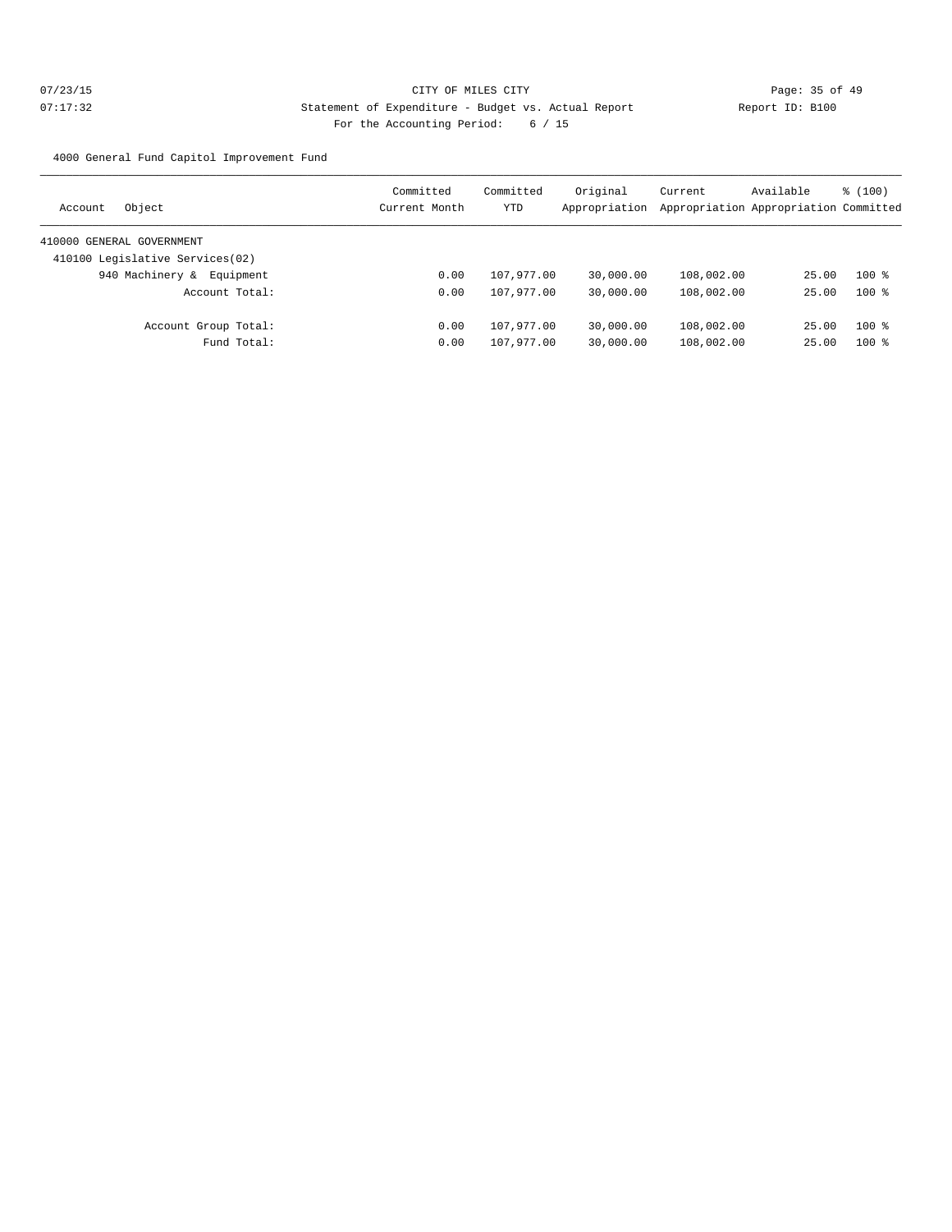CITY OF MILES CITY

Statement of Expenditure - Budget vs. Actual Report

Report ID: B100

For the Accounting Period: 6 / 15

4000 General Fund Capitol Improvement Fund

| Account Object | Committed Current Month | Committed YTD | Original Appropriation | Current Appropriation | Available Appropriation | % (100) Committed |
|---|---|---|---|---|---|---|
| 410000 GENERAL GOVERNMENT | | | | | | |
| 410100 Legislative Services(02) | | | | | | |
| 940 Machinery & Equipment | 0.00 | 107,977.00 | 30,000.00 | 108,002.00 | 25.00 | 100 % |
| Account Total: | 0.00 | 107,977.00 | 30,000.00 | 108,002.00 | 25.00 | 100 % |
| Account Group Total: | 0.00 | 107,977.00 | 30,000.00 | 108,002.00 | 25.00 | 100 % |
| Fund Total: | 0.00 | 107,977.00 | 30,000.00 | 108,002.00 | 25.00 | 100 % |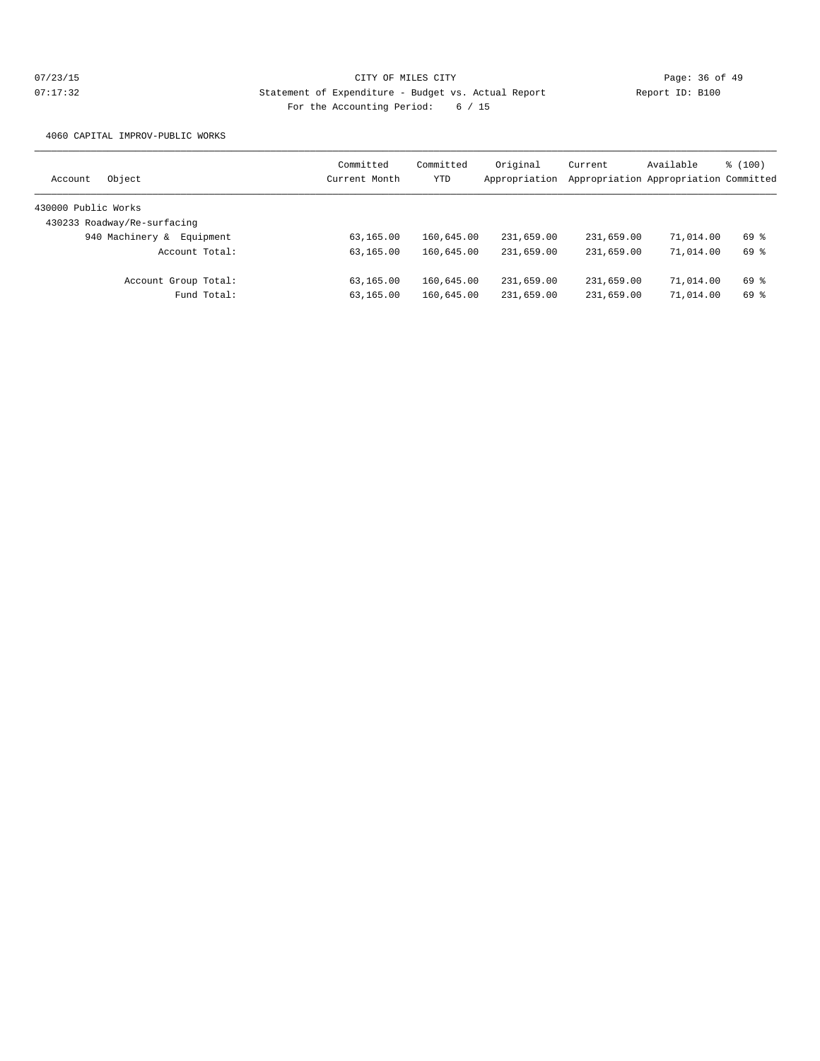CITY OF MILES CITY

Statement of Expenditure - Budget vs. Actual Report

Report ID: B100

For the Accounting Period: 6 / 15

4060 CAPITAL IMPROV-PUBLIC WORKS

| Account | Object | Committed Current Month | Committed YTD | Original Appropriation | Current Appropriation | Available Appropriation | % (100) Committed |
|---|---|---|---|---|---|---|---|
| 430000 Public Works | | | | | | | |
| 430233 Roadway/Re-surfacing | | | | | | | |
| | 940 Machinery & Equipment | 63,165.00 | 160,645.00 | 231,659.00 | 231,659.00 | 71,014.00 | 69 % |
| | Account Total: | 63,165.00 | 160,645.00 | 231,659.00 | 231,659.00 | 71,014.00 | 69 % |
| | Account Group Total: | 63,165.00 | 160,645.00 | 231,659.00 | 231,659.00 | 71,014.00 | 69 % |
| | Fund Total: | 63,165.00 | 160,645.00 | 231,659.00 | 231,659.00 | 71,014.00 | 69 % |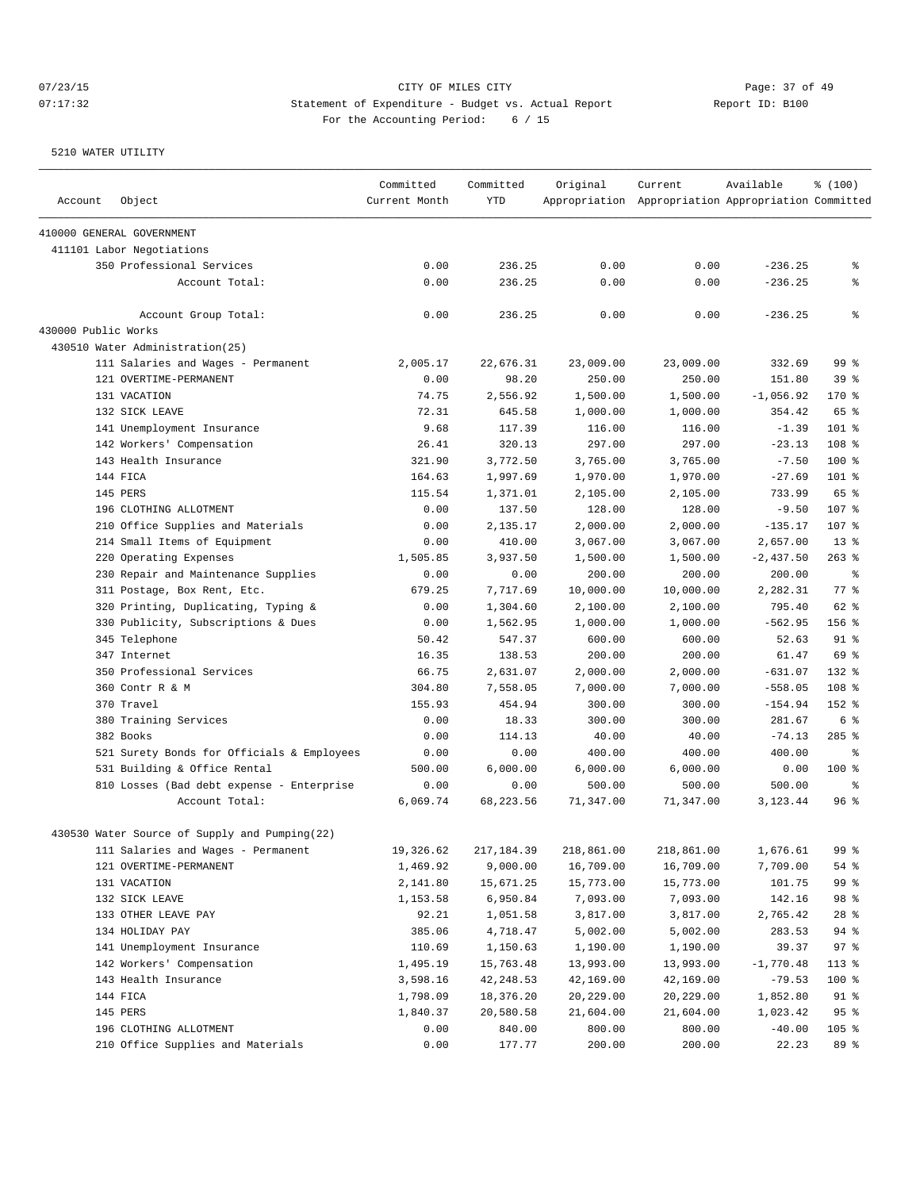CITY OF MILES CITY

Statement of Expenditure - Budget vs. Actual Report

Report ID: B100

For the Accounting Period: 6 / 15

07/23/15 07:17:32

5210 WATER UTILITY

| Account | Object | Committed Current Month | Committed YTD | Original Appropriation | Current Appropriation | Available Appropriation | % (100) Committed |
|---|---|---|---|---|---|---|---|
| 410000 GENERAL GOVERNMENT | | | | | | | |
| 411101 Labor Negotiations | | | | | | | |
| | 350 Professional Services | 0.00 | 236.25 | 0.00 | 0.00 | -236.25 | % |
| | Account Total: | 0.00 | 236.25 | 0.00 | 0.00 | -236.25 | % |
| | Account Group Total: | 0.00 | 236.25 | 0.00 | 0.00 | -236.25 | % |
| 430000 Public Works | | | | | | | |
| 430510 Water Administration(25) | | | | | | | |
| | 111 Salaries and Wages - Permanent | 2,005.17 | 22,676.31 | 23,009.00 | 23,009.00 | 332.69 | 99 % |
| | 121 OVERTIME-PERMANENT | 0.00 | 98.20 | 250.00 | 250.00 | 151.80 | 39 % |
| | 131 VACATION | 74.75 | 2,556.92 | 1,500.00 | 1,500.00 | -1,056.92 | 170 % |
| | 132 SICK LEAVE | 72.31 | 645.58 | 1,000.00 | 1,000.00 | 354.42 | 65 % |
| | 141 Unemployment Insurance | 9.68 | 117.39 | 116.00 | 116.00 | -1.39 | 101 % |
| | 142 Workers' Compensation | 26.41 | 320.13 | 297.00 | 297.00 | -23.13 | 108 % |
| | 143 Health Insurance | 321.90 | 3,772.50 | 3,765.00 | 3,765.00 | -7.50 | 100 % |
| | 144 FICA | 164.63 | 1,997.69 | 1,970.00 | 1,970.00 | -27.69 | 101 % |
| | 145 PERS | 115.54 | 1,371.01 | 2,105.00 | 2,105.00 | 733.99 | 65 % |
| | 196 CLOTHING ALLOTMENT | 0.00 | 137.50 | 128.00 | 128.00 | -9.50 | 107 % |
| | 210 Office Supplies and Materials | 0.00 | 2,135.17 | 2,000.00 | 2,000.00 | -135.17 | 107 % |
| | 214 Small Items of Equipment | 0.00 | 410.00 | 3,067.00 | 3,067.00 | 2,657.00 | 13 % |
| | 220 Operating Expenses | 1,505.85 | 3,937.50 | 1,500.00 | 1,500.00 | -2,437.50 | 263 % |
| | 230 Repair and Maintenance Supplies | 0.00 | 0.00 | 200.00 | 200.00 | 200.00 | % |
| | 311 Postage, Box Rent, Etc. | 679.25 | 7,717.69 | 10,000.00 | 10,000.00 | 2,282.31 | 77 % |
| | 320 Printing, Duplicating, Typing & | 0.00 | 1,304.60 | 2,100.00 | 2,100.00 | 795.40 | 62 % |
| | 330 Publicity, Subscriptions & Dues | 0.00 | 1,562.95 | 1,000.00 | 1,000.00 | -562.95 | 156 % |
| | 345 Telephone | 50.42 | 547.37 | 600.00 | 600.00 | 52.63 | 91 % |
| | 347 Internet | 16.35 | 138.53 | 200.00 | 200.00 | 61.47 | 69 % |
| | 350 Professional Services | 66.75 | 2,631.07 | 2,000.00 | 2,000.00 | -631.07 | 132 % |
| | 360 Contr R & M | 304.80 | 7,558.05 | 7,000.00 | 7,000.00 | -558.05 | 108 % |
| | 370 Travel | 155.93 | 454.94 | 300.00 | 300.00 | -154.94 | 152 % |
| | 380 Training Services | 0.00 | 18.33 | 300.00 | 300.00 | 281.67 | 6 % |
| | 382 Books | 0.00 | 114.13 | 40.00 | 40.00 | -74.13 | 285 % |
| | 521 Surety Bonds for Officials & Employees | 0.00 | 0.00 | 400.00 | 400.00 | 400.00 | % |
| | 531 Building & Office Rental | 500.00 | 6,000.00 | 6,000.00 | 6,000.00 | 0.00 | 100 % |
| | 810 Losses (Bad debt expense - Enterprise | 0.00 | 0.00 | 500.00 | 500.00 | 500.00 | % |
| | Account Total: | 6,069.74 | 68,223.56 | 71,347.00 | 71,347.00 | 3,123.44 | 96 % |
| 430530 Water Source of Supply and Pumping(22) | | | | | | | |
| | 111 Salaries and Wages - Permanent | 19,326.62 | 217,184.39 | 218,861.00 | 218,861.00 | 1,676.61 | 99 % |
| | 121 OVERTIME-PERMANENT | 1,469.92 | 9,000.00 | 16,709.00 | 16,709.00 | 7,709.00 | 54 % |
| | 131 VACATION | 2,141.80 | 15,671.25 | 15,773.00 | 15,773.00 | 101.75 | 99 % |
| | 132 SICK LEAVE | 1,153.58 | 6,950.84 | 7,093.00 | 7,093.00 | 142.16 | 98 % |
| | 133 OTHER LEAVE PAY | 92.21 | 1,051.58 | 3,817.00 | 3,817.00 | 2,765.42 | 28 % |
| | 134 HOLIDAY PAY | 385.06 | 4,718.47 | 5,002.00 | 5,002.00 | 283.53 | 94 % |
| | 141 Unemployment Insurance | 110.69 | 1,150.63 | 1,190.00 | 1,190.00 | 39.37 | 97 % |
| | 142 Workers' Compensation | 1,495.19 | 15,763.48 | 13,993.00 | 13,993.00 | -1,770.48 | 113 % |
| | 143 Health Insurance | 3,598.16 | 42,248.53 | 42,169.00 | 42,169.00 | -79.53 | 100 % |
| | 144 FICA | 1,798.09 | 18,376.20 | 20,229.00 | 20,229.00 | 1,852.80 | 91 % |
| | 145 PERS | 1,840.37 | 20,580.58 | 21,604.00 | 21,604.00 | 1,023.42 | 95 % |
| | 196 CLOTHING ALLOTMENT | 0.00 | 840.00 | 800.00 | 800.00 | -40.00 | 105 % |
| | 210 Office Supplies and Materials | 0.00 | 177.77 | 200.00 | 200.00 | 22.23 | 89 % |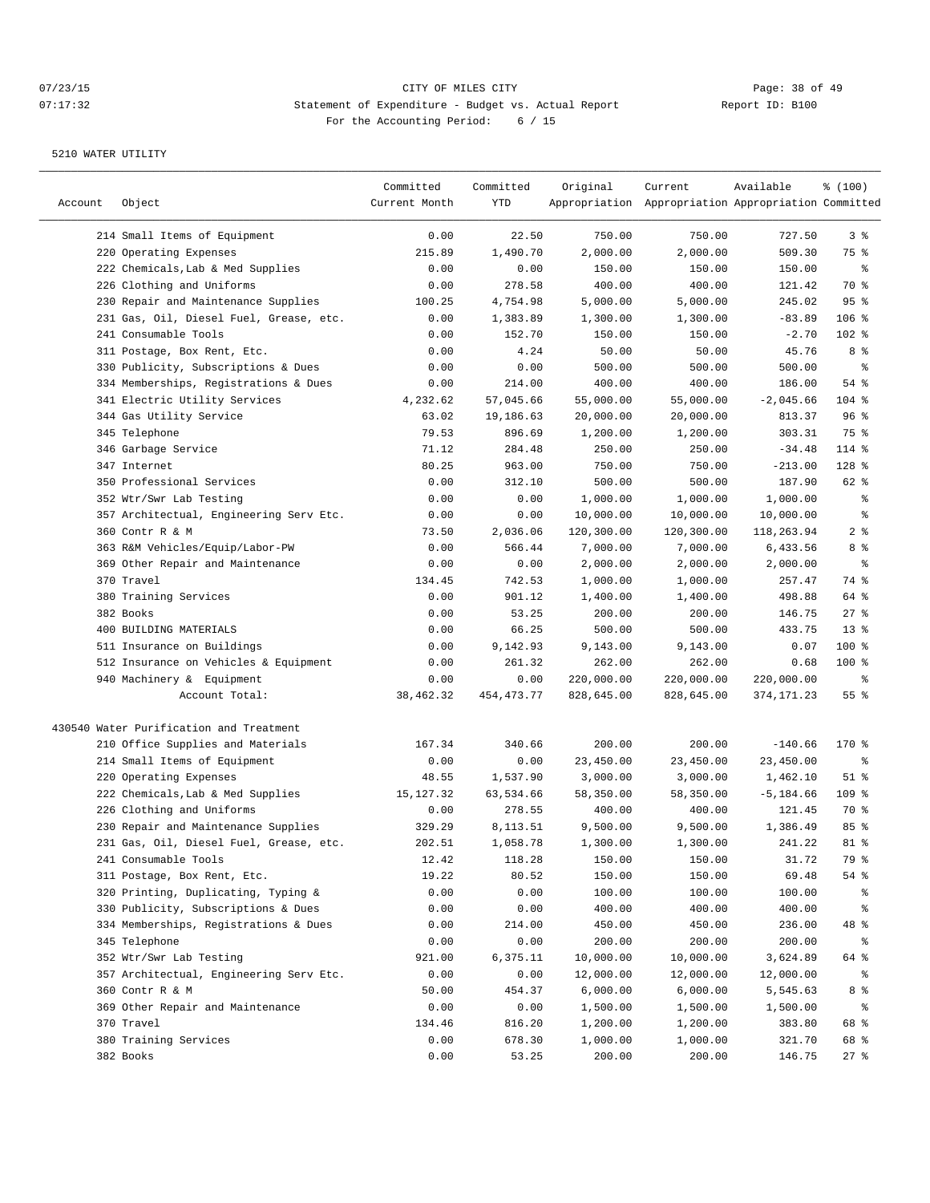07/23/15 CITY OF MILES CITY
07:17:32 Statement of Expenditure - Budget vs. Actual Report Report ID: B100
For the Accounting Period: 6 / 15

5210 WATER UTILITY

| Account | Object | Committed Current Month | Committed YTD | Original Appropriation | Current Appropriation | Available Appropriation | % (100) Committed |
|---|---|---|---|---|---|---|---|
| | 214 Small Items of Equipment | 0.00 | 22.50 | 750.00 | 750.00 | 727.50 | 3 % |
| | 220 Operating Expenses | 215.89 | 1,490.70 | 2,000.00 | 2,000.00 | 509.30 | 75 % |
| | 222 Chemicals,Lab & Med Supplies | 0.00 | 0.00 | 150.00 | 150.00 | 150.00 | % |
| | 226 Clothing and Uniforms | 0.00 | 278.58 | 400.00 | 400.00 | 121.42 | 70 % |
| | 230 Repair and Maintenance Supplies | 100.25 | 4,754.98 | 5,000.00 | 5,000.00 | 245.02 | 95 % |
| | 231 Gas, Oil, Diesel Fuel, Grease, etc. | 0.00 | 1,383.89 | 1,300.00 | 1,300.00 | -83.89 | 106 % |
| | 241 Consumable Tools | 0.00 | 152.70 | 150.00 | 150.00 | -2.70 | 102 % |
| | 311 Postage, Box Rent, Etc. | 0.00 | 4.24 | 50.00 | 50.00 | 45.76 | 8 % |
| | 330 Publicity, Subscriptions & Dues | 0.00 | 0.00 | 500.00 | 500.00 | 500.00 | % |
| | 334 Memberships, Registrations & Dues | 0.00 | 214.00 | 400.00 | 400.00 | 186.00 | 54 % |
| | 341 Electric Utility Services | 4,232.62 | 57,045.66 | 55,000.00 | 55,000.00 | -2,045.66 | 104 % |
| | 344 Gas Utility Service | 63.02 | 19,186.63 | 20,000.00 | 20,000.00 | 813.37 | 96 % |
| | 345 Telephone | 79.53 | 896.69 | 1,200.00 | 1,200.00 | 303.31 | 75 % |
| | 346 Garbage Service | 71.12 | 284.48 | 250.00 | 250.00 | -34.48 | 114 % |
| | 347 Internet | 80.25 | 963.00 | 750.00 | 750.00 | -213.00 | 128 % |
| | 350 Professional Services | 0.00 | 312.10 | 500.00 | 500.00 | 187.90 | 62 % |
| | 352 Wtr/Swr Lab Testing | 0.00 | 0.00 | 1,000.00 | 1,000.00 | 1,000.00 | % |
| | 357 Architectual, Engineering Serv Etc. | 0.00 | 0.00 | 10,000.00 | 10,000.00 | 10,000.00 | % |
| | 360 Contr R & M | 73.50 | 2,036.06 | 120,300.00 | 120,300.00 | 118,263.94 | 2 % |
| | 363 R&M Vehicles/Equip/Labor-PW | 0.00 | 566.44 | 7,000.00 | 7,000.00 | 6,433.56 | 8 % |
| | 369 Other Repair and Maintenance | 0.00 | 0.00 | 2,000.00 | 2,000.00 | 2,000.00 | % |
| | 370 Travel | 134.45 | 742.53 | 1,000.00 | 1,000.00 | 257.47 | 74 % |
| | 380 Training Services | 0.00 | 901.12 | 1,400.00 | 1,400.00 | 498.88 | 64 % |
| | 382 Books | 0.00 | 53.25 | 200.00 | 200.00 | 146.75 | 27 % |
| | 400 BUILDING MATERIALS | 0.00 | 66.25 | 500.00 | 500.00 | 433.75 | 13 % |
| | 511 Insurance on Buildings | 0.00 | 9,142.93 | 9,143.00 | 9,143.00 | 0.07 | 100 % |
| | 512 Insurance on Vehicles & Equipment | 0.00 | 261.32 | 262.00 | 262.00 | 0.68 | 100 % |
| | 940 Machinery & Equipment | 0.00 | 0.00 | 220,000.00 | 220,000.00 | 220,000.00 | % |
| | Account Total: | 38,462.32 | 454,473.77 | 828,645.00 | 828,645.00 | 374,171.23 | 55 % |
| 430540 Water Purification and Treatment | | | | | | | |
| | 210 Office Supplies and Materials | 167.34 | 340.66 | 200.00 | 200.00 | -140.66 | 170 % |
| | 214 Small Items of Equipment | 0.00 | 0.00 | 23,450.00 | 23,450.00 | 23,450.00 | % |
| | 220 Operating Expenses | 48.55 | 1,537.90 | 3,000.00 | 3,000.00 | 1,462.10 | 51 % |
| | 222 Chemicals,Lab & Med Supplies | 15,127.32 | 63,534.66 | 58,350.00 | 58,350.00 | -5,184.66 | 109 % |
| | 226 Clothing and Uniforms | 0.00 | 278.55 | 400.00 | 400.00 | 121.45 | 70 % |
| | 230 Repair and Maintenance Supplies | 329.29 | 8,113.51 | 9,500.00 | 9,500.00 | 1,386.49 | 85 % |
| | 231 Gas, Oil, Diesel Fuel, Grease, etc. | 202.51 | 1,058.78 | 1,300.00 | 1,300.00 | 241.22 | 81 % |
| | 241 Consumable Tools | 12.42 | 118.28 | 150.00 | 150.00 | 31.72 | 79 % |
| | 311 Postage, Box Rent, Etc. | 19.22 | 80.52 | 150.00 | 150.00 | 69.48 | 54 % |
| | 320 Printing, Duplicating, Typing & | 0.00 | 0.00 | 100.00 | 100.00 | 100.00 | % |
| | 330 Publicity, Subscriptions & Dues | 0.00 | 0.00 | 400.00 | 400.00 | 400.00 | % |
| | 334 Memberships, Registrations & Dues | 0.00 | 214.00 | 450.00 | 450.00 | 236.00 | 48 % |
| | 345 Telephone | 0.00 | 0.00 | 200.00 | 200.00 | 200.00 | % |
| | 352 Wtr/Swr Lab Testing | 921.00 | 6,375.11 | 10,000.00 | 10,000.00 | 3,624.89 | 64 % |
| | 357 Architectual, Engineering Serv Etc. | 0.00 | 0.00 | 12,000.00 | 12,000.00 | 12,000.00 | % |
| | 360 Contr R & M | 50.00 | 454.37 | 6,000.00 | 6,000.00 | 5,545.63 | 8 % |
| | 369 Other Repair and Maintenance | 0.00 | 0.00 | 1,500.00 | 1,500.00 | 1,500.00 | % |
| | 370 Travel | 134.46 | 816.20 | 1,200.00 | 1,200.00 | 383.80 | 68 % |
| | 380 Training Services | 0.00 | 678.30 | 1,000.00 | 1,000.00 | 321.70 | 68 % |
| | 382 Books | 0.00 | 53.25 | 200.00 | 200.00 | 146.75 | 27 % |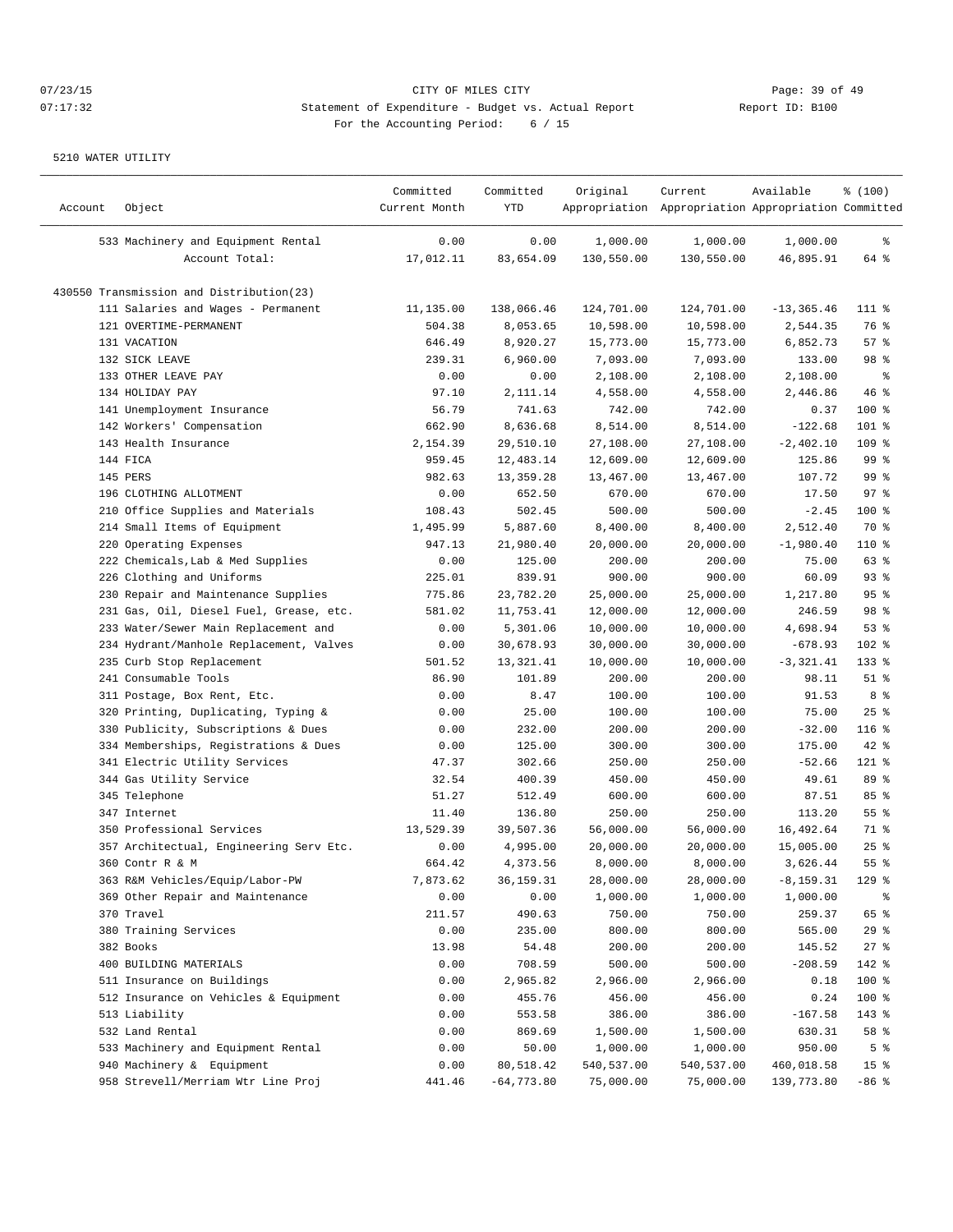CITY OF MILES CITY

Statement of Expenditure - Budget vs. Actual Report

For the Accounting Period: 6 / 15

5210 WATER UTILITY

| Account | Object | Committed Current Month | Committed YTD | Original Appropriation | Current Appropriation | Available Appropriation | % (100) Committed |
|---|---|---|---|---|---|---|---|
| | 533 Machinery and Equipment Rental | 0.00 | 0.00 | 1,000.00 | 1,000.00 | 1,000.00 | % |
| | Account Total: | 17,012.11 | 83,654.09 | 130,550.00 | 130,550.00 | 46,895.91 | 64 % |
| 430550 Transmission and Distribution(23) | | | | | | | |
| | 111 Salaries and Wages - Permanent | 11,135.00 | 138,066.46 | 124,701.00 | 124,701.00 | -13,365.46 | 111 % |
| | 121 OVERTIME-PERMANENT | 504.38 | 8,053.65 | 10,598.00 | 10,598.00 | 2,544.35 | 76 % |
| | 131 VACATION | 646.49 | 8,920.27 | 15,773.00 | 15,773.00 | 6,852.73 | 57 % |
| | 132 SICK LEAVE | 239.31 | 6,960.00 | 7,093.00 | 7,093.00 | 133.00 | 98 % |
| | 133 OTHER LEAVE PAY | 0.00 | 0.00 | 2,108.00 | 2,108.00 | 2,108.00 | % |
| | 134 HOLIDAY PAY | 97.10 | 2,111.14 | 4,558.00 | 4,558.00 | 2,446.86 | 46 % |
| | 141 Unemployment Insurance | 56.79 | 741.63 | 742.00 | 742.00 | 0.37 | 100 % |
| | 142 Workers' Compensation | 662.90 | 8,636.68 | 8,514.00 | 8,514.00 | -122.68 | 101 % |
| | 143 Health Insurance | 2,154.39 | 29,510.10 | 27,108.00 | 27,108.00 | -2,402.10 | 109 % |
| | 144 FICA | 959.45 | 12,483.14 | 12,609.00 | 12,609.00 | 125.86 | 99 % |
| | 145 PERS | 982.63 | 13,359.28 | 13,467.00 | 13,467.00 | 107.72 | 99 % |
| | 196 CLOTHING ALLOTMENT | 0.00 | 652.50 | 670.00 | 670.00 | 17.50 | 97 % |
| | 210 Office Supplies and Materials | 108.43 | 502.45 | 500.00 | 500.00 | -2.45 | 100 % |
| | 214 Small Items of Equipment | 1,495.99 | 5,887.60 | 8,400.00 | 8,400.00 | 2,512.40 | 70 % |
| | 220 Operating Expenses | 947.13 | 21,980.40 | 20,000.00 | 20,000.00 | -1,980.40 | 110 % |
| | 222 Chemicals,Lab & Med Supplies | 0.00 | 125.00 | 200.00 | 200.00 | 75.00 | 63 % |
| | 226 Clothing and Uniforms | 225.01 | 839.91 | 900.00 | 900.00 | 60.09 | 93 % |
| | 230 Repair and Maintenance Supplies | 775.86 | 23,782.20 | 25,000.00 | 25,000.00 | 1,217.80 | 95 % |
| | 231 Gas, Oil, Diesel Fuel, Grease, etc. | 581.02 | 11,753.41 | 12,000.00 | 12,000.00 | 246.59 | 98 % |
| | 233 Water/Sewer Main Replacement and | 0.00 | 5,301.06 | 10,000.00 | 10,000.00 | 4,698.94 | 53 % |
| | 234 Hydrant/Manhole Replacement, Valves | 0.00 | 30,678.93 | 30,000.00 | 30,000.00 | -678.93 | 102 % |
| | 235 Curb Stop Replacement | 501.52 | 13,321.41 | 10,000.00 | 10,000.00 | -3,321.41 | 133 % |
| | 241 Consumable Tools | 86.90 | 101.89 | 200.00 | 200.00 | 98.11 | 51 % |
| | 311 Postage, Box Rent, Etc. | 0.00 | 8.47 | 100.00 | 100.00 | 91.53 | 8 % |
| | 320 Printing, Duplicating, Typing & | 0.00 | 25.00 | 100.00 | 100.00 | 75.00 | 25 % |
| | 330 Publicity, Subscriptions & Dues | 0.00 | 232.00 | 200.00 | 200.00 | -32.00 | 116 % |
| | 334 Memberships, Registrations & Dues | 0.00 | 125.00 | 300.00 | 300.00 | 175.00 | 42 % |
| | 341 Electric Utility Services | 47.37 | 302.66 | 250.00 | 250.00 | -52.66 | 121 % |
| | 344 Gas Utility Service | 32.54 | 400.39 | 450.00 | 450.00 | 49.61 | 89 % |
| | 345 Telephone | 51.27 | 512.49 | 600.00 | 600.00 | 87.51 | 85 % |
| | 347 Internet | 11.40 | 136.80 | 250.00 | 250.00 | 113.20 | 55 % |
| | 350 Professional Services | 13,529.39 | 39,507.36 | 56,000.00 | 56,000.00 | 16,492.64 | 71 % |
| | 357 Architectual, Engineering Serv Etc. | 0.00 | 4,995.00 | 20,000.00 | 20,000.00 | 15,005.00 | 25 % |
| | 360 Contr R & M | 664.42 | 4,373.56 | 8,000.00 | 8,000.00 | 3,626.44 | 55 % |
| | 363 R&M Vehicles/Equip/Labor-PW | 7,873.62 | 36,159.31 | 28,000.00 | 28,000.00 | -8,159.31 | 129 % |
| | 369 Other Repair and Maintenance | 0.00 | 0.00 | 1,000.00 | 1,000.00 | 1,000.00 | % |
| | 370 Travel | 211.57 | 490.63 | 750.00 | 750.00 | 259.37 | 65 % |
| | 380 Training Services | 0.00 | 235.00 | 800.00 | 800.00 | 565.00 | 29 % |
| | 382 Books | 13.98 | 54.48 | 200.00 | 200.00 | 145.52 | 27 % |
| | 400 BUILDING MATERIALS | 0.00 | 708.59 | 500.00 | 500.00 | -208.59 | 142 % |
| | 511 Insurance on Buildings | 0.00 | 2,965.82 | 2,966.00 | 2,966.00 | 0.18 | 100 % |
| | 512 Insurance on Vehicles & Equipment | 0.00 | 455.76 | 456.00 | 456.00 | 0.24 | 100 % |
| | 513 Liability | 0.00 | 553.58 | 386.00 | 386.00 | -167.58 | 143 % |
| | 532 Land Rental | 0.00 | 869.69 | 1,500.00 | 1,500.00 | 630.31 | 58 % |
| | 533 Machinery and Equipment Rental | 0.00 | 50.00 | 1,000.00 | 1,000.00 | 950.00 | 5 % |
| | 940 Machinery & Equipment | 0.00 | 80,518.42 | 540,537.00 | 540,537.00 | 460,018.58 | 15 % |
| | 958 Strevell/Merriam Wtr Line Proj | 441.46 | -64,773.80 | 75,000.00 | 75,000.00 | 139,773.80 | -86 % |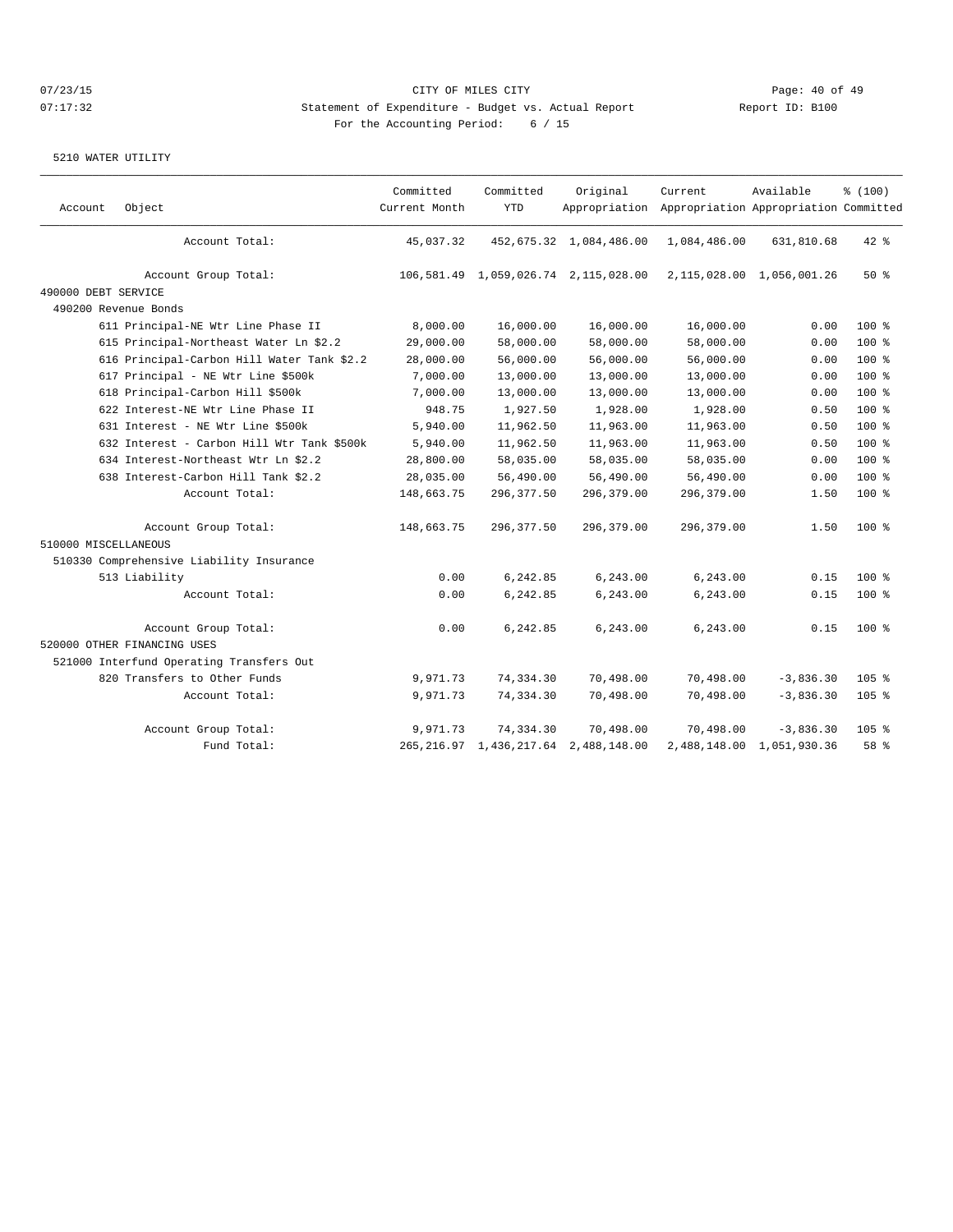CITY OF MILES CITY

Statement of Expenditure - Budget vs. Actual Report

For the Accounting Period: 6 / 15

Report ID: B100

5210 WATER UTILITY

| Account | Object | Committed Current Month | Committed YTD | Original Appropriation | Current Appropriation | Available Appropriation | % (100) Committed |
|---|---|---|---|---|---|---|---|
| | Account Total: | 45,037.32 | 452,675.32 | 1,084,486.00 | 1,084,486.00 | 631,810.68 | 42 % |
| | Account Group Total: | 106,581.49 | 1,059,026.74 | 2,115,028.00 | 2,115,028.00 | 1,056,001.26 | 50 % |
| 490000 DEBT SERVICE | | | | | | | |
| 490200 Revenue Bonds | | | | | | | |
| | 611 Principal-NE Wtr Line Phase II | 8,000.00 | 16,000.00 | 16,000.00 | 16,000.00 | 0.00 | 100 % |
| | 615 Principal-Northeast Water Ln $2.2 | 29,000.00 | 58,000.00 | 58,000.00 | 58,000.00 | 0.00 | 100 % |
| | 616 Principal-Carbon Hill Water Tank $2.2 | 28,000.00 | 56,000.00 | 56,000.00 | 56,000.00 | 0.00 | 100 % |
| | 617 Principal - NE Wtr Line $500k | 7,000.00 | 13,000.00 | 13,000.00 | 13,000.00 | 0.00 | 100 % |
| | 618 Principal-Carbon Hill $500k | 7,000.00 | 13,000.00 | 13,000.00 | 13,000.00 | 0.00 | 100 % |
| | 622 Interest-NE Wtr Line Phase II | 948.75 | 1,927.50 | 1,928.00 | 1,928.00 | 0.50 | 100 % |
| | 631 Interest - NE Wtr Line $500k | 5,940.00 | 11,962.50 | 11,963.00 | 11,963.00 | 0.50 | 100 % |
| | 632 Interest - Carbon Hill Wtr Tank $500k | 5,940.00 | 11,962.50 | 11,963.00 | 11,963.00 | 0.50 | 100 % |
| | 634 Interest-Northeast Wtr Ln $2.2 | 28,800.00 | 58,035.00 | 58,035.00 | 58,035.00 | 0.00 | 100 % |
| | 638 Interest-Carbon Hill Tank $2.2 | 28,035.00 | 56,490.00 | 56,490.00 | 56,490.00 | 0.00 | 100 % |
| | Account Total: | 148,663.75 | 296,377.50 | 296,379.00 | 296,379.00 | 1.50 | 100 % |
| | Account Group Total: | 148,663.75 | 296,377.50 | 296,379.00 | 296,379.00 | 1.50 | 100 % |
| 510000 MISCELLANEOUS | | | | | | | |
| 510330 Comprehensive Liability Insurance | | | | | | | |
| | 513 Liability | 0.00 | 6,242.85 | 6,243.00 | 6,243.00 | 0.15 | 100 % |
| | Account Total: | 0.00 | 6,242.85 | 6,243.00 | 6,243.00 | 0.15 | 100 % |
| | Account Group Total: | 0.00 | 6,242.85 | 6,243.00 | 6,243.00 | 0.15 | 100 % |
| 520000 OTHER FINANCING USES | | | | | | | |
| 521000 Interfund Operating Transfers Out | | | | | | | |
| | 820 Transfers to Other Funds | 9,971.73 | 74,334.30 | 70,498.00 | 70,498.00 | -3,836.30 | 105 % |
| | Account Total: | 9,971.73 | 74,334.30 | 70,498.00 | 70,498.00 | -3,836.30 | 105 % |
| | Account Group Total: | 9,971.73 | 74,334.30 | 70,498.00 | 70,498.00 | -3,836.30 | 105 % |
| | Fund Total: | 265,216.97 | 1,436,217.64 | 2,488,148.00 | 2,488,148.00 | 1,051,930.36 | 58 % |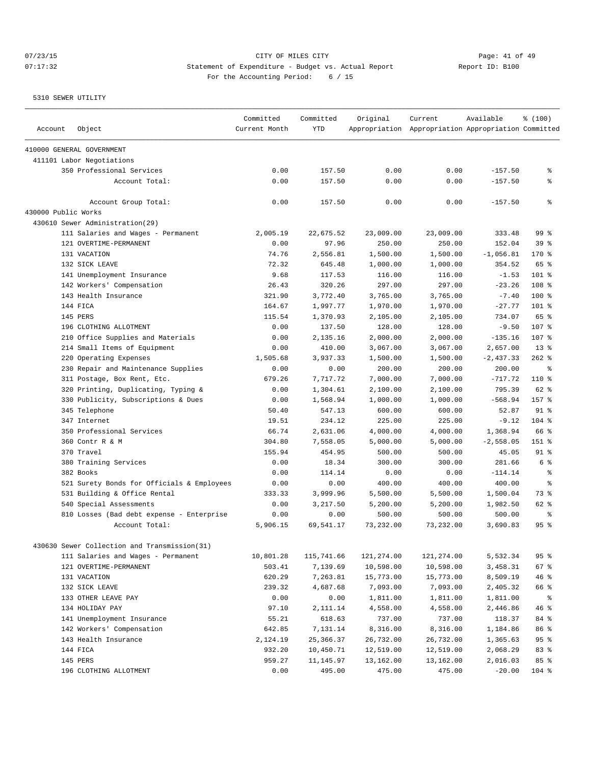CITY OF MILES CITY

Statement of Expenditure - Budget vs. Actual Report

For the Accounting Period: 6 / 15

07/23/15 07:17:32 Report ID: B100

5310 SEWER UTILITY

| Account Object | Committed Current Month | Committed YTD | Original Appropriation | Current Appropriation | Available Appropriation | % (100) Committed |
|---|---|---|---|---|---|---|
| 410000 GENERAL GOVERNMENT | | | | | | |
| 411101 Labor Negotiations | | | | | | |
| 350 Professional Services | 0.00 | 157.50 | 0.00 | 0.00 | -157.50 | % |
| Account Total: | 0.00 | 157.50 | 0.00 | 0.00 | -157.50 | % |
| Account Group Total: | 0.00 | 157.50 | 0.00 | 0.00 | -157.50 | % |
| 430000 Public Works | | | | | | |
| 430610 Sewer Administration(29) | | | | | | |
| 111 Salaries and Wages - Permanent | 2,005.19 | 22,675.52 | 23,009.00 | 23,009.00 | 333.48 | 99 % |
| 121 OVERTIME-PERMANENT | 0.00 | 97.96 | 250.00 | 250.00 | 152.04 | 39 % |
| 131 VACATION | 74.76 | 2,556.81 | 1,500.00 | 1,500.00 | -1,056.81 | 170 % |
| 132 SICK LEAVE | 72.32 | 645.48 | 1,000.00 | 1,000.00 | 354.52 | 65 % |
| 141 Unemployment Insurance | 9.68 | 117.53 | 116.00 | 116.00 | -1.53 | 101 % |
| 142 Workers' Compensation | 26.43 | 320.26 | 297.00 | 297.00 | -23.26 | 108 % |
| 143 Health Insurance | 321.90 | 3,772.40 | 3,765.00 | 3,765.00 | -7.40 | 100 % |
| 144 FICA | 164.67 | 1,997.77 | 1,970.00 | 1,970.00 | -27.77 | 101 % |
| 145 PERS | 115.54 | 1,370.93 | 2,105.00 | 2,105.00 | 734.07 | 65 % |
| 196 CLOTHING ALLOTMENT | 0.00 | 137.50 | 128.00 | 128.00 | -9.50 | 107 % |
| 210 Office Supplies and Materials | 0.00 | 2,135.16 | 2,000.00 | 2,000.00 | -135.16 | 107 % |
| 214 Small Items of Equipment | 0.00 | 410.00 | 3,067.00 | 3,067.00 | 2,657.00 | 13 % |
| 220 Operating Expenses | 1,505.68 | 3,937.33 | 1,500.00 | 1,500.00 | -2,437.33 | 262 % |
| 230 Repair and Maintenance Supplies | 0.00 | 0.00 | 200.00 | 200.00 | 200.00 | % |
| 311 Postage, Box Rent, Etc. | 679.26 | 7,717.72 | 7,000.00 | 7,000.00 | -717.72 | 110 % |
| 320 Printing, Duplicating, Typing & | 0.00 | 1,304.61 | 2,100.00 | 2,100.00 | 795.39 | 62 % |
| 330 Publicity, Subscriptions & Dues | 0.00 | 1,568.94 | 1,000.00 | 1,000.00 | -568.94 | 157 % |
| 345 Telephone | 50.40 | 547.13 | 600.00 | 600.00 | 52.87 | 91 % |
| 347 Internet | 19.51 | 234.12 | 225.00 | 225.00 | -9.12 | 104 % |
| 350 Professional Services | 66.74 | 2,631.06 | 4,000.00 | 4,000.00 | 1,368.94 | 66 % |
| 360 Contr R & M | 304.80 | 7,558.05 | 5,000.00 | 5,000.00 | -2,558.05 | 151 % |
| 370 Travel | 155.94 | 454.95 | 500.00 | 500.00 | 45.05 | 91 % |
| 380 Training Services | 0.00 | 18.34 | 300.00 | 300.00 | 281.66 | 6 % |
| 382 Books | 0.00 | 114.14 | 0.00 | 0.00 | -114.14 | % |
| 521 Surety Bonds for Officials & Employees | 0.00 | 0.00 | 400.00 | 400.00 | 400.00 | % |
| 531 Building & Office Rental | 333.33 | 3,999.96 | 5,500.00 | 5,500.00 | 1,500.04 | 73 % |
| 540 Special Assessments | 0.00 | 3,217.50 | 5,200.00 | 5,200.00 | 1,982.50 | 62 % |
| 810 Losses (Bad debt expense - Enterprise | 0.00 | 0.00 | 500.00 | 500.00 | 500.00 | % |
| Account Total: | 5,906.15 | 69,541.17 | 73,232.00 | 73,232.00 | 3,690.83 | 95 % |
| 430630 Sewer Collection and Transmission(31) | | | | | | |
| 111 Salaries and Wages - Permanent | 10,801.28 | 115,741.66 | 121,274.00 | 121,274.00 | 5,532.34 | 95 % |
| 121 OVERTIME-PERMANENT | 503.41 | 7,139.69 | 10,598.00 | 10,598.00 | 3,458.31 | 67 % |
| 131 VACATION | 620.29 | 7,263.81 | 15,773.00 | 15,773.00 | 8,509.19 | 46 % |
| 132 SICK LEAVE | 239.32 | 4,687.68 | 7,093.00 | 7,093.00 | 2,405.32 | 66 % |
| 133 OTHER LEAVE PAY | 0.00 | 0.00 | 1,811.00 | 1,811.00 | 1,811.00 | % |
| 134 HOLIDAY PAY | 97.10 | 2,111.14 | 4,558.00 | 4,558.00 | 2,446.86 | 46 % |
| 141 Unemployment Insurance | 55.21 | 618.63 | 737.00 | 737.00 | 118.37 | 84 % |
| 142 Workers' Compensation | 642.85 | 7,131.14 | 8,316.00 | 8,316.00 | 1,184.86 | 86 % |
| 143 Health Insurance | 2,124.19 | 25,366.37 | 26,732.00 | 26,732.00 | 1,365.63 | 95 % |
| 144 FICA | 932.20 | 10,450.71 | 12,519.00 | 12,519.00 | 2,068.29 | 83 % |
| 145 PERS | 959.27 | 11,145.97 | 13,162.00 | 13,162.00 | 2,016.03 | 85 % |
| 196 CLOTHING ALLOTMENT | 0.00 | 495.00 | 475.00 | 475.00 | -20.00 | 104 % |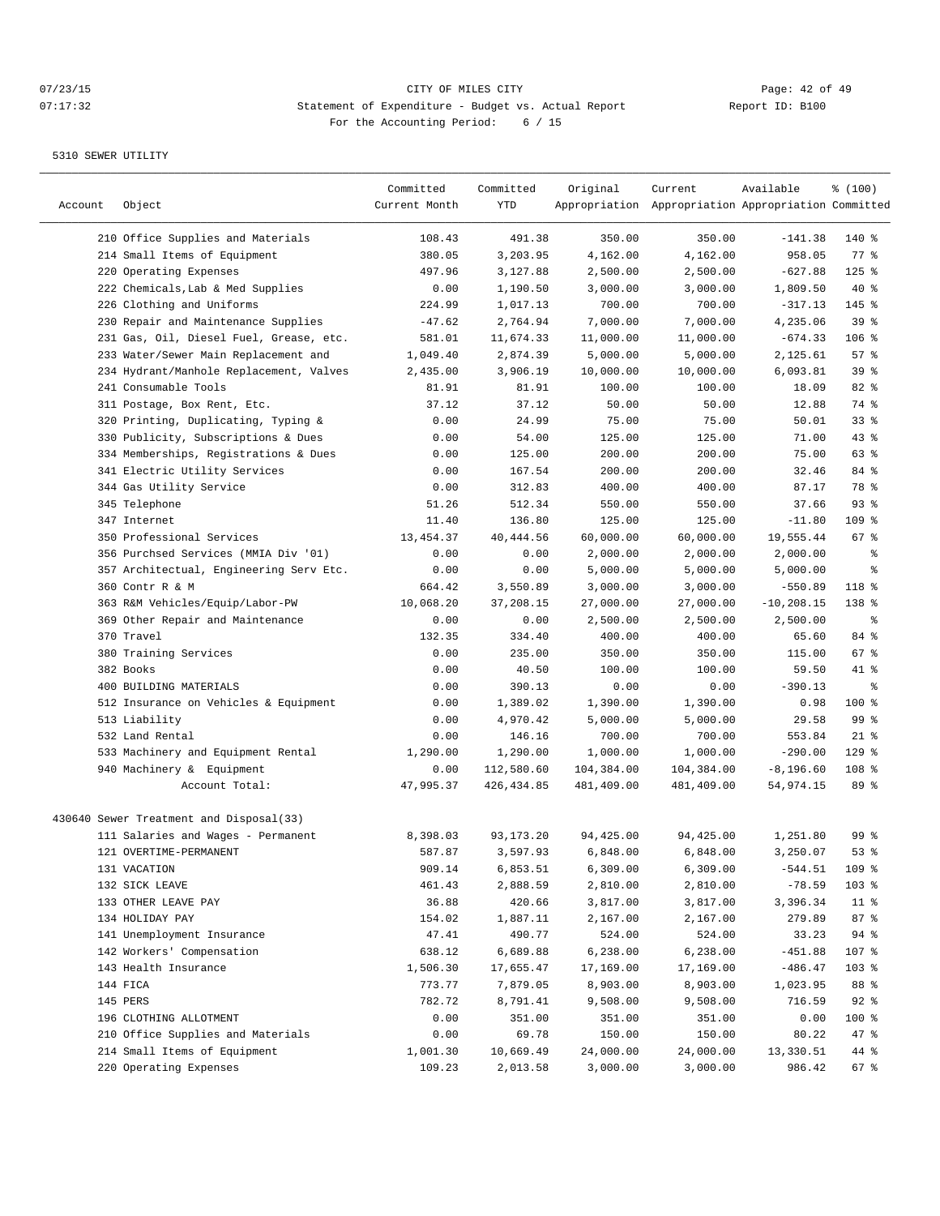CITY OF MILES CITY

Statement of Expenditure - Budget vs. Actual Report

Report ID: B100

For the Accounting Period: 6 / 15

07/23/15
07:17:32

5310 SEWER UTILITY

| Account | Object | Committed Current Month | Committed YTD | Original Appropriation | Current Appropriation | Available Appropriation | % (100) Committed |
|---|---|---|---|---|---|---|---|
| | 210 Office Supplies and Materials | 108.43 | 491.38 | 350.00 | 350.00 | -141.38 | 140 % |
| | 214 Small Items of Equipment | 380.05 | 3,203.95 | 4,162.00 | 4,162.00 | 958.05 | 77 % |
| | 220 Operating Expenses | 497.96 | 3,127.88 | 2,500.00 | 2,500.00 | -627.88 | 125 % |
| | 222 Chemicals,Lab & Med Supplies | 0.00 | 1,190.50 | 3,000.00 | 3,000.00 | 1,809.50 | 40 % |
| | 226 Clothing and Uniforms | 224.99 | 1,017.13 | 700.00 | 700.00 | -317.13 | 145 % |
| | 230 Repair and Maintenance Supplies | -47.62 | 2,764.94 | 7,000.00 | 7,000.00 | 4,235.06 | 39 % |
| | 231 Gas, Oil, Diesel Fuel, Grease, etc. | 581.01 | 11,674.33 | 11,000.00 | 11,000.00 | -674.33 | 106 % |
| | 233 Water/Sewer Main Replacement and | 1,049.40 | 2,874.39 | 5,000.00 | 5,000.00 | 2,125.61 | 57 % |
| | 234 Hydrant/Manhole Replacement, Valves | 2,435.00 | 3,906.19 | 10,000.00 | 10,000.00 | 6,093.81 | 39 % |
| | 241 Consumable Tools | 81.91 | 81.91 | 100.00 | 100.00 | 18.09 | 82 % |
| | 311 Postage, Box Rent, Etc. | 37.12 | 37.12 | 50.00 | 50.00 | 12.88 | 74 % |
| | 320 Printing, Duplicating, Typing & | 0.00 | 24.99 | 75.00 | 75.00 | 50.01 | 33 % |
| | 330 Publicity, Subscriptions & Dues | 0.00 | 54.00 | 125.00 | 125.00 | 71.00 | 43 % |
| | 334 Memberships, Registrations & Dues | 0.00 | 125.00 | 200.00 | 200.00 | 75.00 | 63 % |
| | 341 Electric Utility Services | 0.00 | 167.54 | 200.00 | 200.00 | 32.46 | 84 % |
| | 344 Gas Utility Service | 0.00 | 312.83 | 400.00 | 400.00 | 87.17 | 78 % |
| | 345 Telephone | 51.26 | 512.34 | 550.00 | 550.00 | 37.66 | 93 % |
| | 347 Internet | 11.40 | 136.80 | 125.00 | 125.00 | -11.80 | 109 % |
| | 350 Professional Services | 13,454.37 | 40,444.56 | 60,000.00 | 60,000.00 | 19,555.44 | 67 % |
| | 356 Purchsed Services (MMIA Div '01) | 0.00 | 0.00 | 2,000.00 | 2,000.00 | 2,000.00 | % |
| | 357 Architectual, Engineering Serv Etc. | 0.00 | 0.00 | 5,000.00 | 5,000.00 | 5,000.00 | % |
| | 360 Contr R & M | 664.42 | 3,550.89 | 3,000.00 | 3,000.00 | -550.89 | 118 % |
| | 363 R&M Vehicles/Equip/Labor-PW | 10,068.20 | 37,208.15 | 27,000.00 | 27,000.00 | -10,208.15 | 138 % |
| | 369 Other Repair and Maintenance | 0.00 | 0.00 | 2,500.00 | 2,500.00 | 2,500.00 | % |
| | 370 Travel | 132.35 | 334.40 | 400.00 | 400.00 | 65.60 | 84 % |
| | 380 Training Services | 0.00 | 235.00 | 350.00 | 350.00 | 115.00 | 67 % |
| | 382 Books | 0.00 | 40.50 | 100.00 | 100.00 | 59.50 | 41 % |
| | 400 BUILDING MATERIALS | 0.00 | 390.13 | 0.00 | 0.00 | -390.13 | % |
| | 512 Insurance on Vehicles & Equipment | 0.00 | 1,389.02 | 1,390.00 | 1,390.00 | 0.98 | 100 % |
| | 513 Liability | 0.00 | 4,970.42 | 5,000.00 | 5,000.00 | 29.58 | 99 % |
| | 532 Land Rental | 0.00 | 146.16 | 700.00 | 700.00 | 553.84 | 21 % |
| | 533 Machinery and Equipment Rental | 1,290.00 | 1,290.00 | 1,000.00 | 1,000.00 | -290.00 | 129 % |
| | 940 Machinery & Equipment | 0.00 | 112,580.60 | 104,384.00 | 104,384.00 | -8,196.60 | 108 % |
| | Account Total: | 47,995.37 | 426,434.85 | 481,409.00 | 481,409.00 | 54,974.15 | 89 % |
| 430640 Sewer Treatment and Disposal(33) | | | | | | | |
| | 111 Salaries and Wages - Permanent | 8,398.03 | 93,173.20 | 94,425.00 | 94,425.00 | 1,251.80 | 99 % |
| | 121 OVERTIME-PERMANENT | 587.87 | 3,597.93 | 6,848.00 | 6,848.00 | 3,250.07 | 53 % |
| | 131 VACATION | 909.14 | 6,853.51 | 6,309.00 | 6,309.00 | -544.51 | 109 % |
| | 132 SICK LEAVE | 461.43 | 2,888.59 | 2,810.00 | 2,810.00 | -78.59 | 103 % |
| | 133 OTHER LEAVE PAY | 36.88 | 420.66 | 3,817.00 | 3,817.00 | 3,396.34 | 11 % |
| | 134 HOLIDAY PAY | 154.02 | 1,887.11 | 2,167.00 | 2,167.00 | 279.89 | 87 % |
| | 141 Unemployment Insurance | 47.41 | 490.77 | 524.00 | 524.00 | 33.23 | 94 % |
| | 142 Workers' Compensation | 638.12 | 6,689.88 | 6,238.00 | 6,238.00 | -451.88 | 107 % |
| | 143 Health Insurance | 1,506.30 | 17,655.47 | 17,169.00 | 17,169.00 | -486.47 | 103 % |
| | 144 FICA | 773.77 | 7,879.05 | 8,903.00 | 8,903.00 | 1,023.95 | 88 % |
| | 145 PERS | 782.72 | 8,791.41 | 9,508.00 | 9,508.00 | 716.59 | 92 % |
| | 196 CLOTHING ALLOTMENT | 0.00 | 351.00 | 351.00 | 351.00 | 0.00 | 100 % |
| | 210 Office Supplies and Materials | 0.00 | 69.78 | 150.00 | 150.00 | 80.22 | 47 % |
| | 214 Small Items of Equipment | 1,001.30 | 10,669.49 | 24,000.00 | 24,000.00 | 13,330.51 | 44 % |
| | 220 Operating Expenses | 109.23 | 2,013.58 | 3,000.00 | 3,000.00 | 986.42 | 67 % |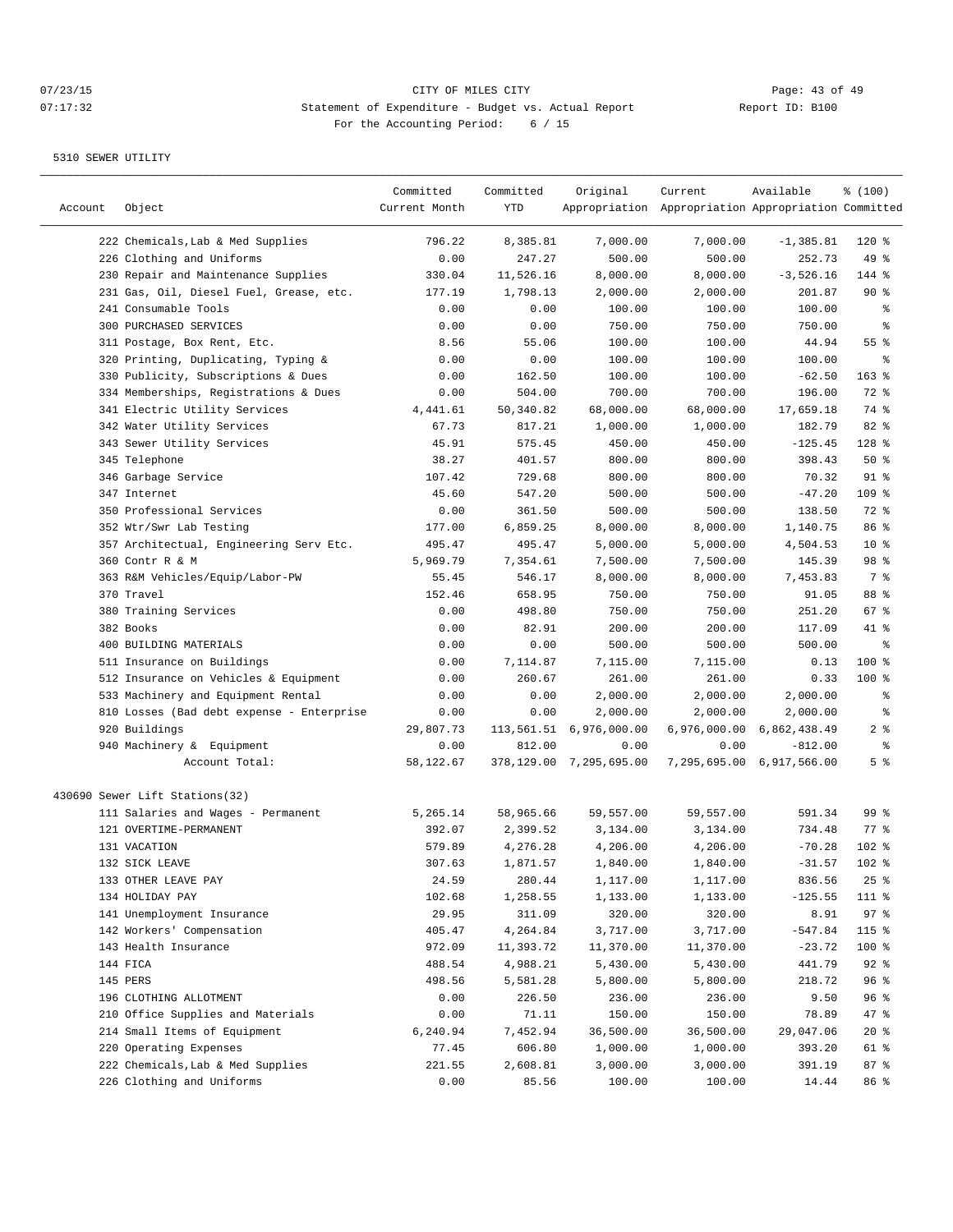CITY OF MILES CITY

Statement of Expenditure - Budget vs. Actual Report

Report ID: B100

For the Accounting Period: 6 / 15

07/23/15 07:17:32

5310 SEWER UTILITY

| Account | Object | Committed Current Month | Committed YTD | Original Appropriation | Current Appropriation | Available Appropriation | % (100) Committed |
|---|---|---|---|---|---|---|---|
| | 222 Chemicals,Lab & Med Supplies | 796.22 | 8,385.81 | 7,000.00 | 7,000.00 | -1,385.81 | 120 % |
| | 226 Clothing and Uniforms | 0.00 | 247.27 | 500.00 | 500.00 | 252.73 | 49 % |
| | 230 Repair and Maintenance Supplies | 330.04 | 11,526.16 | 8,000.00 | 8,000.00 | -3,526.16 | 144 % |
| | 231 Gas, Oil, Diesel Fuel, Grease, etc. | 177.19 | 1,798.13 | 2,000.00 | 2,000.00 | 201.87 | 90 % |
| | 241 Consumable Tools | 0.00 | 0.00 | 100.00 | 100.00 | 100.00 | % |
| | 300 PURCHASED SERVICES | 0.00 | 0.00 | 750.00 | 750.00 | 750.00 | % |
| | 311 Postage, Box Rent, Etc. | 8.56 | 55.06 | 100.00 | 100.00 | 44.94 | 55 % |
| | 320 Printing, Duplicating, Typing & | 0.00 | 0.00 | 100.00 | 100.00 | 100.00 | % |
| | 330 Publicity, Subscriptions & Dues | 0.00 | 162.50 | 100.00 | 100.00 | -62.50 | 163 % |
| | 334 Memberships, Registrations & Dues | 0.00 | 504.00 | 700.00 | 700.00 | 196.00 | 72 % |
| | 341 Electric Utility Services | 4,441.61 | 50,340.82 | 68,000.00 | 68,000.00 | 17,659.18 | 74 % |
| | 342 Water Utility Services | 67.73 | 817.21 | 1,000.00 | 1,000.00 | 182.79 | 82 % |
| | 343 Sewer Utility Services | 45.91 | 575.45 | 450.00 | 450.00 | -125.45 | 128 % |
| | 345 Telephone | 38.27 | 401.57 | 800.00 | 800.00 | 398.43 | 50 % |
| | 346 Garbage Service | 107.42 | 729.68 | 800.00 | 800.00 | 70.32 | 91 % |
| | 347 Internet | 45.60 | 547.20 | 500.00 | 500.00 | -47.20 | 109 % |
| | 350 Professional Services | 0.00 | 361.50 | 500.00 | 500.00 | 138.50 | 72 % |
| | 352 Wtr/Swr Lab Testing | 177.00 | 6,859.25 | 8,000.00 | 8,000.00 | 1,140.75 | 86 % |
| | 357 Architectual, Engineering Serv Etc. | 495.47 | 495.47 | 5,000.00 | 5,000.00 | 4,504.53 | 10 % |
| | 360 Contr R & M | 5,969.79 | 7,354.61 | 7,500.00 | 7,500.00 | 145.39 | 98 % |
| | 363 R&M Vehicles/Equip/Labor-PW | 55.45 | 546.17 | 8,000.00 | 8,000.00 | 7,453.83 | 7 % |
| | 370 Travel | 152.46 | 658.95 | 750.00 | 750.00 | 91.05 | 88 % |
| | 380 Training Services | 0.00 | 498.80 | 750.00 | 750.00 | 251.20 | 67 % |
| | 382 Books | 0.00 | 82.91 | 200.00 | 200.00 | 117.09 | 41 % |
| | 400 BUILDING MATERIALS | 0.00 | 0.00 | 500.00 | 500.00 | 500.00 | % |
| | 511 Insurance on Buildings | 0.00 | 7,114.87 | 7,115.00 | 7,115.00 | 0.13 | 100 % |
| | 512 Insurance on Vehicles & Equipment | 0.00 | 260.67 | 261.00 | 261.00 | 0.33 | 100 % |
| | 533 Machinery and Equipment Rental | 0.00 | 0.00 | 2,000.00 | 2,000.00 | 2,000.00 | % |
| | 810 Losses (Bad debt expense - Enterprise | 0.00 | 0.00 | 2,000.00 | 2,000.00 | 2,000.00 | % |
| | 920 Buildings | 29,807.73 | 113,561.51 | 6,976,000.00 | 6,976,000.00 | 6,862,438.49 | 2 % |
| | 940 Machinery & Equipment | 0.00 | 812.00 | 0.00 | 0.00 | -812.00 | % |
| | Account Total: | 58,122.67 | 378,129.00 | 7,295,695.00 | 7,295,695.00 | 6,917,566.00 | 5 % |
| 430690 Sewer Lift Stations(32) | | | | | | | |
| | 111 Salaries and Wages - Permanent | 5,265.14 | 58,965.66 | 59,557.00 | 59,557.00 | 591.34 | 99 % |
| | 121 OVERTIME-PERMANENT | 392.07 | 2,399.52 | 3,134.00 | 3,134.00 | 734.48 | 77 % |
| | 131 VACATION | 579.89 | 4,276.28 | 4,206.00 | 4,206.00 | -70.28 | 102 % |
| | 132 SICK LEAVE | 307.63 | 1,871.57 | 1,840.00 | 1,840.00 | -31.57 | 102 % |
| | 133 OTHER LEAVE PAY | 24.59 | 280.44 | 1,117.00 | 1,117.00 | 836.56 | 25 % |
| | 134 HOLIDAY PAY | 102.68 | 1,258.55 | 1,133.00 | 1,133.00 | -125.55 | 111 % |
| | 141 Unemployment Insurance | 29.95 | 311.09 | 320.00 | 320.00 | 8.91 | 97 % |
| | 142 Workers' Compensation | 405.47 | 4,264.84 | 3,717.00 | 3,717.00 | -547.84 | 115 % |
| | 143 Health Insurance | 972.09 | 11,393.72 | 11,370.00 | 11,370.00 | -23.72 | 100 % |
| | 144 FICA | 488.54 | 4,988.21 | 5,430.00 | 5,430.00 | 441.79 | 92 % |
| | 145 PERS | 498.56 | 5,581.28 | 5,800.00 | 5,800.00 | 218.72 | 96 % |
| | 196 CLOTHING ALLOTMENT | 0.00 | 226.50 | 236.00 | 236.00 | 9.50 | 96 % |
| | 210 Office Supplies and Materials | 0.00 | 71.11 | 150.00 | 150.00 | 78.89 | 47 % |
| | 214 Small Items of Equipment | 6,240.94 | 7,452.94 | 36,500.00 | 36,500.00 | 29,047.06 | 20 % |
| | 220 Operating Expenses | 77.45 | 606.80 | 1,000.00 | 1,000.00 | 393.20 | 61 % |
| | 222 Chemicals,Lab & Med Supplies | 221.55 | 2,608.81 | 3,000.00 | 3,000.00 | 391.19 | 87 % |
| | 226 Clothing and Uniforms | 0.00 | 85.56 | 100.00 | 100.00 | 14.44 | 86 % |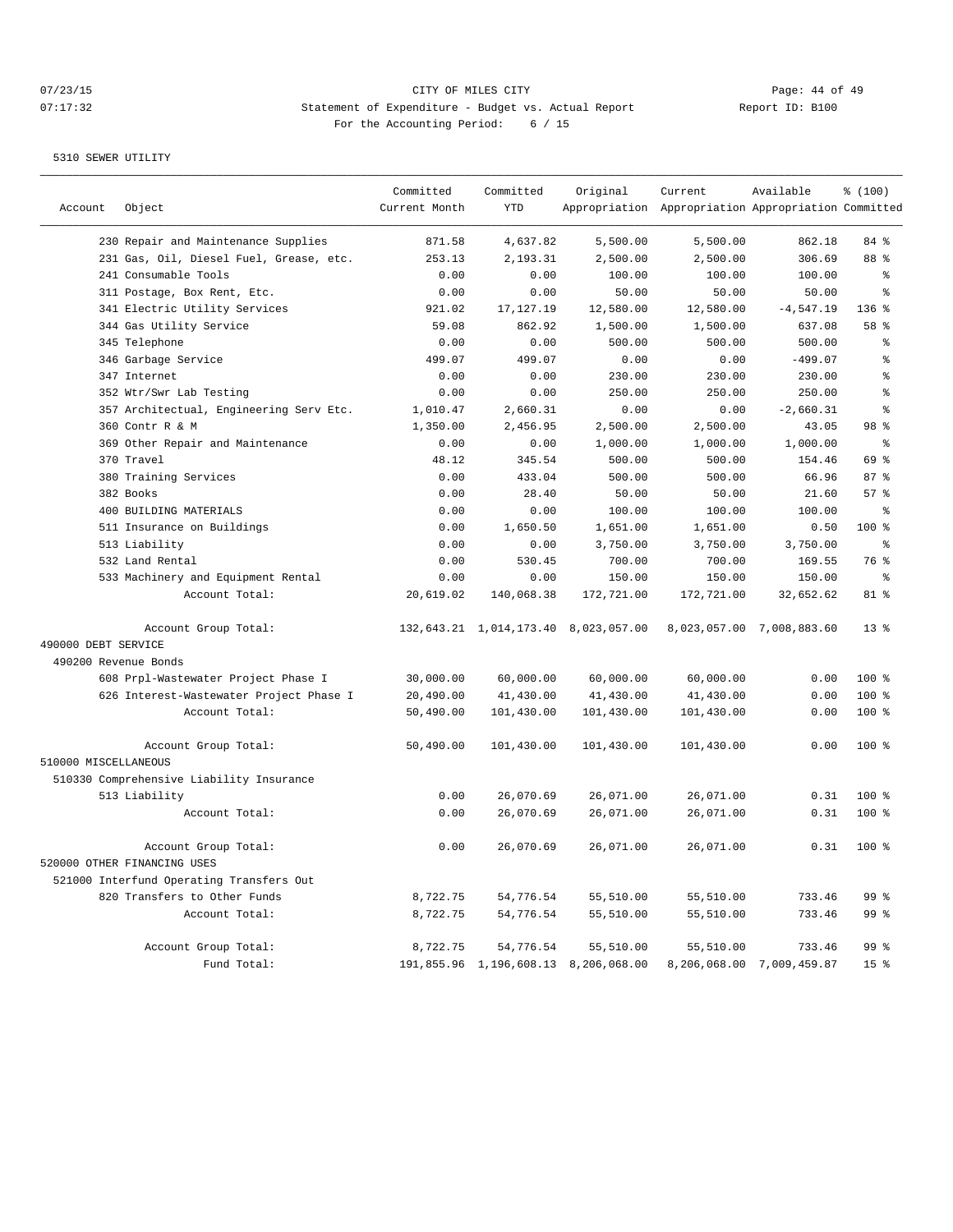CITY OF MILES CITY

Statement of Expenditure - Budget vs. Actual Report

For the Accounting Period: 6 / 15

07/23/15 07:17:32 Report ID: B100

5310 SEWER UTILITY

| Account | Object | Committed Current Month | Committed YTD | Original Appropriation | Current Appropriation | Available Appropriation | % (100) Committed |
|---|---|---|---|---|---|---|---|
| | 230 Repair and Maintenance Supplies | 871.58 | 4,637.82 | 5,500.00 | 5,500.00 | 862.18 | 84 % |
| | 231 Gas, Oil, Diesel Fuel, Grease, etc. | 253.13 | 2,193.31 | 2,500.00 | 2,500.00 | 306.69 | 88 % |
| | 241 Consumable Tools | 0.00 | 0.00 | 100.00 | 100.00 | 100.00 | % |
| | 311 Postage, Box Rent, Etc. | 0.00 | 0.00 | 50.00 | 50.00 | 50.00 | % |
| | 341 Electric Utility Services | 921.02 | 17,127.19 | 12,580.00 | 12,580.00 | -4,547.19 | 136 % |
| | 344 Gas Utility Service | 59.08 | 862.92 | 1,500.00 | 1,500.00 | 637.08 | 58 % |
| | 345 Telephone | 0.00 | 0.00 | 500.00 | 500.00 | 500.00 | % |
| | 346 Garbage Service | 499.07 | 499.07 | 0.00 | 0.00 | -499.07 | % |
| | 347 Internet | 0.00 | 0.00 | 230.00 | 230.00 | 230.00 | % |
| | 352 Wtr/Swr Lab Testing | 0.00 | 0.00 | 250.00 | 250.00 | 250.00 | % |
| | 357 Architectual, Engineering Serv Etc. | 1,010.47 | 2,660.31 | 0.00 | 0.00 | -2,660.31 | % |
| | 360 Contr R & M | 1,350.00 | 2,456.95 | 2,500.00 | 2,500.00 | 43.05 | 98 % |
| | 369 Other Repair and Maintenance | 0.00 | 0.00 | 1,000.00 | 1,000.00 | 1,000.00 | % |
| | 370 Travel | 48.12 | 345.54 | 500.00 | 500.00 | 154.46 | 69 % |
| | 380 Training Services | 0.00 | 433.04 | 500.00 | 500.00 | 66.96 | 87 % |
| | 382 Books | 0.00 | 28.40 | 50.00 | 50.00 | 21.60 | 57 % |
| | 400 BUILDING MATERIALS | 0.00 | 0.00 | 100.00 | 100.00 | 100.00 | % |
| | 511 Insurance on Buildings | 0.00 | 1,650.50 | 1,651.00 | 1,651.00 | 0.50 | 100 % |
| | 513 Liability | 0.00 | 0.00 | 3,750.00 | 3,750.00 | 3,750.00 | % |
| | 532 Land Rental | 0.00 | 530.45 | 700.00 | 700.00 | 169.55 | 76 % |
| | 533 Machinery and Equipment Rental | 0.00 | 0.00 | 150.00 | 150.00 | 150.00 | % |
| | Account Total: | 20,619.02 | 140,068.38 | 172,721.00 | 172,721.00 | 32,652.62 | 81 % |
| | Account Group Total: | 132,643.21 | 1,014,173.40 | 8,023,057.00 | 8,023,057.00 | 7,008,883.60 | 13 % |
| 490000 DEBT SERVICE | | | | | | | |
| 490200 Revenue Bonds | | | | | | | |
| | 608 Prpl-Wastewater Project Phase I | 30,000.00 | 60,000.00 | 60,000.00 | 60,000.00 | 0.00 | 100 % |
| | 626 Interest-Wastewater Project Phase I | 20,490.00 | 41,430.00 | 41,430.00 | 41,430.00 | 0.00 | 100 % |
| | Account Total: | 50,490.00 | 101,430.00 | 101,430.00 | 101,430.00 | 0.00 | 100 % |
| | Account Group Total: | 50,490.00 | 101,430.00 | 101,430.00 | 101,430.00 | 0.00 | 100 % |
| 510000 MISCELLANEOUS | | | | | | | |
| 510330 Comprehensive Liability Insurance | | | | | | | |
| | 513 Liability | 0.00 | 26,070.69 | 26,071.00 | 26,071.00 | 0.31 | 100 % |
| | Account Total: | 0.00 | 26,070.69 | 26,071.00 | 26,071.00 | 0.31 | 100 % |
| | Account Group Total: | 0.00 | 26,070.69 | 26,071.00 | 26,071.00 | 0.31 | 100 % |
| 520000 OTHER FINANCING USES | | | | | | | |
| 521000 Interfund Operating Transfers Out | | | | | | | |
| | 820 Transfers to Other Funds | 8,722.75 | 54,776.54 | 55,510.00 | 55,510.00 | 733.46 | 99 % |
| | Account Total: | 8,722.75 | 54,776.54 | 55,510.00 | 55,510.00 | 733.46 | 99 % |
| | Account Group Total: | 8,722.75 | 54,776.54 | 55,510.00 | 55,510.00 | 733.46 | 99 % |
| | Fund Total: | 191,855.96 | 1,196,608.13 | 8,206,068.00 | 8,206,068.00 | 7,009,459.87 | 15 % |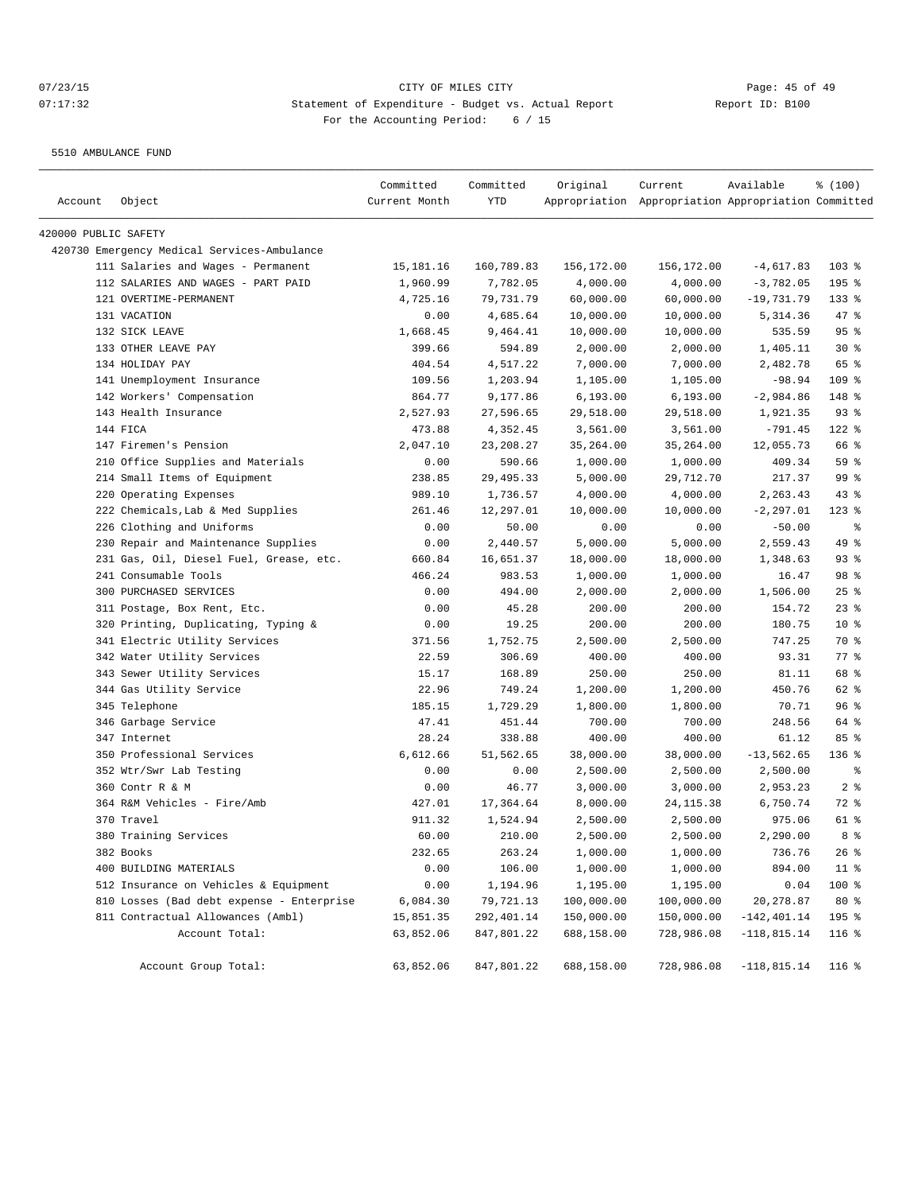CITY OF MILES CITY

Statement of Expenditure - Budget vs. Actual Report

Report ID: B100

For the Accounting Period: 6 / 15

07/23/15 07:17:32

5510 AMBULANCE FUND

| Account | Object | Committed Current Month | Committed YTD | Original Appropriation | Current Appropriation | Available Appropriation | % (100) Committed |
|---|---|---|---|---|---|---|---|
| 420000 PUBLIC SAFETY | | | | | | | |
| 420730 Emergency Medical Services-Ambulance | | | | | | | |
| 111 | Salaries and Wages - Permanent | 15,181.16 | 160,789.83 | 156,172.00 | 156,172.00 | -4,617.83 | 103 % |
| 112 | SALARIES AND WAGES - PART PAID | 1,960.99 | 7,782.05 | 4,000.00 | 4,000.00 | -3,782.05 | 195 % |
| 121 | OVERTIME-PERMANENT | 4,725.16 | 79,731.79 | 60,000.00 | 60,000.00 | -19,731.79 | 133 % |
| 131 | VACATION | 0.00 | 4,685.64 | 10,000.00 | 10,000.00 | 5,314.36 | 47 % |
| 132 | SICK LEAVE | 1,668.45 | 9,464.41 | 10,000.00 | 10,000.00 | 535.59 | 95 % |
| 133 | OTHER LEAVE PAY | 399.66 | 594.89 | 2,000.00 | 2,000.00 | 1,405.11 | 30 % |
| 134 | HOLIDAY PAY | 404.54 | 4,517.22 | 7,000.00 | 7,000.00 | 2,482.78 | 65 % |
| 141 | Unemployment Insurance | 109.56 | 1,203.94 | 1,105.00 | 1,105.00 | -98.94 | 109 % |
| 142 | Workers' Compensation | 864.77 | 9,177.86 | 6,193.00 | 6,193.00 | -2,984.86 | 148 % |
| 143 | Health Insurance | 2,527.93 | 27,596.65 | 29,518.00 | 29,518.00 | 1,921.35 | 93 % |
| 144 | FICA | 473.88 | 4,352.45 | 3,561.00 | 3,561.00 | -791.45 | 122 % |
| 147 | Firemen's Pension | 2,047.10 | 23,208.27 | 35,264.00 | 35,264.00 | 12,055.73 | 66 % |
| 210 | Office Supplies and Materials | 0.00 | 590.66 | 1,000.00 | 1,000.00 | 409.34 | 59 % |
| 214 | Small Items of Equipment | 238.85 | 29,495.33 | 5,000.00 | 29,712.70 | 217.37 | 99 % |
| 220 | Operating Expenses | 989.10 | 1,736.57 | 4,000.00 | 4,000.00 | 2,263.43 | 43 % |
| 222 | Chemicals,Lab & Med Supplies | 261.46 | 12,297.01 | 10,000.00 | 10,000.00 | -2,297.01 | 123 % |
| 226 | Clothing and Uniforms | 0.00 | 50.00 | 0.00 | 0.00 | -50.00 | % |
| 230 | Repair and Maintenance Supplies | 0.00 | 2,440.57 | 5,000.00 | 5,000.00 | 2,559.43 | 49 % |
| 231 | Gas, Oil, Diesel Fuel, Grease, etc. | 660.84 | 16,651.37 | 18,000.00 | 18,000.00 | 1,348.63 | 93 % |
| 241 | Consumable Tools | 466.24 | 983.53 | 1,000.00 | 1,000.00 | 16.47 | 98 % |
| 300 | PURCHASED SERVICES | 0.00 | 494.00 | 2,000.00 | 2,000.00 | 1,506.00 | 25 % |
| 311 | Postage, Box Rent, Etc. | 0.00 | 45.28 | 200.00 | 200.00 | 154.72 | 23 % |
| 320 | Printing, Duplicating, Typing & | 0.00 | 19.25 | 200.00 | 200.00 | 180.75 | 10 % |
| 341 | Electric Utility Services | 371.56 | 1,752.75 | 2,500.00 | 2,500.00 | 747.25 | 70 % |
| 342 | Water Utility Services | 22.59 | 306.69 | 400.00 | 400.00 | 93.31 | 77 % |
| 343 | Sewer Utility Services | 15.17 | 168.89 | 250.00 | 250.00 | 81.11 | 68 % |
| 344 | Gas Utility Service | 22.96 | 749.24 | 1,200.00 | 1,200.00 | 450.76 | 62 % |
| 345 | Telephone | 185.15 | 1,729.29 | 1,800.00 | 1,800.00 | 70.71 | 96 % |
| 346 | Garbage Service | 47.41 | 451.44 | 700.00 | 700.00 | 248.56 | 64 % |
| 347 | Internet | 28.24 | 338.88 | 400.00 | 400.00 | 61.12 | 85 % |
| 350 | Professional Services | 6,612.66 | 51,562.65 | 38,000.00 | 38,000.00 | -13,562.65 | 136 % |
| 352 | Wtr/Swr Lab Testing | 0.00 | 0.00 | 2,500.00 | 2,500.00 | 2,500.00 | % |
| 360 | Contr R & M | 0.00 | 46.77 | 3,000.00 | 3,000.00 | 2,953.23 | 2 % |
| 364 | R&M Vehicles - Fire/Amb | 427.01 | 17,364.64 | 8,000.00 | 24,115.38 | 6,750.74 | 72 % |
| 370 | Travel | 911.32 | 1,524.94 | 2,500.00 | 2,500.00 | 975.06 | 61 % |
| 380 | Training Services | 60.00 | 210.00 | 2,500.00 | 2,500.00 | 2,290.00 | 8 % |
| 382 | Books | 232.65 | 263.24 | 1,000.00 | 1,000.00 | 736.76 | 26 % |
| 400 | BUILDING MATERIALS | 0.00 | 106.00 | 1,000.00 | 1,000.00 | 894.00 | 11 % |
| 512 | Insurance on Vehicles & Equipment | 0.00 | 1,194.96 | 1,195.00 | 1,195.00 | 0.04 | 100 % |
| 810 | Losses (Bad debt expense - Enterprise | 6,084.30 | 79,721.13 | 100,000.00 | 100,000.00 | 20,278.87 | 80 % |
| 811 | Contractual Allowances (Ambl) | 15,851.35 | 292,401.14 | 150,000.00 | 150,000.00 | -142,401.14 | 195 % |
| | Account Total: | 63,852.06 | 847,801.22 | 688,158.00 | 728,986.08 | -118,815.14 | 116 % |
| | Account Group Total: | 63,852.06 | 847,801.22 | 688,158.00 | 728,986.08 | -118,815.14 | 116 % |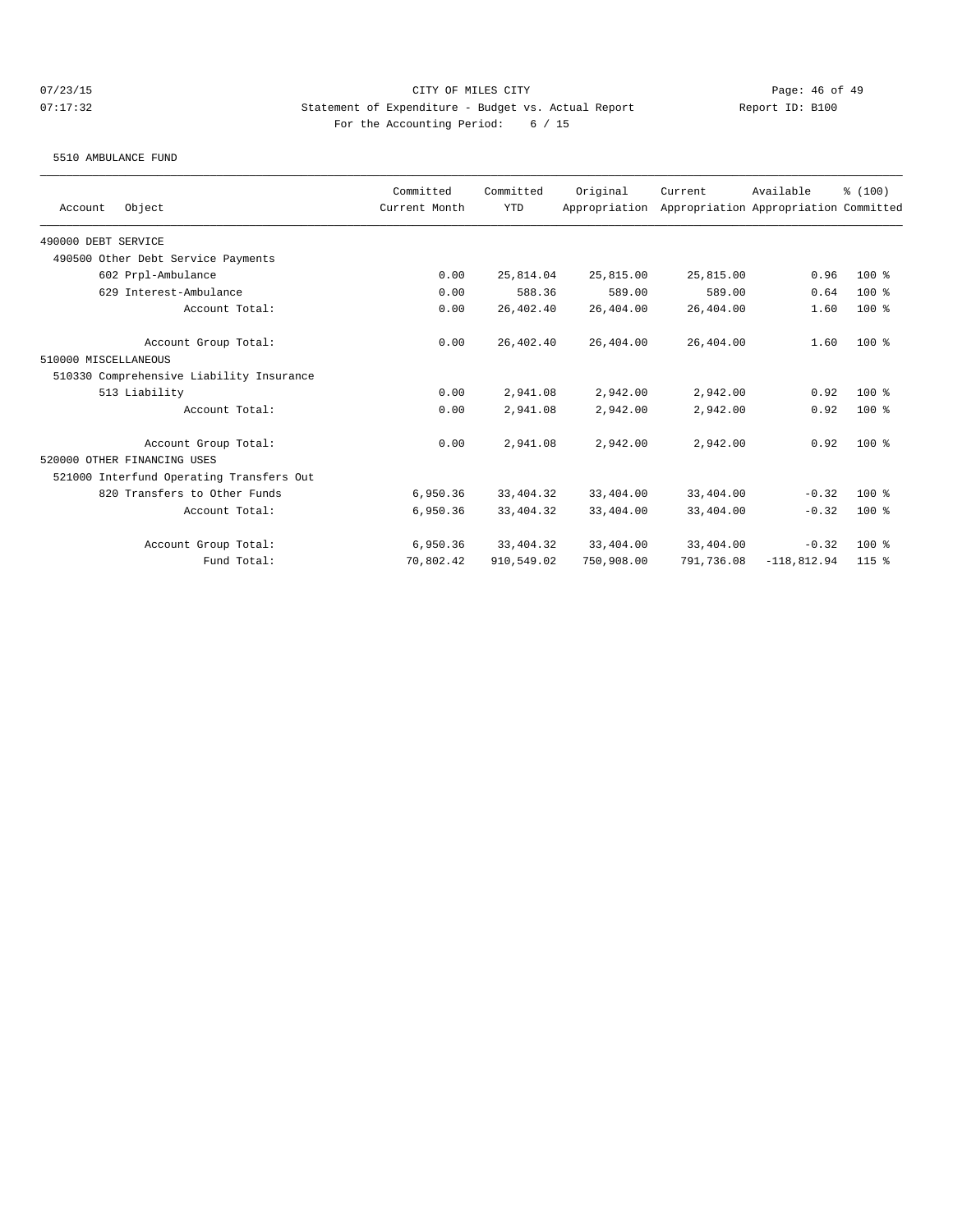CITY OF MILES CITY
Statement of Expenditure - Budget vs. Actual Report
Report ID: B100
For the Accounting Period: 6 / 15

07/23/15
07:17:32

5510 AMBULANCE FUND

| Account Object | Committed Current Month | Committed YTD | Original Appropriation | Current Appropriation | Available Appropriation | % (100) Committed |
|---|---|---|---|---|---|---|
| 490000 DEBT SERVICE | | | | | | |
| 490500 Other Debt Service Payments | | | | | | |
| 602 Prpl-Ambulance | 0.00 | 25,814.04 | 25,815.00 | 25,815.00 | 0.96 | 100 % |
| 629 Interest-Ambulance | 0.00 | 588.36 | 589.00 | 589.00 | 0.64 | 100 % |
| Account Total: | 0.00 | 26,402.40 | 26,404.00 | 26,404.00 | 1.60 | 100 % |
| Account Group Total: | 0.00 | 26,402.40 | 26,404.00 | 26,404.00 | 1.60 | 100 % |
| 510000 MISCELLANEOUS | | | | | | |
| 510330 Comprehensive Liability Insurance | | | | | | |
| 513 Liability | 0.00 | 2,941.08 | 2,942.00 | 2,942.00 | 0.92 | 100 % |
| Account Total: | 0.00 | 2,941.08 | 2,942.00 | 2,942.00 | 0.92 | 100 % |
| Account Group Total: | 0.00 | 2,941.08 | 2,942.00 | 2,942.00 | 0.92 | 100 % |
| 520000 OTHER FINANCING USES | | | | | | |
| 521000 Interfund Operating Transfers Out | | | | | | |
| 820 Transfers to Other Funds | 6,950.36 | 33,404.32 | 33,404.00 | 33,404.00 | -0.32 | 100 % |
| Account Total: | 6,950.36 | 33,404.32 | 33,404.00 | 33,404.00 | -0.32 | 100 % |
| Account Group Total: | 6,950.36 | 33,404.32 | 33,404.00 | 33,404.00 | -0.32 | 100 % |
| Fund Total: | 70,802.42 | 910,549.02 | 750,908.00 | 791,736.08 | -118,812.94 | 115 % |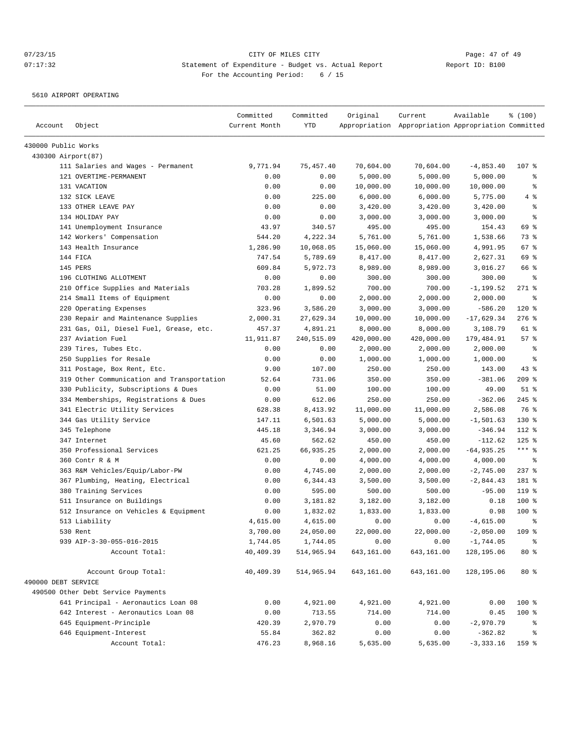07/23/15 CITY OF MILES CITY
07:17:32 Statement of Expenditure - Budget vs. Actual Report Report ID: B100
For the Accounting Period: 6 / 15

5610 AIRPORT OPERATING

| Account | Object | Committed Current Month | Committed YTD | Original Appropriation | Current Appropriation | Available Appropriation | % (100) Committed |
|---|---|---|---|---|---|---|---|
| 430000 Public Works | | | | | | | |
| 430300 Airport(87) | | | | | | | |
| | 111 Salaries and Wages - Permanent | 9,771.94 | 75,457.40 | 70,604.00 | 70,604.00 | -4,853.40 | 107 % |
| | 121 OVERTIME-PERMANENT | 0.00 | 0.00 | 5,000.00 | 5,000.00 | 5,000.00 | % |
| | 131 VACATION | 0.00 | 0.00 | 10,000.00 | 10,000.00 | 10,000.00 | % |
| | 132 SICK LEAVE | 0.00 | 225.00 | 6,000.00 | 6,000.00 | 5,775.00 | 4 % |
| | 133 OTHER LEAVE PAY | 0.00 | 0.00 | 3,420.00 | 3,420.00 | 3,420.00 | % |
| | 134 HOLIDAY PAY | 0.00 | 0.00 | 3,000.00 | 3,000.00 | 3,000.00 | % |
| | 141 Unemployment Insurance | 43.97 | 340.57 | 495.00 | 495.00 | 154.43 | 69 % |
| | 142 Workers' Compensation | 544.20 | 4,222.34 | 5,761.00 | 5,761.00 | 1,538.66 | 73 % |
| | 143 Health Insurance | 1,286.90 | 10,068.05 | 15,060.00 | 15,060.00 | 4,991.95 | 67 % |
| | 144 FICA | 747.54 | 5,789.69 | 8,417.00 | 8,417.00 | 2,627.31 | 69 % |
| | 145 PERS | 609.84 | 5,972.73 | 8,989.00 | 8,989.00 | 3,016.27 | 66 % |
| | 196 CLOTHING ALLOTMENT | 0.00 | 0.00 | 300.00 | 300.00 | 300.00 | % |
| | 210 Office Supplies and Materials | 703.28 | 1,899.52 | 700.00 | 700.00 | -1,199.52 | 271 % |
| | 214 Small Items of Equipment | 0.00 | 0.00 | 2,000.00 | 2,000.00 | 2,000.00 | % |
| | 220 Operating Expenses | 323.96 | 3,586.20 | 3,000.00 | 3,000.00 | -586.20 | 120 % |
| | 230 Repair and Maintenance Supplies | 2,000.31 | 27,629.34 | 10,000.00 | 10,000.00 | -17,629.34 | 276 % |
| | 231 Gas, Oil, Diesel Fuel, Grease, etc. | 457.37 | 4,891.21 | 8,000.00 | 8,000.00 | 3,108.79 | 61 % |
| | 237 Aviation Fuel | 11,911.87 | 240,515.09 | 420,000.00 | 420,000.00 | 179,484.91 | 57 % |
| | 239 Tires, Tubes Etc. | 0.00 | 0.00 | 2,000.00 | 2,000.00 | 2,000.00 | % |
| | 250 Supplies for Resale | 0.00 | 0.00 | 1,000.00 | 1,000.00 | 1,000.00 | % |
| | 311 Postage, Box Rent, Etc. | 9.00 | 107.00 | 250.00 | 250.00 | 143.00 | 43 % |
| | 319 Other Communication and Transportation | 52.64 | 731.06 | 350.00 | 350.00 | -381.06 | 209 % |
| | 330 Publicity, Subscriptions & Dues | 0.00 | 51.00 | 100.00 | 100.00 | 49.00 | 51 % |
| | 334 Memberships, Registrations & Dues | 0.00 | 612.06 | 250.00 | 250.00 | -362.06 | 245 % |
| | 341 Electric Utility Services | 628.38 | 8,413.92 | 11,000.00 | 11,000.00 | 2,586.08 | 76 % |
| | 344 Gas Utility Service | 147.11 | 6,501.63 | 5,000.00 | 5,000.00 | -1,501.63 | 130 % |
| | 345 Telephone | 445.18 | 3,346.94 | 3,000.00 | 3,000.00 | -346.94 | 112 % |
| | 347 Internet | 45.60 | 562.62 | 450.00 | 450.00 | -112.62 | 125 % |
| | 350 Professional Services | 621.25 | 66,935.25 | 2,000.00 | 2,000.00 | -64,935.25 | *** % |
| | 360 Contr R & M | 0.00 | 0.00 | 4,000.00 | 4,000.00 | 4,000.00 | % |
| | 363 R&M Vehicles/Equip/Labor-PW | 0.00 | 4,745.00 | 2,000.00 | 2,000.00 | -2,745.00 | 237 % |
| | 367 Plumbing, Heating, Electrical | 0.00 | 6,344.43 | 3,500.00 | 3,500.00 | -2,844.43 | 181 % |
| | 380 Training Services | 0.00 | 595.00 | 500.00 | 500.00 | -95.00 | 119 % |
| | 511 Insurance on Buildings | 0.00 | 3,181.82 | 3,182.00 | 3,182.00 | 0.18 | 100 % |
| | 512 Insurance on Vehicles & Equipment | 0.00 | 1,832.02 | 1,833.00 | 1,833.00 | 0.98 | 100 % |
| | 513 Liability | 4,615.00 | 4,615.00 | 0.00 | 0.00 | -4,615.00 | % |
| | 530 Rent | 3,700.00 | 24,050.00 | 22,000.00 | 22,000.00 | -2,050.00 | 109 % |
| | 939 AIP-3-30-055-016-2015 | 1,744.05 | 1,744.05 | 0.00 | 0.00 | -1,744.05 | % |
| | Account Total: | 40,409.39 | 514,965.94 | 643,161.00 | 643,161.00 | 128,195.06 | 80 % |
| | Account Group Total: | 40,409.39 | 514,965.94 | 643,161.00 | 643,161.00 | 128,195.06 | 80 % |
| 490000 DEBT SERVICE | | | | | | | |
| 490500 Other Debt Service Payments | | | | | | | |
| | 641 Principal - Aeronautics Loan 08 | 0.00 | 4,921.00 | 4,921.00 | 4,921.00 | 0.00 | 100 % |
| | 642 Interest - Aeronautics Loan 08 | 0.00 | 713.55 | 714.00 | 714.00 | 0.45 | 100 % |
| | 645 Equipment-Principle | 420.39 | 2,970.79 | 0.00 | 0.00 | -2,970.79 | % |
| | 646 Equipment-Interest | 55.84 | 362.82 | 0.00 | 0.00 | -362.82 | % |
| | Account Total: | 476.23 | 8,968.16 | 5,635.00 | 5,635.00 | -3,333.16 | 159 % |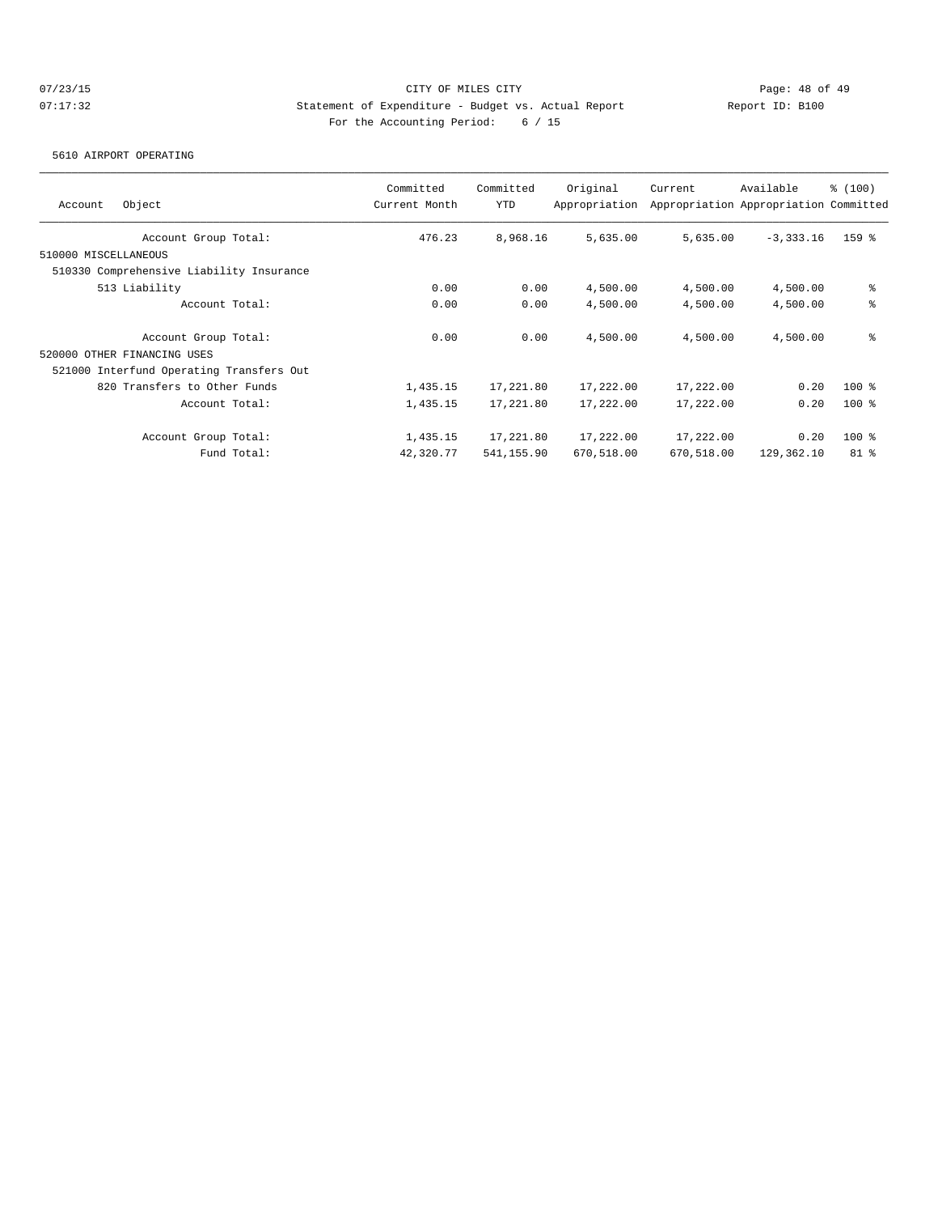CITY OF MILES CITY

Statement of Expenditure - Budget vs. Actual Report

For the Accounting Period: 6 / 15

07/23/15 07:17:32 Report ID: B100

5610 AIRPORT OPERATING

| Account Object | Committed Current Month | Committed YTD | Original Appropriation | Current Appropriation | Available Appropriation | % (100) Committed |
|---|---|---|---|---|---|---|
| Account Group Total: | 476.23 | 8,968.16 | 5,635.00 | 5,635.00 | -3,333.16 | 159 % |
| 510000 MISCELLANEOUS | | | | | | |
| 510330 Comprehensive Liability Insurance | | | | | | |
| 513 Liability | 0.00 | 0.00 | 4,500.00 | 4,500.00 | 4,500.00 | % |
| Account Total: | 0.00 | 0.00 | 4,500.00 | 4,500.00 | 4,500.00 | % |
| Account Group Total: | 0.00 | 0.00 | 4,500.00 | 4,500.00 | 4,500.00 | % |
| 520000 OTHER FINANCING USES | | | | | | |
| 521000 Interfund Operating Transfers Out | | | | | | |
| 820 Transfers to Other Funds | 1,435.15 | 17,221.80 | 17,222.00 | 17,222.00 | 0.20 | 100 % |
| Account Total: | 1,435.15 | 17,221.80 | 17,222.00 | 17,222.00 | 0.20 | 100 % |
| Account Group Total: | 1,435.15 | 17,221.80 | 17,222.00 | 17,222.00 | 0.20 | 100 % |
| Fund Total: | 42,320.77 | 541,155.90 | 670,518.00 | 670,518.00 | 129,362.10 | 81 % |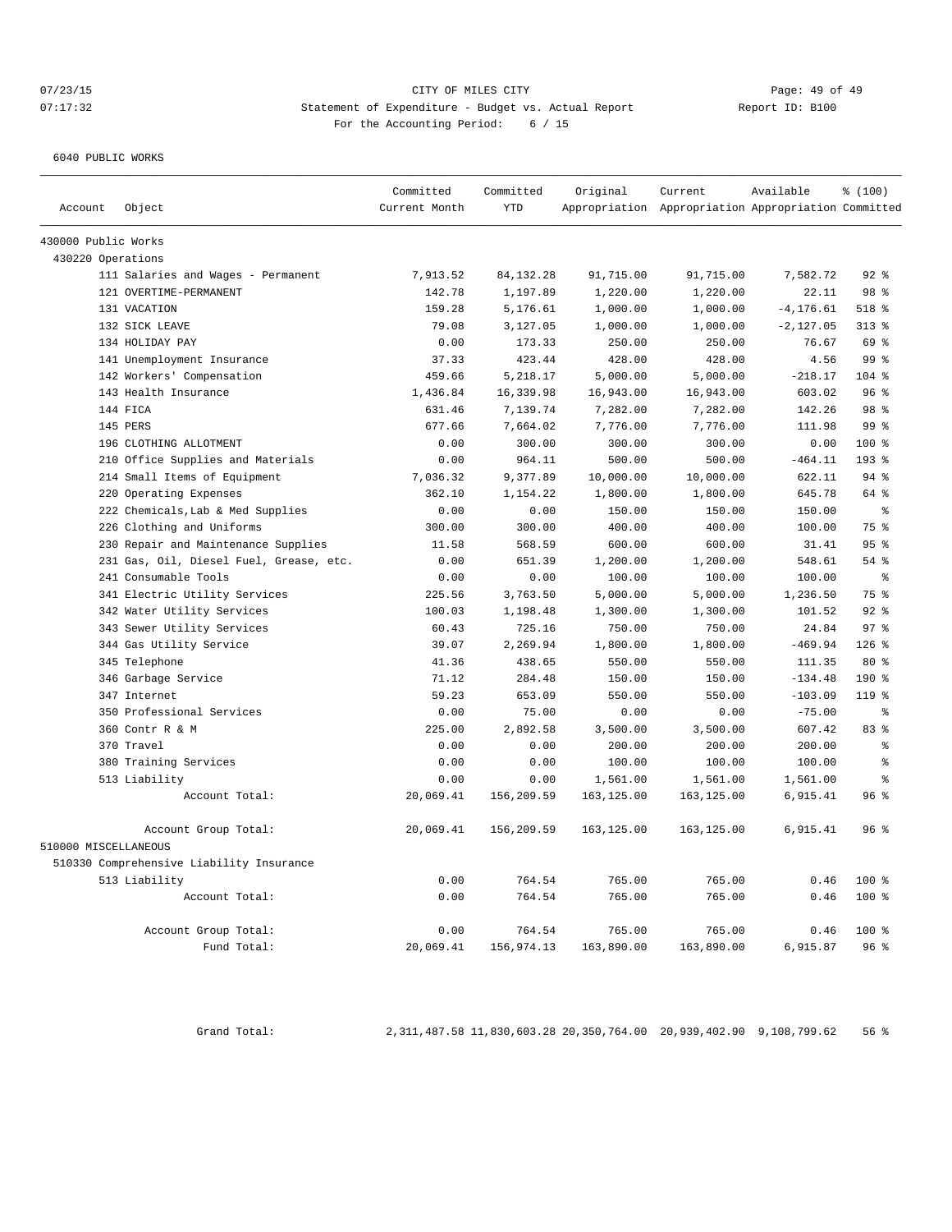CITY OF MILES CITY

Statement of Expenditure - Budget vs. Actual Report

Report ID: B100

For the Accounting Period: 6 / 15

07/23/15
07:17:32

6040 PUBLIC WORKS

| Account | Object | Committed Current Month | Committed YTD | Original Appropriation | Current Appropriation | Available Appropriation | % (100) Committed |
|---|---|---|---|---|---|---|---|
| 430000 Public Works | | | | | | | |
| 430220 Operations | | | | | | | |
| | 111 Salaries and Wages - Permanent | 7,913.52 | 84,132.28 | 91,715.00 | 91,715.00 | 7,582.72 | 92 % |
| | 121 OVERTIME-PERMANENT | 142.78 | 1,197.89 | 1,220.00 | 1,220.00 | 22.11 | 98 % |
| | 131 VACATION | 159.28 | 5,176.61 | 1,000.00 | 1,000.00 | -4,176.61 | 518 % |
| | 132 SICK LEAVE | 79.08 | 3,127.05 | 1,000.00 | 1,000.00 | -2,127.05 | 313 % |
| | 134 HOLIDAY PAY | 0.00 | 173.33 | 250.00 | 250.00 | 76.67 | 69 % |
| | 141 Unemployment Insurance | 37.33 | 423.44 | 428.00 | 428.00 | 4.56 | 99 % |
| | 142 Workers' Compensation | 459.66 | 5,218.17 | 5,000.00 | 5,000.00 | -218.17 | 104 % |
| | 143 Health Insurance | 1,436.84 | 16,339.98 | 16,943.00 | 16,943.00 | 603.02 | 96 % |
| | 144 FICA | 631.46 | 7,139.74 | 7,282.00 | 7,282.00 | 142.26 | 98 % |
| | 145 PERS | 677.66 | 7,664.02 | 7,776.00 | 7,776.00 | 111.98 | 99 % |
| | 196 CLOTHING ALLOTMENT | 0.00 | 300.00 | 300.00 | 300.00 | 0.00 | 100 % |
| | 210 Office Supplies and Materials | 0.00 | 964.11 | 500.00 | 500.00 | -464.11 | 193 % |
| | 214 Small Items of Equipment | 7,036.32 | 9,377.89 | 10,000.00 | 10,000.00 | 622.11 | 94 % |
| | 220 Operating Expenses | 362.10 | 1,154.22 | 1,800.00 | 1,800.00 | 645.78 | 64 % |
| | 222 Chemicals,Lab & Med Supplies | 0.00 | 0.00 | 150.00 | 150.00 | 150.00 | % |
| | 226 Clothing and Uniforms | 300.00 | 300.00 | 400.00 | 400.00 | 100.00 | 75 % |
| | 230 Repair and Maintenance Supplies | 11.58 | 568.59 | 600.00 | 600.00 | 31.41 | 95 % |
| | 231 Gas, Oil, Diesel Fuel, Grease, etc. | 0.00 | 651.39 | 1,200.00 | 1,200.00 | 548.61 | 54 % |
| | 241 Consumable Tools | 0.00 | 0.00 | 100.00 | 100.00 | 100.00 | % |
| | 341 Electric Utility Services | 225.56 | 3,763.50 | 5,000.00 | 5,000.00 | 1,236.50 | 75 % |
| | 342 Water Utility Services | 100.03 | 1,198.48 | 1,300.00 | 1,300.00 | 101.52 | 92 % |
| | 343 Sewer Utility Services | 60.43 | 725.16 | 750.00 | 750.00 | 24.84 | 97 % |
| | 344 Gas Utility Service | 39.07 | 2,269.94 | 1,800.00 | 1,800.00 | -469.94 | 126 % |
| | 345 Telephone | 41.36 | 438.65 | 550.00 | 550.00 | 111.35 | 80 % |
| | 346 Garbage Service | 71.12 | 284.48 | 150.00 | 150.00 | -134.48 | 190 % |
| | 347 Internet | 59.23 | 653.09 | 550.00 | 550.00 | -103.09 | 119 % |
| | 350 Professional Services | 0.00 | 75.00 | 0.00 | 0.00 | -75.00 | % |
| | 360 Contr R & M | 225.00 | 2,892.58 | 3,500.00 | 3,500.00 | 607.42 | 83 % |
| | 370 Travel | 0.00 | 0.00 | 200.00 | 200.00 | 200.00 | % |
| | 380 Training Services | 0.00 | 0.00 | 100.00 | 100.00 | 100.00 | % |
| | 513 Liability | 0.00 | 0.00 | 1,561.00 | 1,561.00 | 1,561.00 | % |
| | Account Total: | 20,069.41 | 156,209.59 | 163,125.00 | 163,125.00 | 6,915.41 | 96 % |
| | Account Group Total: | 20,069.41 | 156,209.59 | 163,125.00 | 163,125.00 | 6,915.41 | 96 % |
| 510000 MISCELLANEOUS | | | | | | | |
| 510330 Comprehensive Liability Insurance | | | | | | | |
| | 513 Liability | 0.00 | 764.54 | 765.00 | 765.00 | 0.46 | 100 % |
| | Account Total: | 0.00 | 764.54 | 765.00 | 765.00 | 0.46 | 100 % |
| | Account Group Total: | 0.00 | 764.54 | 765.00 | 765.00 | 0.46 | 100 % |
| | Fund Total: | 20,069.41 | 156,974.13 | 163,890.00 | 163,890.00 | 6,915.87 | 96 % |
| | Grand Total: | 2,311,487.58 | 11,830,603.28 | 20,350,764.00 | 20,939,402.90 | 9,108,799.62 | 56 % |